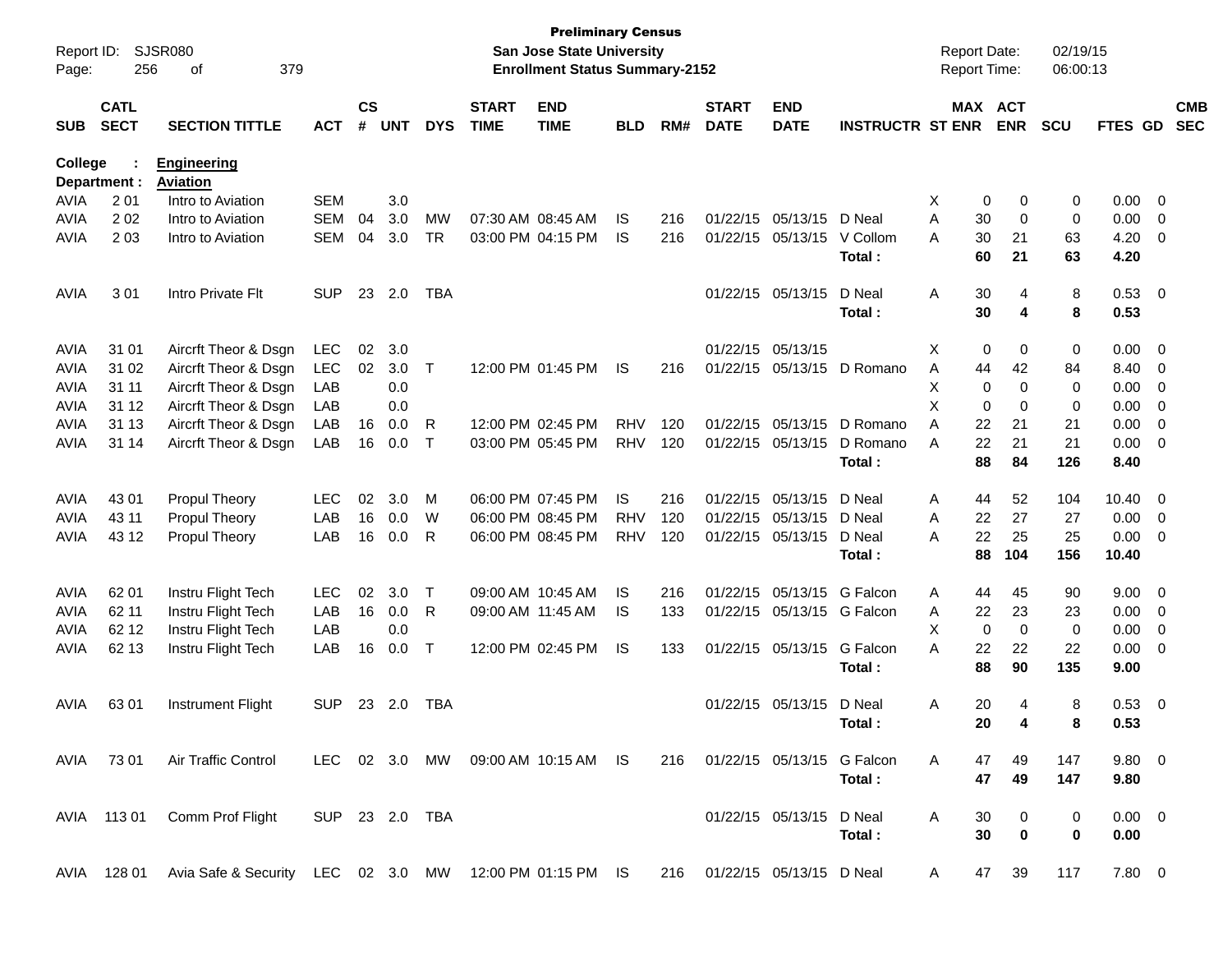**Preliminary Census**
**San Jose State University**
**Enrollment Status Summary-2152**

Report ID: SJSR080
Report Date: 02/19/15
Report Time: 06:00:13

| SUB | CATL SECT | SECTION TITTLE | ACT | CS # | UNT | DYS | START TIME | END TIME | BLD | RM# | START DATE | END DATE | INSTRUCTR | ST | MAX ENR | ACT ENR | SCU | FTES | GD | CMB SEC |
|---|---|---|---|---|---|---|---|---|---|---|---|---|---|---|---|---|---|---|---|---|
| **College :** | | **Engineering** | | | | | | | | | | | | | | | | | | |
| **Department :** | | **Aviation** | | | | | | | | | | | | | | | | | | |
| AVIA | 2 01 | Intro to Aviation | SEM | | 3.0 | | | | | | | | | X | 0 | 0 | 0 | 0.00 | 0 | |
| AVIA | 2 02 | Intro to Aviation | SEM | 04 | 3.0 | MW | 07:30 AM | 08:45 AM | IS | 216 | 01/22/15 | 05/13/15 | D Neal | A | 30 | 0 | 0 | 0.00 | 0 | |
| AVIA | 2 03 | Intro to Aviation | SEM | 04 | 3.0 | TR | 03:00 PM | 04:15 PM | IS | 216 | 01/22/15 | 05/13/15 | V Collom | A | 30 | 21 | 63 | 4.20 | 0 | |
| | | | | | | | | | | | | | **Total :** | | **60** | **21** | **63** | **4.20** | | |
| AVIA | 3 01 | Intro Private Flt | SUP | 23 | 2.0 | TBA | | | | | 01/22/15 | 05/13/15 | D Neal | A | 30 | 4 | 8 | 0.53 | 0 | |
| | | | | | | | | | | | | | **Total :** | | **30** | **4** | **8** | **0.53** | | |
| AVIA | 31 01 | Aircrft Theor & Dsgn | LEC | 02 | 3.0 | | | | | | 01/22/15 | 05/13/15 | | X | 0 | 0 | 0 | 0.00 | 0 | |
| AVIA | 31 02 | Aircrft Theor & Dsgn | LEC | 02 | 3.0 | T | 12:00 PM | 01:45 PM | IS | 216 | 01/22/15 | 05/13/15 | D Romano | A | 44 | 42 | 84 | 8.40 | 0 | |
| AVIA | 31 11 | Aircrft Theor & Dsgn | LAB | | 0.0 | | | | | | | | | X | 0 | 0 | 0 | 0.00 | 0 | |
| AVIA | 31 12 | Aircrft Theor & Dsgn | LAB | | 0.0 | | | | | | | | | X | 0 | 0 | 0 | 0.00 | 0 | |
| AVIA | 31 13 | Aircrft Theor & Dsgn | LAB | 16 | 0.0 | R | 12:00 PM | 02:45 PM | RHV | 120 | 01/22/15 | 05/13/15 | D Romano | A | 22 | 21 | 21 | 0.00 | 0 | |
| AVIA | 31 14 | Aircrft Theor & Dsgn | LAB | 16 | 0.0 | T | 03:00 PM | 05:45 PM | RHV | 120 | 01/22/15 | 05/13/15 | D Romano | A | 22 | 21 | 21 | 0.00 | 0 | |
| | | | | | | | | | | | | | **Total :** | | **88** | **84** | **126** | **8.40** | | |
| AVIA | 43 01 | Propul Theory | LEC | 02 | 3.0 | M | 06:00 PM | 07:45 PM | IS | 216 | 01/22/15 | 05/13/15 | D Neal | A | 44 | 52 | 104 | 10.40 | 0 | |
| AVIA | 43 11 | Propul Theory | LAB | 16 | 0.0 | W | 06:00 PM | 08:45 PM | RHV | 120 | 01/22/15 | 05/13/15 | D Neal | A | 22 | 27 | 27 | 0.00 | 0 | |
| AVIA | 43 12 | Propul Theory | LAB | 16 | 0.0 | R | 06:00 PM | 08:45 PM | RHV | 120 | 01/22/15 | 05/13/15 | D Neal | A | 22 | 25 | 25 | 0.00 | 0 | |
| | | | | | | | | | | | | | **Total :** | | **88** | **104** | **156** | **10.40** | | |
| AVIA | 62 01 | Instru Flight Tech | LEC | 02 | 3.0 | T | 09:00 AM | 10:45 AM | IS | 216 | 01/22/15 | 05/13/15 | G Falcon | A | 44 | 45 | 90 | 9.00 | 0 | |
| AVIA | 62 11 | Instru Flight Tech | LAB | 16 | 0.0 | R | 09:00 AM | 11:45 AM | IS | 133 | 01/22/15 | 05/13/15 | G Falcon | A | 22 | 23 | 23 | 0.00 | 0 | |
| AVIA | 62 12 | Instru Flight Tech | LAB | | 0.0 | | | | | | | | | X | 0 | 0 | 0 | 0.00 | 0 | |
| AVIA | 62 13 | Instru Flight Tech | LAB | 16 | 0.0 | T | 12:00 PM | 02:45 PM | IS | 133 | 01/22/15 | 05/13/15 | G Falcon | A | 22 | 22 | 22 | 0.00 | 0 | |
| | | | | | | | | | | | | | **Total :** | | **88** | **90** | **135** | **9.00** | | |
| AVIA | 63 01 | Instrument Flight | SUP | 23 | 2.0 | TBA | | | | | 01/22/15 | 05/13/15 | D Neal | A | 20 | 4 | 8 | 0.53 | 0 | |
| | | | | | | | | | | | | | **Total :** | | **20** | **4** | **8** | **0.53** | | |
| AVIA | 73 01 | Air Traffic Control | LEC | 02 | 3.0 | MW | 09:00 AM | 10:15 AM | IS | 216 | 01/22/15 | 05/13/15 | G Falcon | A | 47 | 49 | 147 | 9.80 | 0 | |
| | | | | | | | | | | | | | **Total :** | | **47** | **49** | **147** | **9.80** | | |
| AVIA | 113 01 | Comm Prof Flight | SUP | 23 | 2.0 | TBA | | | | | 01/22/15 | 05/13/15 | D Neal | A | 30 | 0 | 0 | 0.00 | 0 | |
| | | | | | | | | | | | | | **Total :** | | **30** | **0** | **0** | **0.00** | | |
| AVIA | 128 01 | Avia Safe & Security | LEC | 02 | 3.0 | MW | 12:00 PM | 01:15 PM | IS | 216 | 01/22/15 | 05/13/15 | D Neal | A | 47 | 39 | 117 | 7.80 | 0 | |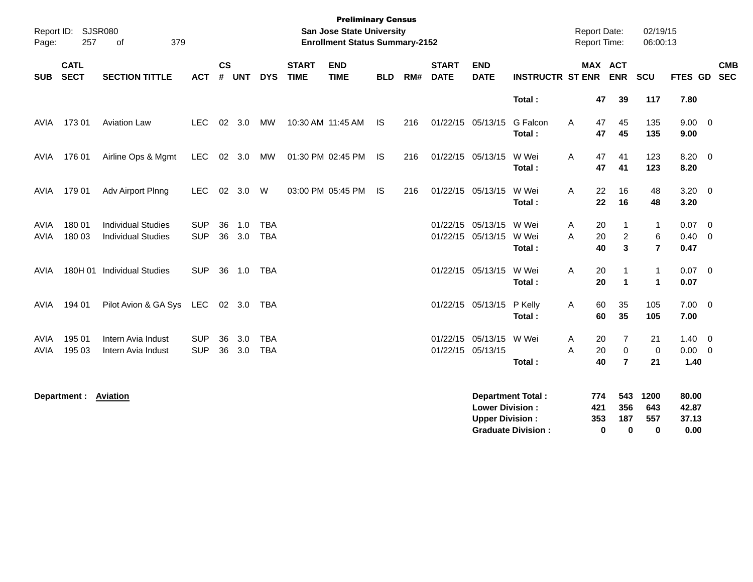Preliminary Census
San Jose State University
Enrollment Status Summary-2152

Report ID: SJSR080
Report Date: 02/19/15
Report Time: 06:00:13

| SUB | CATL SECT | SECTION TITTLE | ACT | CS # | UNT | DYS | START TIME | END TIME | BLD | RM# | START DATE | END DATE | INSTRUCTR | ST | MAX ENR | ACT ENR | SCU | FTES | GD | CMB SEC |
|---|---|---|---|---|---|---|---|---|---|---|---|---|---|---|---|---|---|---|---|---|
| | | | | | | | | | | | | | **Total :** | | **47** | **39** | **117** | **7.80** | | |
| AVIA | 173 01 | Aviation Law | LEC | 02 | 3.0 | MW | 10:30 AM | 11:45 AM | IS | 216 | 01/22/15 | 05/13/15 | G Falcon | A | 47 | 45 | 135 | 9.00 | 0 | |
| | | | | | | | | | | | | | **Total :** | | **47** | **45** | **135** | **9.00** | | |
| AVIA | 176 01 | Airline Ops & Mgmt | LEC | 02 | 3.0 | MW | 01:30 PM | 02:45 PM | IS | 216 | 01/22/15 | 05/13/15 | W Wei | A | 47 | 41 | 123 | 8.20 | 0 | |
| | | | | | | | | | | | | | **Total :** | | **47** | **41** | **123** | **8.20** | | |
| AVIA | 179 01 | Adv Airport Plnng | LEC | 02 | 3.0 | W | 03:00 PM | 05:45 PM | IS | 216 | 01/22/15 | 05/13/15 | W Wei | A | 22 | 16 | 48 | 3.20 | 0 | |
| | | | | | | | | | | | | | **Total :** | | **22** | **16** | **48** | **3.20** | | |
| AVIA | 180 01 | Individual Studies | SUP | 36 | 1.0 | TBA | | | | | 01/22/15 | 05/13/15 | W Wei | A | 20 | 1 | 1 | 0.07 | 0 | |
| AVIA | 180 03 | Individual Studies | SUP | 36 | 3.0 | TBA | | | | | 01/22/15 | 05/13/15 | W Wei | A | 20 | 2 | 6 | 0.40 | 0 | |
| | | | | | | | | | | | | | **Total :** | | **40** | **3** | **7** | **0.47** | | |
| AVIA | 180H 01 | Individual Studies | SUP | 36 | 1.0 | TBA | | | | | 01/22/15 | 05/13/15 | W Wei | A | 20 | 1 | 1 | 0.07 | 0 | |
| | | | | | | | | | | | | | **Total :** | | **20** | **1** | **1** | **0.07** | | |
| AVIA | 194 01 | Pilot Avion & GA Sys | LEC | 02 | 3.0 | TBA | | | | | 01/22/15 | 05/13/15 | P Kelly | A | 60 | 35 | 105 | 7.00 | 0 | |
| | | | | | | | | | | | | | **Total :** | | **60** | **35** | **105** | **7.00** | | |
| AVIA | 195 01 | Intern Avia Indust | SUP | 36 | 3.0 | TBA | | | | | 01/22/15 | 05/13/15 | W Wei | A | 20 | 7 | 21 | 1.40 | 0 | |
| AVIA | 195 03 | Intern Avia Indust | SUP | 36 | 3.0 | TBA | | | | | 01/22/15 | 05/13/15 | | A | 20 | 0 | 0 | 0.00 | 0 | |
| | | | | | | | | | | | | | **Total :** | | **40** | **7** | **21** | **1.40** | | |

**Department :** **Aviation**

| | MAX ENR | ACT ENR | SCU | FTES |
|---|---|---|---|---|
| **Department Total :** | **774** | **543** | **1200** | **80.00** |
| **Lower Division :** | **421** | **356** | **643** | **42.87** |
| **Upper Division :** | **353** | **187** | **557** | **37.13** |
| **Graduate Division :** | **0** | **0** | **0** | **0.00** |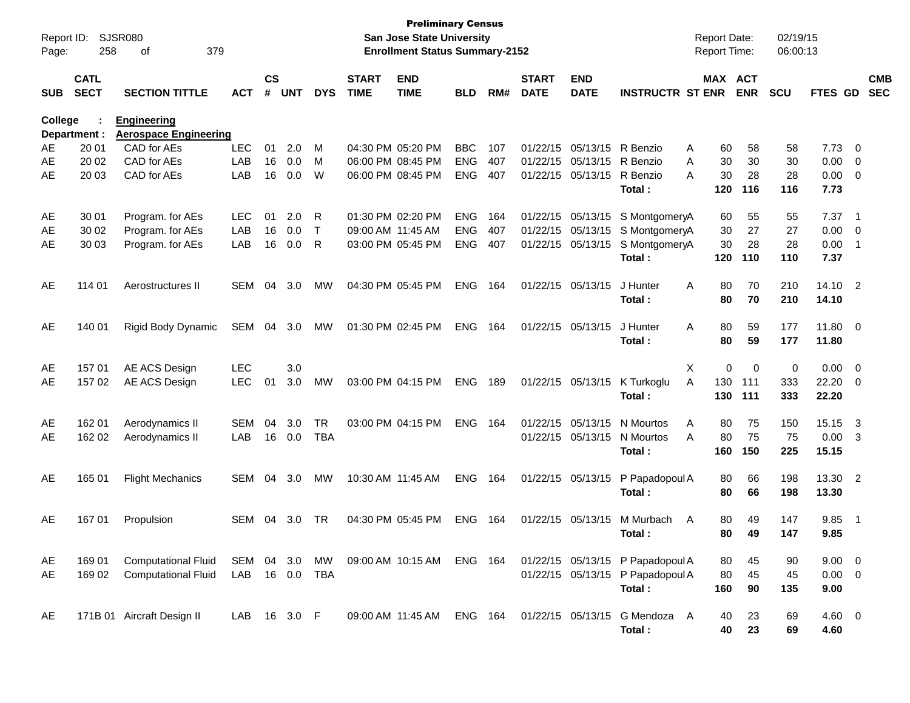**Preliminary Census**
**San Jose State University**
**Enrollment Status Summary-2152**

Report ID: SJSR080
Report Date: 02/19/15
Report Time: 06:00:13

**College : Engineering**
**Department : Aerospace Engineering**

| SUB | CATL SECT | SECTION TITTLE | ACT | CS # | UNT | DYS | START TIME | END TIME | BLD | RM# | START DATE | END DATE | INSTRUCTR | ST | MAX ENR | ACT ENR | SCU | FTES | GD | CMB SEC |
|---|---|---|---|---|---|---|---|---|---|---|---|---|---|---|---|---|---|---|---|---|
| AE | 20 01 | CAD for AEs | LEC | 01 | 2.0 | M | 04:30 PM | 05:20 PM | BBC | 107 | 01/22/15 | 05/13/15 | R Benzio | A | 60 | 58 | 58 | 7.73 | 0 | |
| AE | 20 02 | CAD for AEs | LAB | 16 | 0.0 | M | 06:00 PM | 08:45 PM | ENG | 407 | 01/22/15 | 05/13/15 | R Benzio | A | 30 | 30 | 30 | 0.00 | 0 | |
| AE | 20 03 | CAD for AEs | LAB | 16 | 0.0 | W | 06:00 PM | 08:45 PM | ENG | 407 | 01/22/15 | 05/13/15 | R Benzio | A | 30 | 28 | 28 | 0.00 | 0 | |
| | | | | | | | | | | | | | **Total :** | | **120** | **116** | **116** | **7.73** | | |
| AE | 30 01 | Program. for AEs | LEC | 01 | 2.0 | R | 01:30 PM | 02:20 PM | ENG | 164 | 01/22/15 | 05/13/15 | S Montgomery | A | 60 | 55 | 55 | 7.37 | 1 | |
| AE | 30 02 | Program. for AEs | LAB | 16 | 0.0 | T | 09:00 AM | 11:45 AM | ENG | 407 | 01/22/15 | 05/13/15 | S Montgomery | A | 30 | 27 | 27 | 0.00 | 0 | |
| AE | 30 03 | Program. for AEs | LAB | 16 | 0.0 | R | 03:00 PM | 05:45 PM | ENG | 407 | 01/22/15 | 05/13/15 | S Montgomery | A | 30 | 28 | 28 | 0.00 | 1 | |
| | | | | | | | | | | | | | **Total :** | | **120** | **110** | **110** | **7.37** | | |
| AE | 114 01 | Aerostructures II | SEM | 04 | 3.0 | MW | 04:30 PM | 05:45 PM | ENG | 164 | 01/22/15 | 05/13/15 | J Hunter | A | 80 | 70 | 210 | 14.10 | 2 | |
| | | | | | | | | | | | | | **Total :** | | **80** | **70** | **210** | **14.10** | | |
| AE | 140 01 | Rigid Body Dynamic | SEM | 04 | 3.0 | MW | 01:30 PM | 02:45 PM | ENG | 164 | 01/22/15 | 05/13/15 | J Hunter | A | 80 | 59 | 177 | 11.80 | 0 | |
| | | | | | | | | | | | | | **Total :** | | **80** | **59** | **177** | **11.80** | | |
| AE | 157 01 | AE ACS Design | LEC | | 3.0 | | | | | | | | | X | 0 | 0 | 0 | 0.00 | 0 | |
| AE | 157 02 | AE ACS Design | LEC | 01 | 3.0 | MW | 03:00 PM | 04:15 PM | ENG | 189 | 01/22/15 | 05/13/15 | K Turkoglu | A | 130 | 111 | 333 | 22.20 | 0 | |
| | | | | | | | | | | | | | **Total :** | | **130** | **111** | **333** | **22.20** | | |
| AE | 162 01 | Aerodynamics II | SEM | 04 | 3.0 | TR | 03:00 PM | 04:15 PM | ENG | 164 | 01/22/15 | 05/13/15 | N Mourtos | A | 80 | 75 | 150 | 15.15 | 3 | |
| AE | 162 02 | Aerodynamics II | LAB | 16 | 0.0 | TBA | | | | | 01/22/15 | 05/13/15 | N Mourtos | A | 80 | 75 | 75 | 0.00 | 3 | |
| | | | | | | | | | | | | | **Total :** | | **160** | **150** | **225** | **15.15** | | |
| AE | 165 01 | Flight Mechanics | SEM | 04 | 3.0 | MW | 10:30 AM | 11:45 AM | ENG | 164 | 01/22/15 | 05/13/15 | P Papadopoul | A | 80 | 66 | 198 | 13.30 | 2 | |
| | | | | | | | | | | | | | **Total :** | | **80** | **66** | **198** | **13.30** | | |
| AE | 167 01 | Propulsion | SEM | 04 | 3.0 | TR | 04:30 PM | 05:45 PM | ENG | 164 | 01/22/15 | 05/13/15 | M Murbach | A | 80 | 49 | 147 | 9.85 | 1 | |
| | | | | | | | | | | | | | **Total :** | | **80** | **49** | **147** | **9.85** | | |
| AE | 169 01 | Computational Fluid | SEM | 04 | 3.0 | MW | 09:00 AM | 10:15 AM | ENG | 164 | 01/22/15 | 05/13/15 | P Papadopoul | A | 80 | 45 | 90 | 9.00 | 0 | |
| AE | 169 02 | Computational Fluid | LAB | 16 | 0.0 | TBA | | | | | 01/22/15 | 05/13/15 | P Papadopoul | A | 80 | 45 | 45 | 0.00 | 0 | |
| | | | | | | | | | | | | | **Total :** | | **160** | **90** | **135** | **9.00** | | |
| AE | 171B 01 | Aircraft Design II | LAB | 16 | 3.0 | F | 09:00 AM | 11:45 AM | ENG | 164 | 01/22/15 | 05/13/15 | G Mendoza | A | 40 | 23 | 69 | 4.60 | 0 | |
| | | | | | | | | | | | | | **Total :** | | **40** | **23** | **69** | **4.60** | | |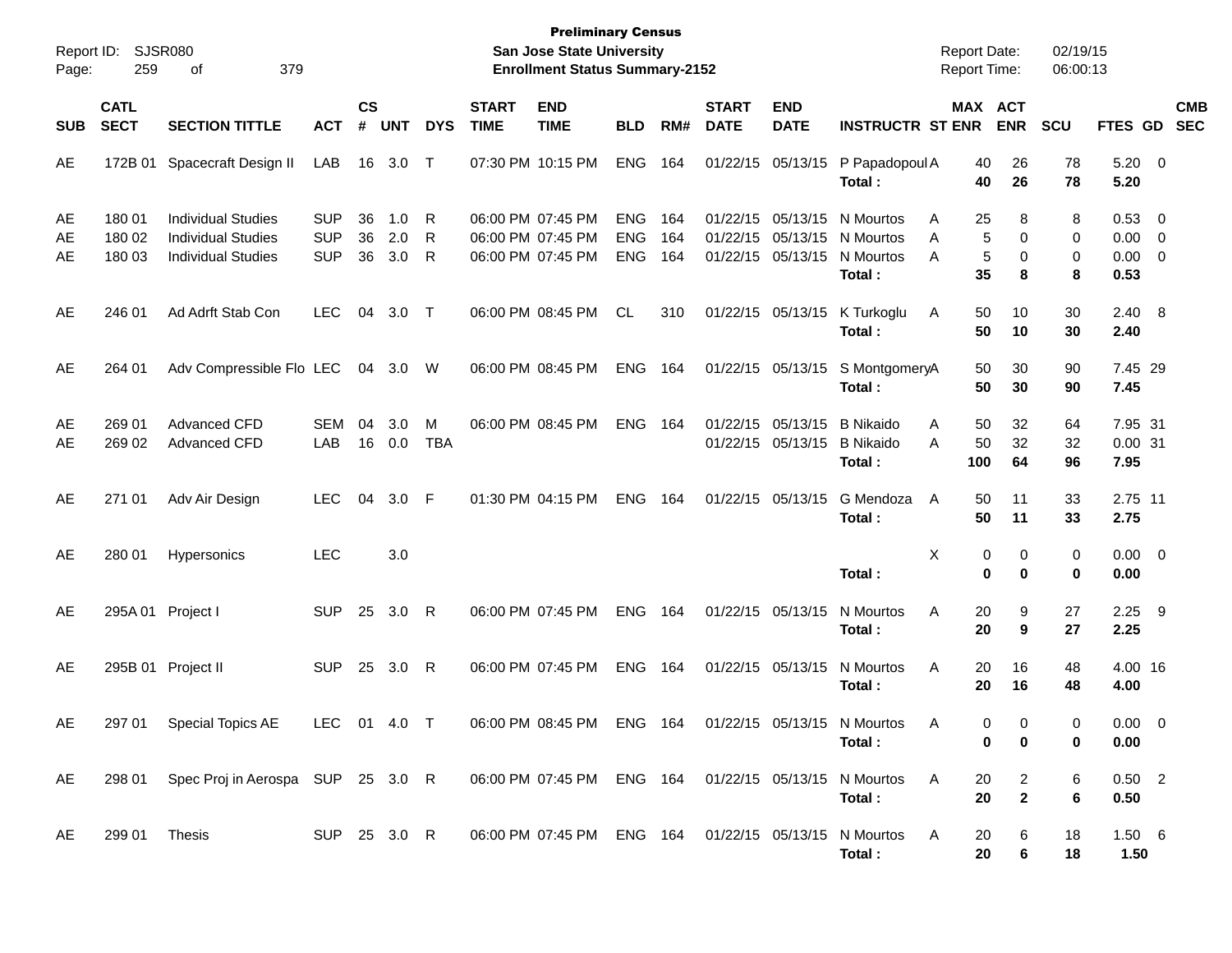**Preliminary Census**
**San Jose State University**
**Enrollment Status Summary-2152**

Report ID: SJSR080 | Report Date: 02/19/15 | Report Time: 06:00:13

| SUB | CATL SECT | SECTION TITTLE | ACT | CS # | UNT | DYS | START TIME | END TIME | BLD | RM# | START DATE | END DATE | INSTRUCTR | ST | MAX ENR | ACT ENR | SCU | FTES | GD | CMB SEC |
|---|---|---|---|---|---|---|---|---|---|---|---|---|---|---|---|---|---|---|---|---|
| AE | 172B 01 | Spacecraft Design II | LAB | 16 | 3.0 | T | 07:30 PM | 10:15 PM | ENG | 164 | 01/22/15 | 05/13/15 | P Papadopoul | A | 40 | 26 | 78 | 5.20 | 0 | |
| | | | | | | | | | | | | | **Total :** | | **40** | **26** | **78** | **5.20** | | |
| AE | 180 01 | Individual Studies | SUP | 36 | 1.0 | R | 06:00 PM | 07:45 PM | ENG | 164 | 01/22/15 | 05/13/15 | N Mourtos | A | 25 | 8 | 8 | 0.53 | 0 | |
| AE | 180 02 | Individual Studies | SUP | 36 | 2.0 | R | 06:00 PM | 07:45 PM | ENG | 164 | 01/22/15 | 05/13/15 | N Mourtos | A | 5 | 0 | 0 | 0.00 | 0 | |
| AE | 180 03 | Individual Studies | SUP | 36 | 3.0 | R | 06:00 PM | 07:45 PM | ENG | 164 | 01/22/15 | 05/13/15 | N Mourtos | A | 5 | 0 | 0 | 0.00 | 0 | |
| | | | | | | | | | | | | | **Total :** | | **35** | **8** | **8** | **0.53** | | |
| AE | 246 01 | Ad Adrft Stab Con | LEC | 04 | 3.0 | T | 06:00 PM | 08:45 PM | CL | 310 | 01/22/15 | 05/13/15 | K Turkoglu | A | 50 | 10 | 30 | 2.40 | 8 | |
| | | | | | | | | | | | | | **Total :** | | **50** | **10** | **30** | **2.40** | | |
| AE | 264 01 | Adv Compressible Flo | LEC | 04 | 3.0 | W | 06:00 PM | 08:45 PM | ENG | 164 | 01/22/15 | 05/13/15 | S Montgomery | A | 50 | 30 | 90 | 7.45 | 29 | |
| | | | | | | | | | | | | | **Total :** | | **50** | **30** | **90** | **7.45** | | |
| AE | 269 01 | Advanced CFD | SEM | 04 | 3.0 | M | 06:00 PM | 08:45 PM | ENG | 164 | 01/22/15 | 05/13/15 | B Nikaido | A | 50 | 32 | 64 | 7.95 | 31 | |
| AE | 269 02 | Advanced CFD | LAB | 16 | 0.0 | TBA | | | | | 01/22/15 | 05/13/15 | B Nikaido | A | 50 | 32 | 32 | 0.00 | 31 | |
| | | | | | | | | | | | | | **Total :** | | **100** | **64** | **96** | **7.95** | | |
| AE | 271 01 | Adv Air Design | LEC | 04 | 3.0 | F | 01:30 PM | 04:15 PM | ENG | 164 | 01/22/15 | 05/13/15 | G Mendoza | A | 50 | 11 | 33 | 2.75 | 11 | |
| | | | | | | | | | | | | | **Total :** | | **50** | **11** | **33** | **2.75** | | |
| AE | 280 01 | Hypersonics | LEC | | 3.0 | | | | | | | | | X | 0 | 0 | 0 | 0.00 | 0 | |
| | | | | | | | | | | | | | **Total :** | | **0** | **0** | **0** | **0.00** | | |
| AE | 295A 01 | Project I | SUP | 25 | 3.0 | R | 06:00 PM | 07:45 PM | ENG | 164 | 01/22/15 | 05/13/15 | N Mourtos | A | 20 | 9 | 27 | 2.25 | 9 | |
| | | | | | | | | | | | | | **Total :** | | **20** | **9** | **27** | **2.25** | | |
| AE | 295B 01 | Project II | SUP | 25 | 3.0 | R | 06:00 PM | 07:45 PM | ENG | 164 | 01/22/15 | 05/13/15 | N Mourtos | A | 20 | 16 | 48 | 4.00 | 16 | |
| | | | | | | | | | | | | | **Total :** | | **20** | **16** | **48** | **4.00** | | |
| AE | 297 01 | Special Topics AE | LEC | 01 | 4.0 | T | 06:00 PM | 08:45 PM | ENG | 164 | 01/22/15 | 05/13/15 | N Mourtos | A | 0 | 0 | 0 | 0.00 | 0 | |
| | | | | | | | | | | | | | **Total :** | | **0** | **0** | **0** | **0.00** | | |
| AE | 298 01 | Spec Proj in Aerospa | SUP | 25 | 3.0 | R | 06:00 PM | 07:45 PM | ENG | 164 | 01/22/15 | 05/13/15 | N Mourtos | A | 20 | 2 | 6 | 0.50 | 2 | |
| | | | | | | | | | | | | | **Total :** | | **20** | **2** | **6** | **0.50** | | |
| AE | 299 01 | Thesis | SUP | 25 | 3.0 | R | 06:00 PM | 07:45 PM | ENG | 164 | 01/22/15 | 05/13/15 | N Mourtos | A | 20 | 6 | 18 | 1.50 | 6 | |
| | | | | | | | | | | | | | **Total :** | | **20** | **6** | **18** | **1.50** | | |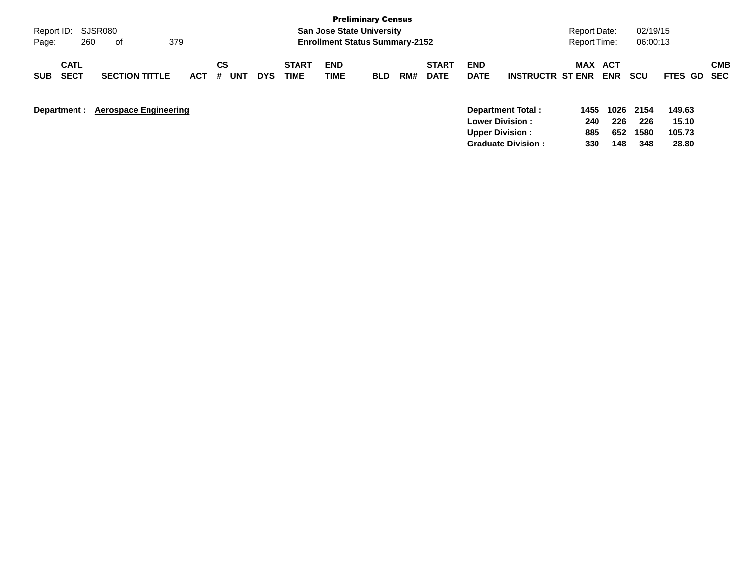Preliminary Census

San Jose State University

Enrollment Status Summary-2152

Report ID: SJSR080

Report Date: 02/19/15

Report Time: 06:00:13

| SUB | CATL SECT | SECTION TITTLE | ACT | CS # | UNT | DYS | START TIME | END TIME | BLD | RM# | START DATE | END DATE | INSTRUCTR | ST | MAX ENR | ACT ENR | SCU | FTES | GD | CMB SEC |
|---|---|---|---|---|---|---|---|---|---|---|---|---|---|---|---|---|---|---|---|---|

**Department :** **Aerospace Engineering**

| | MAX ENR | ACT ENR | SCU | FTES |
|---|---|---|---|---|
| **Department Total :** | 1455 | 1026 | 2154 | 149.63 |
| **Lower Division :** | 240 | 226 | 226 | 15.10 |
| **Upper Division :** | 885 | 652 | 1580 | 105.73 |
| **Graduate Division :** | 330 | 148 | 348 | 28.80 |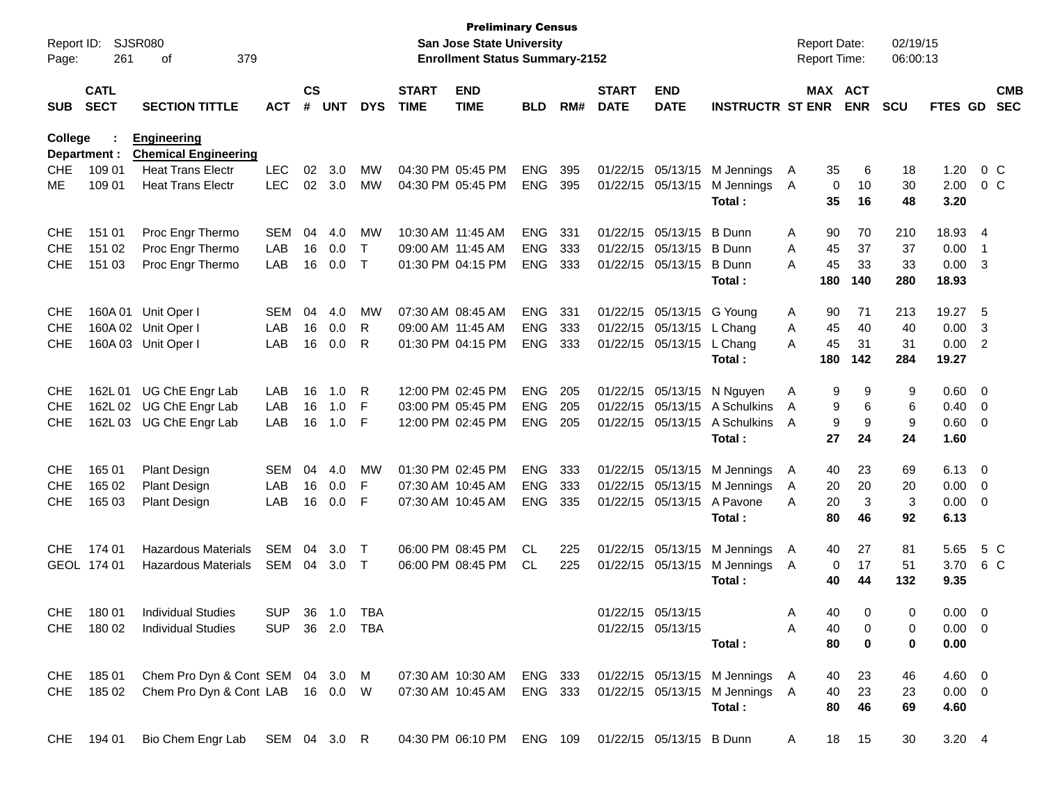**Preliminary Census**
**San Jose State University**
**Enrollment Status Summary-2152**

Report ID: SJSR080
Report Date: 02/19/15
Report Time: 06:00:13

College : **Engineering**
Department : **Chemical Engineering**

| SUB | CATL SECT | SECTION TITTLE | ACT | CS # | UNT | DYS | START TIME | END TIME | BLD | RM# | START DATE | END DATE | INSTRUCTR | ST | MAX ENR | ACT ENR | SCU | FTES | GD | CMB SEC |
|---|---|---|---|---|---|---|---|---|---|---|---|---|---|---|---|---|---|---|---|---|
| CHE | 109 01 | Heat Trans Electr | LEC | 02 | 3.0 | MW | 04:30 PM | 05:45 PM | ENG | 395 | 01/22/15 | 05/13/15 | M Jennings | A | 35 | 6 | 18 | 1.20 | 0 | C |
| ME | 109 01 | Heat Trans Electr | LEC | 02 | 3.0 | MW | 04:30 PM | 05:45 PM | ENG | 395 | 01/22/15 | 05/13/15 | M Jennings | A | 0 | 10 | 30 | 2.00 | 0 | C |
| | | | | | | | | | | | | | **Total :** | | **35** | **16** | **48** | **3.20** | | |
| CHE | 151 01 | Proc Engr Thermo | SEM | 04 | 4.0 | MW | 10:30 AM | 11:45 AM | ENG | 331 | 01/22/15 | 05/13/15 | B Dunn | A | 90 | 70 | 210 | 18.93 | 4 | |
| CHE | 151 02 | Proc Engr Thermo | LAB | 16 | 0.0 | T | 09:00 AM | 11:45 AM | ENG | 333 | 01/22/15 | 05/13/15 | B Dunn | A | 45 | 37 | 37 | 0.00 | 1 | |
| CHE | 151 03 | Proc Engr Thermo | LAB | 16 | 0.0 | T | 01:30 PM | 04:15 PM | ENG | 333 | 01/22/15 | 05/13/15 | B Dunn | A | 45 | 33 | 33 | 0.00 | 3 | |
| | | | | | | | | | | | | | **Total :** | | **180** | **140** | **280** | **18.93** | | |
| CHE | 160A 01 | Unit Oper I | SEM | 04 | 4.0 | MW | 07:30 AM | 08:45 AM | ENG | 331 | 01/22/15 | 05/13/15 | G Young | A | 90 | 71 | 213 | 19.27 | 5 | |
| CHE | 160A 02 | Unit Oper I | LAB | 16 | 0.0 | R | 09:00 AM | 11:45 AM | ENG | 333 | 01/22/15 | 05/13/15 | L Chang | A | 45 | 40 | 40 | 0.00 | 3 | |
| CHE | 160A 03 | Unit Oper I | LAB | 16 | 0.0 | R | 01:30 PM | 04:15 PM | ENG | 333 | 01/22/15 | 05/13/15 | L Chang | A | 45 | 31 | 31 | 0.00 | 2 | |
| | | | | | | | | | | | | | **Total :** | | **180** | **142** | **284** | **19.27** | | |
| CHE | 162L 01 | UG ChE Engr Lab | LAB | 16 | 1.0 | R | 12:00 PM | 02:45 PM | ENG | 205 | 01/22/15 | 05/13/15 | N Nguyen | A | 9 | 9 | 9 | 0.60 | 0 | |
| CHE | 162L 02 | UG ChE Engr Lab | LAB | 16 | 1.0 | F | 03:00 PM | 05:45 PM | ENG | 205 | 01/22/15 | 05/13/15 | A Schulkins | A | 9 | 6 | 6 | 0.40 | 0 | |
| CHE | 162L 03 | UG ChE Engr Lab | LAB | 16 | 1.0 | F | 12:00 PM | 02:45 PM | ENG | 205 | 01/22/15 | 05/13/15 | A Schulkins | A | 9 | 9 | 9 | 0.60 | 0 | |
| | | | | | | | | | | | | | **Total :** | | **27** | **24** | **24** | **1.60** | | |
| CHE | 165 01 | Plant Design | SEM | 04 | 4.0 | MW | 01:30 PM | 02:45 PM | ENG | 333 | 01/22/15 | 05/13/15 | M Jennings | A | 40 | 23 | 69 | 6.13 | 0 | |
| CHE | 165 02 | Plant Design | LAB | 16 | 0.0 | F | 07:30 AM | 10:45 AM | ENG | 333 | 01/22/15 | 05/13/15 | M Jennings | A | 20 | 20 | 20 | 0.00 | 0 | |
| CHE | 165 03 | Plant Design | LAB | 16 | 0.0 | F | 07:30 AM | 10:45 AM | ENG | 335 | 01/22/15 | 05/13/15 | A Pavone | A | 20 | 3 | 3 | 0.00 | 0 | |
| | | | | | | | | | | | | | **Total :** | | **80** | **46** | **92** | **6.13** | | |
| CHE | 174 01 | Hazardous Materials | SEM | 04 | 3.0 | T | 06:00 PM | 08:45 PM | CL | 225 | 01/22/15 | 05/13/15 | M Jennings | A | 40 | 27 | 81 | 5.65 | 5 | C |
| GEOL | 174 01 | Hazardous Materials | SEM | 04 | 3.0 | T | 06:00 PM | 08:45 PM | CL | 225 | 01/22/15 | 05/13/15 | M Jennings | A | 0 | 17 | 51 | 3.70 | 6 | C |
| | | | | | | | | | | | | | **Total :** | | **40** | **44** | **132** | **9.35** | | |
| CHE | 180 01 | Individual Studies | SUP | 36 | 1.0 | TBA | | | | | 01/22/15 | 05/13/15 | | A | 40 | 0 | 0 | 0.00 | 0 | |
| CHE | 180 02 | Individual Studies | SUP | 36 | 2.0 | TBA | | | | | 01/22/15 | 05/13/15 | | A | 40 | 0 | 0 | 0.00 | 0 | |
| | | | | | | | | | | | | | **Total :** | | **80** | **0** | **0** | **0.00** | | |
| CHE | 185 01 | Chem Pro Dyn & Cont | SEM | 04 | 3.0 | M | 07:30 AM | 10:30 AM | ENG | 333 | 01/22/15 | 05/13/15 | M Jennings | A | 40 | 23 | 46 | 4.60 | 0 | |
| CHE | 185 02 | Chem Pro Dyn & Cont | LAB | 16 | 0.0 | W | 07:30 AM | 10:45 AM | ENG | 333 | 01/22/15 | 05/13/15 | M Jennings | A | 40 | 23 | 23 | 0.00 | 0 | |
| | | | | | | | | | | | | | **Total :** | | **80** | **46** | **69** | **4.60** | | |
| CHE | 194 01 | Bio Chem Engr Lab | SEM | 04 | 3.0 | R | 04:30 PM | 06:10 PM | ENG | 109 | 01/22/15 | 05/13/15 | B Dunn | A | 18 | 15 | 30 | 3.20 | 4 | |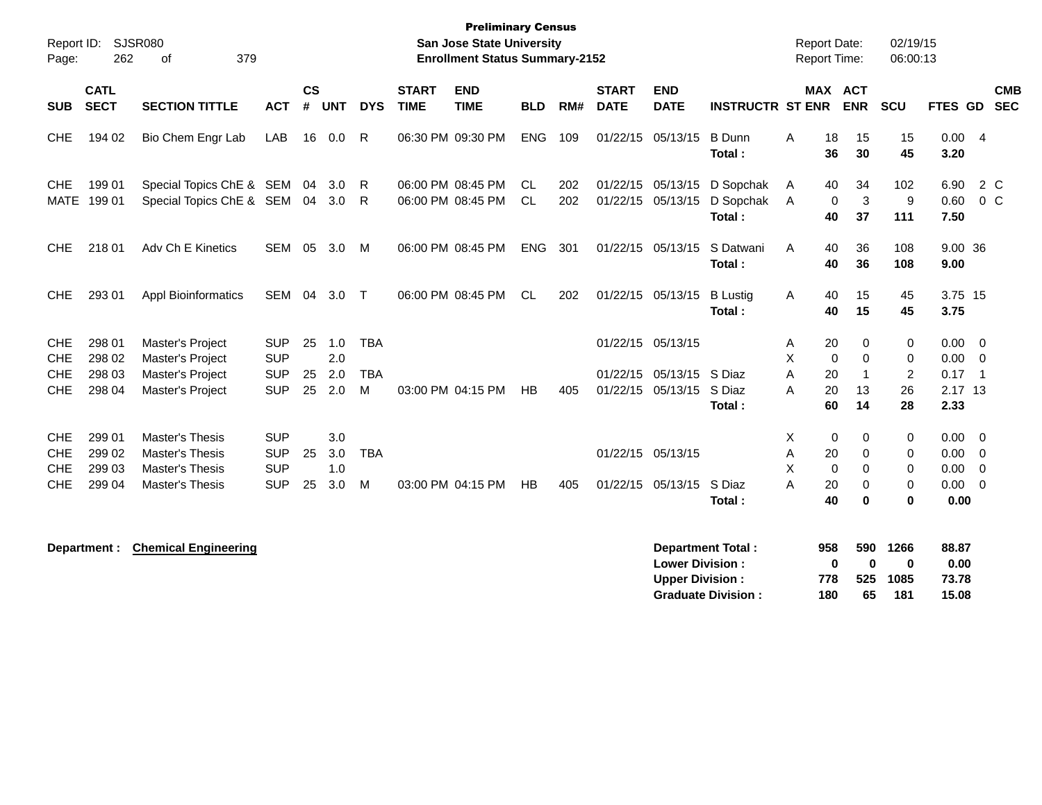**Preliminary Census**
**San Jose State University**
**Enrollment Status Summary-2152**

Report ID: SJSR080
Report Date: 02/19/15
Report Time: 06:00:13

| SUB | CATL SECT | SECTION TITTLE | ACT | CS # | UNT | DYS | START TIME | END TIME | BLD | RM# | START DATE | END DATE | INSTRUCTR | ST | MAX ENR | ACT ENR | SCU | FTES | GD | CMB SEC |
|---|---|---|---|---|---|---|---|---|---|---|---|---|---|---|---|---|---|---|---|---|
| CHE | 194 02 | Bio Chem Engr Lab | LAB | 16 | 0.0 | R | 06:30 PM | 09:30 PM | ENG | 109 | 01/22/15 | 05/13/15 | B Dunn | A | 18 | 15 | 15 | 0.00 | 4 | |
| | | | | | | | | | | | | | **Total :** | | **36** | **30** | **45** | **3.20** | | |
| CHE | 199 01 | Special Topics ChE & | SEM | 04 | 3.0 | R | 06:00 PM | 08:45 PM | CL | 202 | 01/22/15 | 05/13/15 | D Sopchak | A | 40 | 34 | 102 | 6.90 | 2 | C |
| MATE | 199 01 | Special Topics ChE & | SEM | 04 | 3.0 | R | 06:00 PM | 08:45 PM | CL | 202 | 01/22/15 | 05/13/15 | D Sopchak | A | 0 | 3 | 9 | 0.60 | 0 | C |
| | | | | | | | | | | | | | **Total :** | | **40** | **37** | **111** | **7.50** | | |
| CHE | 218 01 | Adv Ch E Kinetics | SEM | 05 | 3.0 | M | 06:00 PM | 08:45 PM | ENG | 301 | 01/22/15 | 05/13/15 | S Datwani | A | 40 | 36 | 108 | 9.00 | 36 | |
| | | | | | | | | | | | | | **Total :** | | **40** | **36** | **108** | **9.00** | | |
| CHE | 293 01 | Appl Bioinformatics | SEM | 04 | 3.0 | T | 06:00 PM | 08:45 PM | CL | 202 | 01/22/15 | 05/13/15 | B Lustig | A | 40 | 15 | 45 | 3.75 | 15 | |
| | | | | | | | | | | | | | **Total :** | | **40** | **15** | **45** | **3.75** | | |
| CHE | 298 01 | Master's Project | SUP | 25 | 1.0 | TBA | | | | | 01/22/15 | 05/13/15 | | A | 20 | 0 | 0 | 0.00 | 0 | |
| CHE | 298 02 | Master's Project | SUP | | 2.0 | | | | | | | | | X | 0 | 0 | 0 | 0.00 | 0 | |
| CHE | 298 03 | Master's Project | SUP | 25 | 2.0 | TBA | | | | | 01/22/15 | 05/13/15 | S Diaz | A | 20 | 1 | 2 | 0.17 | 1 | |
| CHE | 298 04 | Master's Project | SUP | 25 | 2.0 | M | 03:00 PM | 04:15 PM | HB | 405 | 01/22/15 | 05/13/15 | S Diaz | A | 20 | 13 | 26 | 2.17 | 13 | |
| | | | | | | | | | | | | | **Total :** | | **60** | **14** | **28** | **2.33** | | |
| CHE | 299 01 | Master's Thesis | SUP | | 3.0 | | | | | | | | | X | 0 | 0 | 0 | 0.00 | 0 | |
| CHE | 299 02 | Master's Thesis | SUP | 25 | 3.0 | TBA | | | | | 01/22/15 | 05/13/15 | | A | 20 | 0 | 0 | 0.00 | 0 | |
| CHE | 299 03 | Master's Thesis | SUP | | 1.0 | | | | | | | | | X | 0 | 0 | 0 | 0.00 | 0 | |
| CHE | 299 04 | Master's Thesis | SUP | 25 | 3.0 | M | 03:00 PM | 04:15 PM | HB | 405 | 01/22/15 | 05/13/15 | S Diaz | A | 20 | 0 | 0 | 0.00 | 0 | |
| | | | | | | | | | | | | | **Total :** | | **40** | **0** | **0** | **0.00** | | |

**Department :** **Chemical Engineering**

| | MAX ENR | ACT ENR | SCU | FTES |
|---|---|---|---|---|
| **Department Total :** | **958** | **590** | **1266** | **88.87** |
| **Lower Division :** | **0** | **0** | **0** | **0.00** |
| **Upper Division :** | **778** | **525** | **1085** | **73.78** |
| **Graduate Division :** | **180** | **65** | **181** | **15.08** |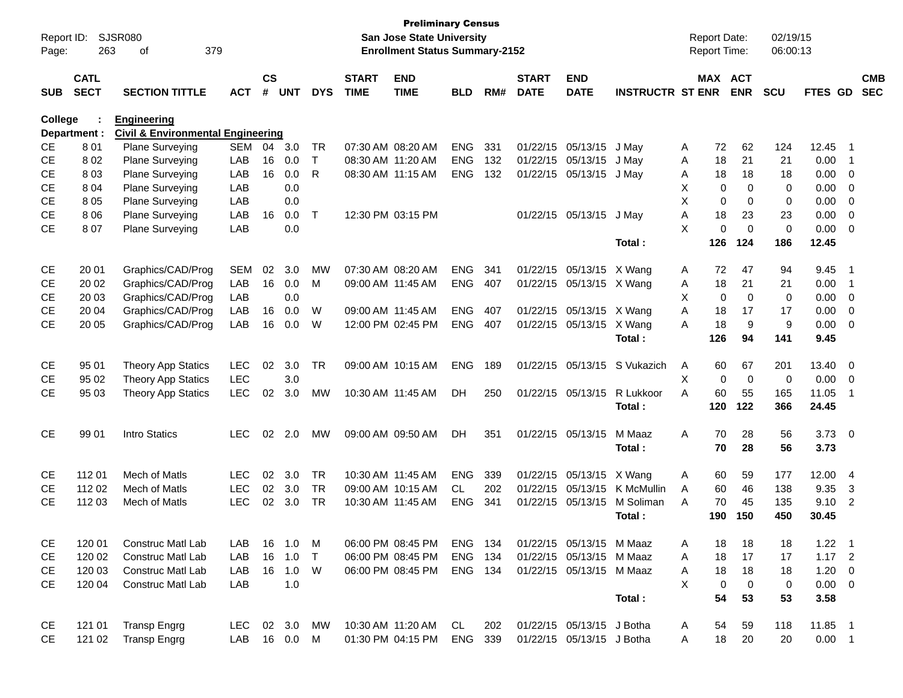**Preliminary Census**
**San Jose State University**
**Enrollment Status Summary-2152**

Report ID: SJSR080
Report Date: 02/19/15
Report Time: 06:00:13

| SUB | CATL SECT | SECTION TITTLE | ACT | CS # | UNT | DYS | START TIME | END TIME | BLD | RM# | START DATE | END DATE | INSTRUCTR | ST | MAX ENR | ACT ENR | SCU | FTES | GD | CMB SEC |
|---|---|---|---|---|---|---|---|---|---|---|---|---|---|---|---|---|---|---|---|---|
| **College : Engineering** | | | | | | | | | | | | | | | | | | | | |
| **Department : Civil & Environmental Engineering** | | | | | | | | | | | | | | | | | | | | |
| CE | 8 01 | Plane Surveying | SEM | 04 | 3.0 | TR | 07:30 AM | 08:20 AM | ENG | 331 | 01/22/15 | 05/13/15 | J May | A | 72 | 62 | 124 | 12.45 | 1 | |
| CE | 8 02 | Plane Surveying | LAB | 16 | 0.0 | T | 08:30 AM | 11:20 AM | ENG | 132 | 01/22/15 | 05/13/15 | J May | A | 18 | 21 | 21 | 0.00 | 1 | |
| CE | 8 03 | Plane Surveying | LAB | 16 | 0.0 | R | 08:30 AM | 11:15 AM | ENG | 132 | 01/22/15 | 05/13/15 | J May | A | 18 | 18 | 18 | 0.00 | 0 | |
| CE | 8 04 | Plane Surveying | LAB | | 0.0 | | | | | | | | | X | 0 | 0 | 0 | 0.00 | 0 | |
| CE | 8 05 | Plane Surveying | LAB | | 0.0 | | | | | | | | | X | 0 | 0 | 0 | 0.00 | 0 | |
| CE | 8 06 | Plane Surveying | LAB | 16 | 0.0 | T | 12:30 PM | 03:15 PM | | | 01/22/15 | 05/13/15 | J May | A | 18 | 23 | 23 | 0.00 | 0 | |
| CE | 8 07 | Plane Surveying | LAB | | 0.0 | | | | | | | | | X | 0 | 0 | 0 | 0.00 | 0 | |
| | | | | | | | | | | | | | **Total :** | | **126** | **124** | **186** | **12.45** | | |
| CE | 20 01 | Graphics/CAD/Prog | SEM | 02 | 3.0 | MW | 07:30 AM | 08:20 AM | ENG | 341 | 01/22/15 | 05/13/15 | X Wang | A | 72 | 47 | 94 | 9.45 | 1 | |
| CE | 20 02 | Graphics/CAD/Prog | LAB | 16 | 0.0 | M | 09:00 AM | 11:45 AM | ENG | 407 | 01/22/15 | 05/13/15 | X Wang | A | 18 | 21 | 21 | 0.00 | 1 | |
| CE | 20 03 | Graphics/CAD/Prog | LAB | | 0.0 | | | | | | | | | X | 0 | 0 | 0 | 0.00 | 0 | |
| CE | 20 04 | Graphics/CAD/Prog | LAB | 16 | 0.0 | W | 09:00 AM | 11:45 AM | ENG | 407 | 01/22/15 | 05/13/15 | X Wang | A | 18 | 17 | 17 | 0.00 | 0 | |
| CE | 20 05 | Graphics/CAD/Prog | LAB | 16 | 0.0 | W | 12:00 PM | 02:45 PM | ENG | 407 | 01/22/15 | 05/13/15 | X Wang | A | 18 | 9 | 9 | 0.00 | 0 | |
| | | | | | | | | | | | | | **Total :** | | **126** | **94** | **141** | **9.45** | | |
| CE | 95 01 | Theory App Statics | LEC | 02 | 3.0 | TR | 09:00 AM | 10:15 AM | ENG | 189 | 01/22/15 | 05/13/15 | S Vukazich | A | 60 | 67 | 201 | 13.40 | 0 | |
| CE | 95 02 | Theory App Statics | LEC | | 3.0 | | | | | | | | | X | 0 | 0 | 0 | 0.00 | 0 | |
| CE | 95 03 | Theory App Statics | LEC | 02 | 3.0 | MW | 10:30 AM | 11:45 AM | DH | 250 | 01/22/15 | 05/13/15 | R Lukkoor | A | 60 | 55 | 165 | 11.05 | 1 | |
| | | | | | | | | | | | | | **Total :** | | **120** | **122** | **366** | **24.45** | | |
| CE | 99 01 | Intro Statics | LEC | 02 | 2.0 | MW | 09:00 AM | 09:50 AM | DH | 351 | 01/22/15 | 05/13/15 | M Maaz | A | 70 | 28 | 56 | 3.73 | 0 | |
| | | | | | | | | | | | | | **Total :** | | **70** | **28** | **56** | **3.73** | | |
| CE | 112 01 | Mech of Matls | LEC | 02 | 3.0 | TR | 10:30 AM | 11:45 AM | ENG | 339 | 01/22/15 | 05/13/15 | X Wang | A | 60 | 59 | 177 | 12.00 | 4 | |
| CE | 112 02 | Mech of Matls | LEC | 02 | 3.0 | TR | 09:00 AM | 10:15 AM | CL | 202 | 01/22/15 | 05/13/15 | K McMullin | A | 60 | 46 | 138 | 9.35 | 3 | |
| CE | 112 03 | Mech of Matls | LEC | 02 | 3.0 | TR | 10:30 AM | 11:45 AM | ENG | 341 | 01/22/15 | 05/13/15 | M Soliman | A | 70 | 45 | 135 | 9.10 | 2 | |
| | | | | | | | | | | | | | **Total :** | | **190** | **150** | **450** | **30.45** | | |
| CE | 120 01 | Construc Matl Lab | LAB | 16 | 1.0 | M | 06:00 PM | 08:45 PM | ENG | 134 | 01/22/15 | 05/13/15 | M Maaz | A | 18 | 18 | 18 | 1.22 | 1 | |
| CE | 120 02 | Construc Matl Lab | LAB | 16 | 1.0 | T | 06:00 PM | 08:45 PM | ENG | 134 | 01/22/15 | 05/13/15 | M Maaz | A | 18 | 17 | 17 | 1.17 | 2 | |
| CE | 120 03 | Construc Matl Lab | LAB | 16 | 1.0 | W | 06:00 PM | 08:45 PM | ENG | 134 | 01/22/15 | 05/13/15 | M Maaz | A | 18 | 18 | 18 | 1.20 | 0 | |
| CE | 120 04 | Construc Matl Lab | LAB | | 1.0 | | | | | | | | | X | 0 | 0 | 0 | 0.00 | 0 | |
| | | | | | | | | | | | | | **Total :** | | **54** | **53** | **53** | **3.58** | | |
| CE | 121 01 | Transp Engrg | LEC | 02 | 3.0 | MW | 10:30 AM | 11:20 AM | CL | 202 | 01/22/15 | 05/13/15 | J Botha | A | 54 | 59 | 118 | 11.85 | 1 | |
| CE | 121 02 | Transp Engrg | LAB | 16 | 0.0 | M | 01:30 PM | 04:15 PM | ENG | 339 | 01/22/15 | 05/13/15 | J Botha | A | 18 | 20 | 20 | 0.00 | 1 | |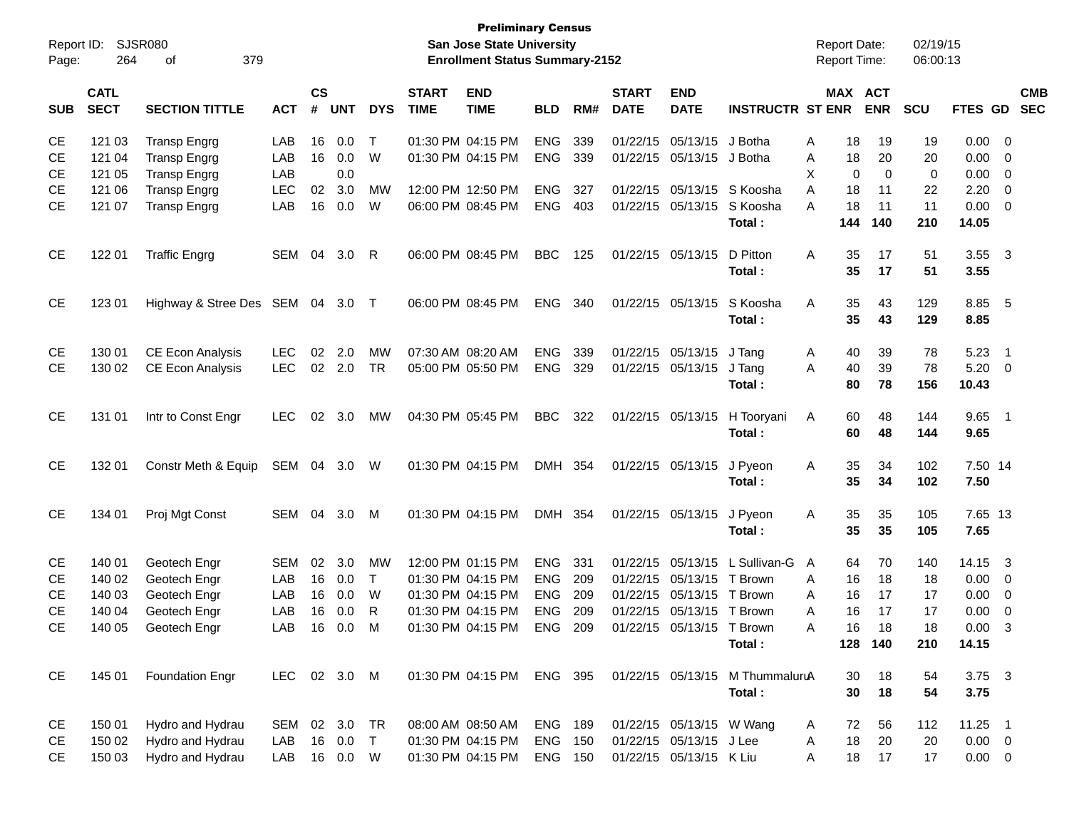**Preliminary Census**
**San Jose State University**
**Enrollment Status Summary-2152**

Report ID: SJSR080
Report Date: 02/19/15
Report Time: 06:00:13

| SUB | CATL SECT | SECTION TITTLE | ACT | CS # | UNT | DYS | START TIME | END TIME | BLD | RM# | START DATE | END DATE | INSTRUCTR | ST | MAX ENR | ACT ENR | SCU | FTES | GD | CMB SEC |
|---|---|---|---|---|---|---|---|---|---|---|---|---|---|---|---|---|---|---|---|---|
| CE | 121 03 | Transp Engrg | LAB | 16 | 0.0 | T | 01:30 PM | 04:15 PM | ENG | 339 | 01/22/15 | 05/13/15 | J Botha | A | 18 | 19 | 19 | 0.00 | 0 | |
| CE | 121 04 | Transp Engrg | LAB | 16 | 0.0 | W | 01:30 PM | 04:15 PM | ENG | 339 | 01/22/15 | 05/13/15 | J Botha | A | 18 | 20 | 20 | 0.00 | 0 | |
| CE | 121 05 | Transp Engrg | LAB | | 0.0 | | | | | | | | | X | 0 | 0 | 0 | 0.00 | 0 | |
| CE | 121 06 | Transp Engrg | LEC | 02 | 3.0 | MW | 12:00 PM | 12:50 PM | ENG | 327 | 01/22/15 | 05/13/15 | S Koosha | A | 18 | 11 | 22 | 2.20 | 0 | |
| CE | 121 07 | Transp Engrg | LAB | 16 | 0.0 | W | 06:00 PM | 08:45 PM | ENG | 403 | 01/22/15 | 05/13/15 | S Koosha | A | 18 | 11 | 11 | 0.00 | 0 | |
| | | | | | | | | | | | | | **Total :** | | **144** | **140** | **210** | **14.05** | | |
| CE | 122 01 | Traffic Engrg | SEM | 04 | 3.0 | R | 06:00 PM | 08:45 PM | BBC | 125 | 01/22/15 | 05/13/15 | D Pitton | A | 35 | 17 | 51 | 3.55 | 3 | |
| | | | | | | | | | | | | | **Total :** | | **35** | **17** | **51** | **3.55** | | |
| CE | 123 01 | Highway & Stree Des | SEM | 04 | 3.0 | T | 06:00 PM | 08:45 PM | ENG | 340 | 01/22/15 | 05/13/15 | S Koosha | A | 35 | 43 | 129 | 8.85 | 5 | |
| | | | | | | | | | | | | | **Total :** | | **35** | **43** | **129** | **8.85** | | |
| CE | 130 01 | CE Econ Analysis | LEC | 02 | 2.0 | MW | 07:30 AM | 08:20 AM | ENG | 339 | 01/22/15 | 05/13/15 | J Tang | A | 40 | 39 | 78 | 5.23 | 1 | |
| CE | 130 02 | CE Econ Analysis | LEC | 02 | 2.0 | TR | 05:00 PM | 05:50 PM | ENG | 329 | 01/22/15 | 05/13/15 | J Tang | A | 40 | 39 | 78 | 5.20 | 0 | |
| | | | | | | | | | | | | | **Total :** | | **80** | **78** | **156** | **10.43** | | |
| CE | 131 01 | Intr to Const Engr | LEC | 02 | 3.0 | MW | 04:30 PM | 05:45 PM | BBC | 322 | 01/22/15 | 05/13/15 | H Tooryani | A | 60 | 48 | 144 | 9.65 | 1 | |
| | | | | | | | | | | | | | **Total :** | | **60** | **48** | **144** | **9.65** | | |
| CE | 132 01 | Constr Meth & Equip | SEM | 04 | 3.0 | W | 01:30 PM | 04:15 PM | DMH | 354 | 01/22/15 | 05/13/15 | J Pyeon | A | 35 | 34 | 102 | 7.50 | 14 | |
| | | | | | | | | | | | | | **Total :** | | **35** | **34** | **102** | **7.50** | | |
| CE | 134 01 | Proj Mgt Const | SEM | 04 | 3.0 | M | 01:30 PM | 04:15 PM | DMH | 354 | 01/22/15 | 05/13/15 | J Pyeon | A | 35 | 35 | 105 | 7.65 | 13 | |
| | | | | | | | | | | | | | **Total :** | | **35** | **35** | **105** | **7.65** | | |
| CE | 140 01 | Geotech Engr | SEM | 02 | 3.0 | MW | 12:00 PM | 01:15 PM | ENG | 331 | 01/22/15 | 05/13/15 | L Sullivan-G | A | 64 | 70 | 140 | 14.15 | 3 | |
| CE | 140 02 | Geotech Engr | LAB | 16 | 0.0 | T | 01:30 PM | 04:15 PM | ENG | 209 | 01/22/15 | 05/13/15 | T Brown | A | 16 | 18 | 18 | 0.00 | 0 | |
| CE | 140 03 | Geotech Engr | LAB | 16 | 0.0 | W | 01:30 PM | 04:15 PM | ENG | 209 | 01/22/15 | 05/13/15 | T Brown | A | 16 | 17 | 17 | 0.00 | 0 | |
| CE | 140 04 | Geotech Engr | LAB | 16 | 0.0 | R | 01:30 PM | 04:15 PM | ENG | 209 | 01/22/15 | 05/13/15 | T Brown | A | 16 | 17 | 17 | 0.00 | 0 | |
| CE | 140 05 | Geotech Engr | LAB | 16 | 0.0 | M | 01:30 PM | 04:15 PM | ENG | 209 | 01/22/15 | 05/13/15 | T Brown | A | 16 | 18 | 18 | 0.00 | 3 | |
| | | | | | | | | | | | | | **Total :** | | **128** | **140** | **210** | **14.15** | | |
| CE | 145 01 | Foundation Engr | LEC | 02 | 3.0 | M | 01:30 PM | 04:15 PM | ENG | 395 | 01/22/15 | 05/13/15 | M Thummaluru | A | 30 | 18 | 54 | 3.75 | 3 | |
| | | | | | | | | | | | | | **Total :** | | **30** | **18** | **54** | **3.75** | | |
| CE | 150 01 | Hydro and Hydrau | SEM | 02 | 3.0 | TR | 08:00 AM | 08:50 AM | ENG | 189 | 01/22/15 | 05/13/15 | W Wang | A | 72 | 56 | 112 | 11.25 | 1 | |
| CE | 150 02 | Hydro and Hydrau | LAB | 16 | 0.0 | T | 01:30 PM | 04:15 PM | ENG | 150 | 01/22/15 | 05/13/15 | J Lee | A | 18 | 20 | 20 | 0.00 | 0 | |
| CE | 150 03 | Hydro and Hydrau | LAB | 16 | 0.0 | W | 01:30 PM | 04:15 PM | ENG | 150 | 01/22/15 | 05/13/15 | K Liu | A | 18 | 17 | 17 | 0.00 | 0 | |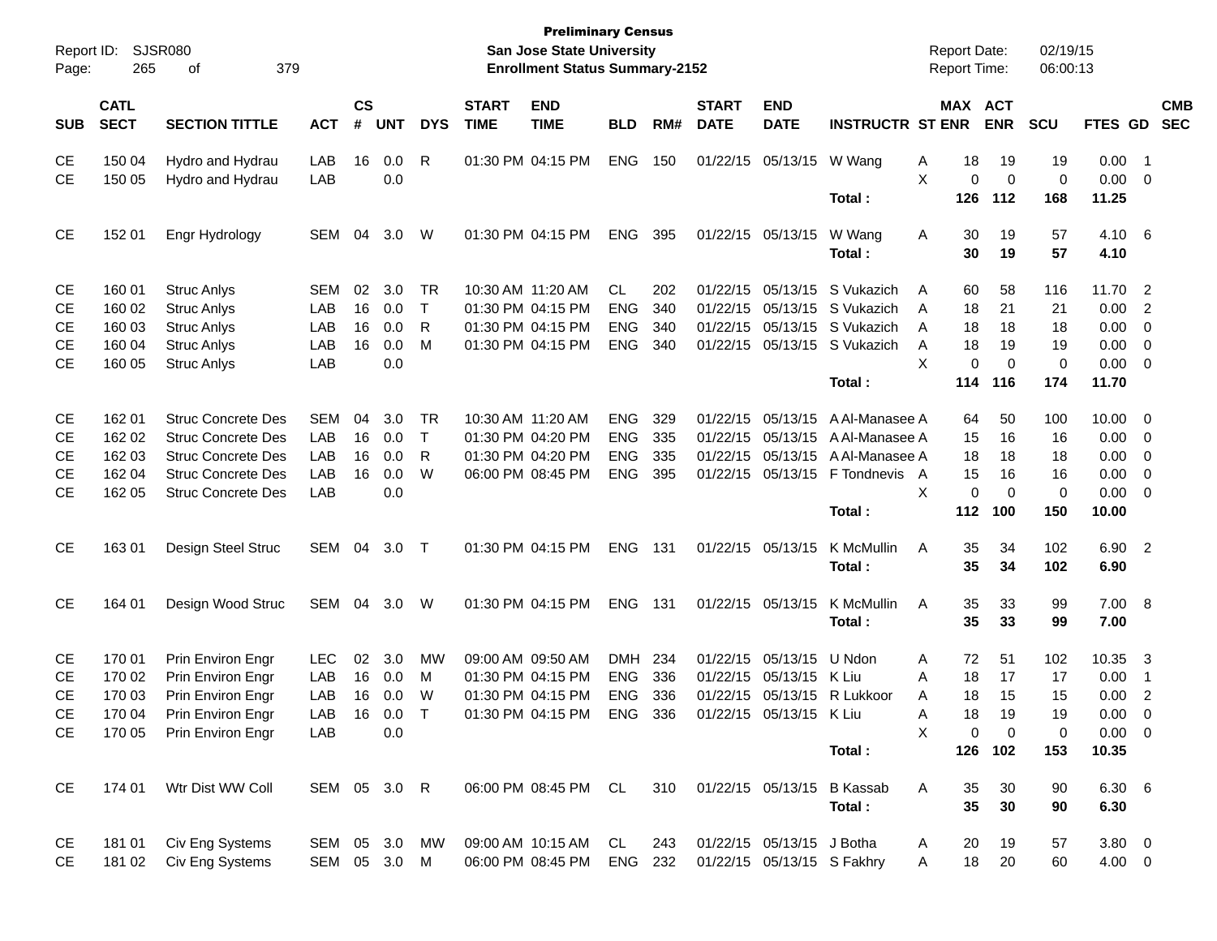**Preliminary Census**
**San Jose State University**
**Enrollment Status Summary-2152**

Report ID: SJSR080
Report Date: 02/19/15
Report Time: 06:00:13

| SUB | CATL SECT | SECTION TITTLE | ACT | CS # | UNT | DYS | START TIME | END TIME | BLD | RM# | START DATE | END DATE | INSTRUCTR | ST | MAX ENR | ACT ENR | SCU | FTES | GD | CMB SEC |
|---|---|---|---|---|---|---|---|---|---|---|---|---|---|---|---|---|---|---|---|---|
| CE | 150 04 | Hydro and Hydrau | LAB | 16 | 0.0 | R | 01:30 PM | 04:15 PM | ENG | 150 | 01/22/15 | 05/13/15 | W Wang | A | 18 | 19 | 19 | 0.00 | 1 | |
| CE | 150 05 | Hydro and Hydrau | LAB | | 0.0 | | | | | | | | | X | 0 | 0 | 0 | 0.00 | 0 | |
| | | | | | | | | | | | | | **Total :** | | **126** | **112** | **168** | **11.25** | | |
| CE | 152 01 | Engr Hydrology | SEM | 04 | 3.0 | W | 01:30 PM | 04:15 PM | ENG | 395 | 01/22/15 | 05/13/15 | W Wang | A | 30 | 19 | 57 | 4.10 | 6 | |
| | | | | | | | | | | | | | **Total :** | | **30** | **19** | **57** | **4.10** | | |
| CE | 160 01 | Struc Anlys | SEM | 02 | 3.0 | TR | 10:30 AM | 11:20 AM | CL | 202 | 01/22/15 | 05/13/15 | S Vukazich | A | 60 | 58 | 116 | 11.70 | 2 | |
| CE | 160 02 | Struc Anlys | LAB | 16 | 0.0 | T | 01:30 PM | 04:15 PM | ENG | 340 | 01/22/15 | 05/13/15 | S Vukazich | A | 18 | 21 | 21 | 0.00 | 2 | |
| CE | 160 03 | Struc Anlys | LAB | 16 | 0.0 | R | 01:30 PM | 04:15 PM | ENG | 340 | 01/22/15 | 05/13/15 | S Vukazich | A | 18 | 18 | 18 | 0.00 | 0 | |
| CE | 160 04 | Struc Anlys | LAB | 16 | 0.0 | M | 01:30 PM | 04:15 PM | ENG | 340 | 01/22/15 | 05/13/15 | S Vukazich | A | 18 | 19 | 19 | 0.00 | 0 | |
| CE | 160 05 | Struc Anlys | LAB | | 0.0 | | | | | | | | | X | 0 | 0 | 0 | 0.00 | 0 | |
| | | | | | | | | | | | | | **Total :** | | **114** | **116** | **174** | **11.70** | | |
| CE | 162 01 | Struc Concrete Des | SEM | 04 | 3.0 | TR | 10:30 AM | 11:20 AM | ENG | 329 | 01/22/15 | 05/13/15 | A Al-Manasee | A | 64 | 50 | 100 | 10.00 | 0 | |
| CE | 162 02 | Struc Concrete Des | LAB | 16 | 0.0 | T | 01:30 PM | 04:20 PM | ENG | 335 | 01/22/15 | 05/13/15 | A Al-Manasee | A | 15 | 16 | 16 | 0.00 | 0 | |
| CE | 162 03 | Struc Concrete Des | LAB | 16 | 0.0 | R | 01:30 PM | 04:20 PM | ENG | 335 | 01/22/15 | 05/13/15 | A Al-Manasee | A | 18 | 18 | 18 | 0.00 | 0 | |
| CE | 162 04 | Struc Concrete Des | LAB | 16 | 0.0 | W | 06:00 PM | 08:45 PM | ENG | 395 | 01/22/15 | 05/13/15 | F Tondnevis | A | 15 | 16 | 16 | 0.00 | 0 | |
| CE | 162 05 | Struc Concrete Des | LAB | | 0.0 | | | | | | | | | X | 0 | 0 | 0 | 0.00 | 0 | |
| | | | | | | | | | | | | | **Total :** | | **112** | **100** | **150** | **10.00** | | |
| CE | 163 01 | Design Steel Struc | SEM | 04 | 3.0 | T | 01:30 PM | 04:15 PM | ENG | 131 | 01/22/15 | 05/13/15 | K McMullin | A | 35 | 34 | 102 | 6.90 | 2 | |
| | | | | | | | | | | | | | **Total :** | | **35** | **34** | **102** | **6.90** | | |
| CE | 164 01 | Design Wood Struc | SEM | 04 | 3.0 | W | 01:30 PM | 04:15 PM | ENG | 131 | 01/22/15 | 05/13/15 | K McMullin | A | 35 | 33 | 99 | 7.00 | 8 | |
| | | | | | | | | | | | | | **Total :** | | **35** | **33** | **99** | **7.00** | | |
| CE | 170 01 | Prin Environ Engr | LEC | 02 | 3.0 | MW | 09:00 AM | 09:50 AM | DMH | 234 | 01/22/15 | 05/13/15 | U Ndon | A | 72 | 51 | 102 | 10.35 | 3 | |
| CE | 170 02 | Prin Environ Engr | LAB | 16 | 0.0 | M | 01:30 PM | 04:15 PM | ENG | 336 | 01/22/15 | 05/13/15 | K Liu | A | 18 | 17 | 17 | 0.00 | 1 | |
| CE | 170 03 | Prin Environ Engr | LAB | 16 | 0.0 | W | 01:30 PM | 04:15 PM | ENG | 336 | 01/22/15 | 05/13/15 | R Lukkoor | A | 18 | 15 | 15 | 0.00 | 2 | |
| CE | 170 04 | Prin Environ Engr | LAB | 16 | 0.0 | T | 01:30 PM | 04:15 PM | ENG | 336 | 01/22/15 | 05/13/15 | K Liu | A | 18 | 19 | 19 | 0.00 | 0 | |
| CE | 170 05 | Prin Environ Engr | LAB | | 0.0 | | | | | | | | | X | 0 | 0 | 0 | 0.00 | 0 | |
| | | | | | | | | | | | | | **Total :** | | **126** | **102** | **153** | **10.35** | | |
| CE | 174 01 | Wtr Dist WW Coll | SEM | 05 | 3.0 | R | 06:00 PM | 08:45 PM | CL | 310 | 01/22/15 | 05/13/15 | B Kassab | A | 35 | 30 | 90 | 6.30 | 6 | |
| | | | | | | | | | | | | | **Total :** | | **35** | **30** | **90** | **6.30** | | |
| CE | 181 01 | Civ Eng Systems | SEM | 05 | 3.0 | MW | 09:00 AM | 10:15 AM | CL | 243 | 01/22/15 | 05/13/15 | J Botha | A | 20 | 19 | 57 | 3.80 | 0 | |
| CE | 181 02 | Civ Eng Systems | SEM | 05 | 3.0 | M | 06:00 PM | 08:45 PM | ENG | 232 | 01/22/15 | 05/13/15 | S Fakhry | A | 18 | 20 | 60 | 4.00 | 0 | |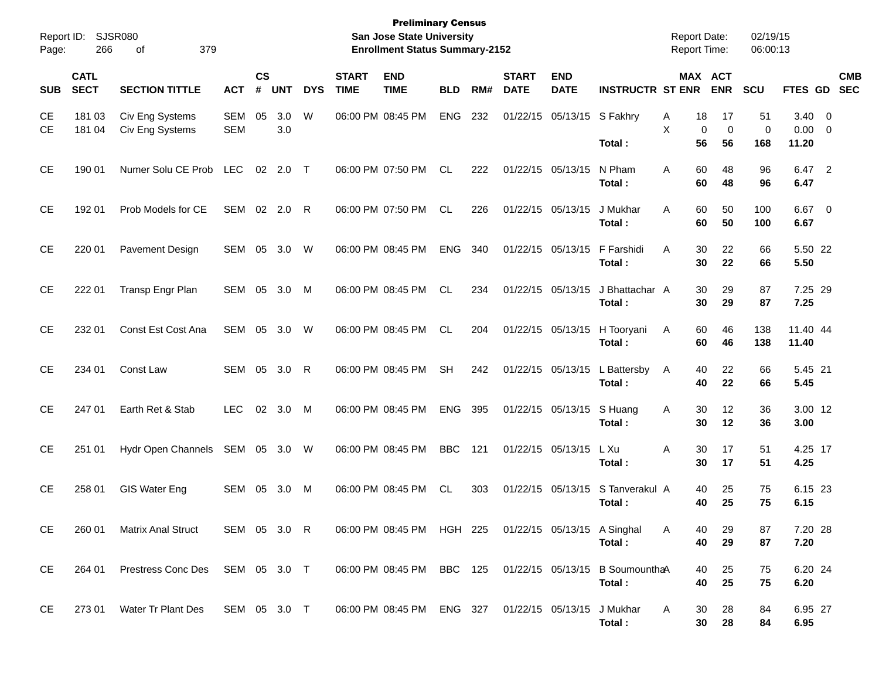**Preliminary Census**
**San Jose State University**
**Enrollment Status Summary-2152**

Report ID: SJSR080
Report Date: 02/19/15
Report Time: 06:00:13

| SUB | CATL SECT | SECTION TITTLE | ACT | CS # | UNT | DYS | START TIME | END TIME | BLD | RM# | START DATE | END DATE | INSTRUCTR | ST | MAX ENR | ACT ENR | SCU | FTES | GD | CMB SEC |
|---|---|---|---|---|---|---|---|---|---|---|---|---|---|---|---|---|---|---|---|---|
| CE | 181 03 | Civ Eng Systems | SEM | 05 | 3.0 | W | 06:00 PM | 08:45 PM | ENG | 232 | 01/22/15 | 05/13/15 | S Fakhry | A | 18 | 17 | 51 | 3.40 | 0 | |
| CE | 181 04 | Civ Eng Systems | SEM | | 3.0 | | | | | | | | | X | 0 | 0 | 0 | 0.00 | 0 | |
| | | | | | | | | | | | | | **Total :** | | **56** | **56** | **168** | **11.20** | | |
| CE | 190 01 | Numer Solu CE Prob | LEC | 02 | 2.0 | T | 06:00 PM | 07:50 PM | CL | 222 | 01/22/15 | 05/13/15 | N Pham | A | 60 | 48 | 96 | 6.47 | 2 | |
| | | | | | | | | | | | | | **Total :** | | **60** | **48** | **96** | **6.47** | | |
| CE | 192 01 | Prob Models for CE | SEM | 02 | 2.0 | R | 06:00 PM | 07:50 PM | CL | 226 | 01/22/15 | 05/13/15 | J Mukhar | A | 60 | 50 | 100 | 6.67 | 0 | |
| | | | | | | | | | | | | | **Total :** | | **60** | **50** | **100** | **6.67** | | |
| CE | 220 01 | Pavement Design | SEM | 05 | 3.0 | W | 06:00 PM | 08:45 PM | ENG | 340 | 01/22/15 | 05/13/15 | F Farshidi | A | 30 | 22 | 66 | 5.50 | 22 | |
| | | | | | | | | | | | | | **Total :** | | **30** | **22** | **66** | **5.50** | | |
| CE | 222 01 | Transp Engr Plan | SEM | 05 | 3.0 | M | 06:00 PM | 08:45 PM | CL | 234 | 01/22/15 | 05/13/15 | J Bhattachar | A | 30 | 29 | 87 | 7.25 | 29 | |
| | | | | | | | | | | | | | **Total :** | | **30** | **29** | **87** | **7.25** | | |
| CE | 232 01 | Const Est Cost Ana | SEM | 05 | 3.0 | W | 06:00 PM | 08:45 PM | CL | 204 | 01/22/15 | 05/13/15 | H Tooryani | A | 60 | 46 | 138 | 11.40 | 44 | |
| | | | | | | | | | | | | | **Total :** | | **60** | **46** | **138** | **11.40** | | |
| CE | 234 01 | Const Law | SEM | 05 | 3.0 | R | 06:00 PM | 08:45 PM | SH | 242 | 01/22/15 | 05/13/15 | L Battersby | A | 40 | 22 | 66 | 5.45 | 21 | |
| | | | | | | | | | | | | | **Total :** | | **40** | **22** | **66** | **5.45** | | |
| CE | 247 01 | Earth Ret & Stab | LEC | 02 | 3.0 | M | 06:00 PM | 08:45 PM | ENG | 395 | 01/22/15 | 05/13/15 | S Huang | A | 30 | 12 | 36 | 3.00 | 12 | |
| | | | | | | | | | | | | | **Total :** | | **30** | **12** | **36** | **3.00** | | |
| CE | 251 01 | Hydr Open Channels | SEM | 05 | 3.0 | W | 06:00 PM | 08:45 PM | BBC | 121 | 01/22/15 | 05/13/15 | L Xu | A | 30 | 17 | 51 | 4.25 | 17 | |
| | | | | | | | | | | | | | **Total :** | | **30** | **17** | **51** | **4.25** | | |
| CE | 258 01 | GIS Water Eng | SEM | 05 | 3.0 | M | 06:00 PM | 08:45 PM | CL | 303 | 01/22/15 | 05/13/15 | S Tanverakul | A | 40 | 25 | 75 | 6.15 | 23 | |
| | | | | | | | | | | | | | **Total :** | | **40** | **25** | **75** | **6.15** | | |
| CE | 260 01 | Matrix Anal Struct | SEM | 05 | 3.0 | R | 06:00 PM | 08:45 PM | HGH | 225 | 01/22/15 | 05/13/15 | A Singhal | A | 40 | 29 | 87 | 7.20 | 28 | |
| | | | | | | | | | | | | | **Total :** | | **40** | **29** | **87** | **7.20** | | |
| CE | 264 01 | Prestress Conc Des | SEM | 05 | 3.0 | T | 06:00 PM | 08:45 PM | BBC | 125 | 01/22/15 | 05/13/15 | B Soumountha | A | 40 | 25 | 75 | 6.20 | 24 | |
| | | | | | | | | | | | | | **Total :** | | **40** | **25** | **75** | **6.20** | | |
| CE | 273 01 | Water Tr Plant Des | SEM | 05 | 3.0 | T | 06:00 PM | 08:45 PM | ENG | 327 | 01/22/15 | 05/13/15 | J Mukhar | A | 30 | 28 | 84 | 6.95 | 27 | |
| | | | | | | | | | | | | | **Total :** | | **30** | **28** | **84** | **6.95** | | |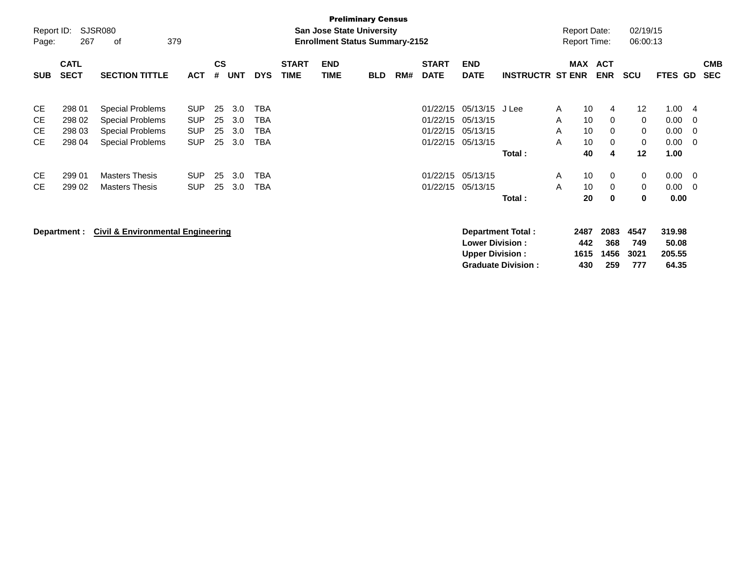**Preliminary Census**

**San Jose State University**

**Enrollment Status Summary-2152**

Report ID: SJSR080

Report Date: 02/19/15

Report Time: 06:00:13

| SUB | CATL SECT | SECTION TITTLE | ACT | CS # | UNT | DYS | START TIME | END TIME | BLD | RM# | START DATE | END DATE | INSTRUCTR | ST | MAX ENR | ACT ENR | SCU | FTES | GD | CMB SEC |
|---|---|---|---|---|---|---|---|---|---|---|---|---|---|---|---|---|---|---|---|---|
| CE | 298 01 | Special Problems | SUP | 25 | 3.0 | TBA | | | | | 01/22/15 | 05/13/15 | J Lee | A | 10 | 4 | 12 | 1.00 | 4 | |
| CE | 298 02 | Special Problems | SUP | 25 | 3.0 | TBA | | | | | 01/22/15 | 05/13/15 | | A | 10 | 0 | 0 | 0.00 | 0 | |
| CE | 298 03 | Special Problems | SUP | 25 | 3.0 | TBA | | | | | 01/22/15 | 05/13/15 | | A | 10 | 0 | 0 | 0.00 | 0 | |
| CE | 298 04 | Special Problems | SUP | 25 | 3.0 | TBA | | | | | 01/22/15 | 05/13/15 | | A | 10 | 0 | 0 | 0.00 | 0 | |
| | | | | | | | | | | | | | **Total :** | | **40** | **4** | **12** | **1.00** | | |
| CE | 299 01 | Masters Thesis | SUP | 25 | 3.0 | TBA | | | | | 01/22/15 | 05/13/15 | | A | 10 | 0 | 0 | 0.00 | 0 | |
| CE | 299 02 | Masters Thesis | SUP | 25 | 3.0 | TBA | | | | | 01/22/15 | 05/13/15 | | A | 10 | 0 | 0 | 0.00 | 0 | |
| | | | | | | | | | | | | | **Total :** | | **20** | **0** | **0** | **0.00** | | |

**Department :** **Civil & Environmental Engineering**

| | MAX ENR | ACT ENR | SCU | FTES |
|---|---|---|---|---|
| **Department Total :** | **2487** | **2083** | **4547** | **319.98** |
| **Lower Division :** | **442** | **368** | **749** | **50.08** |
| **Upper Division :** | **1615** | **1456** | **3021** | **205.55** |
| **Graduate Division :** | **430** | **259** | **777** | **64.35** |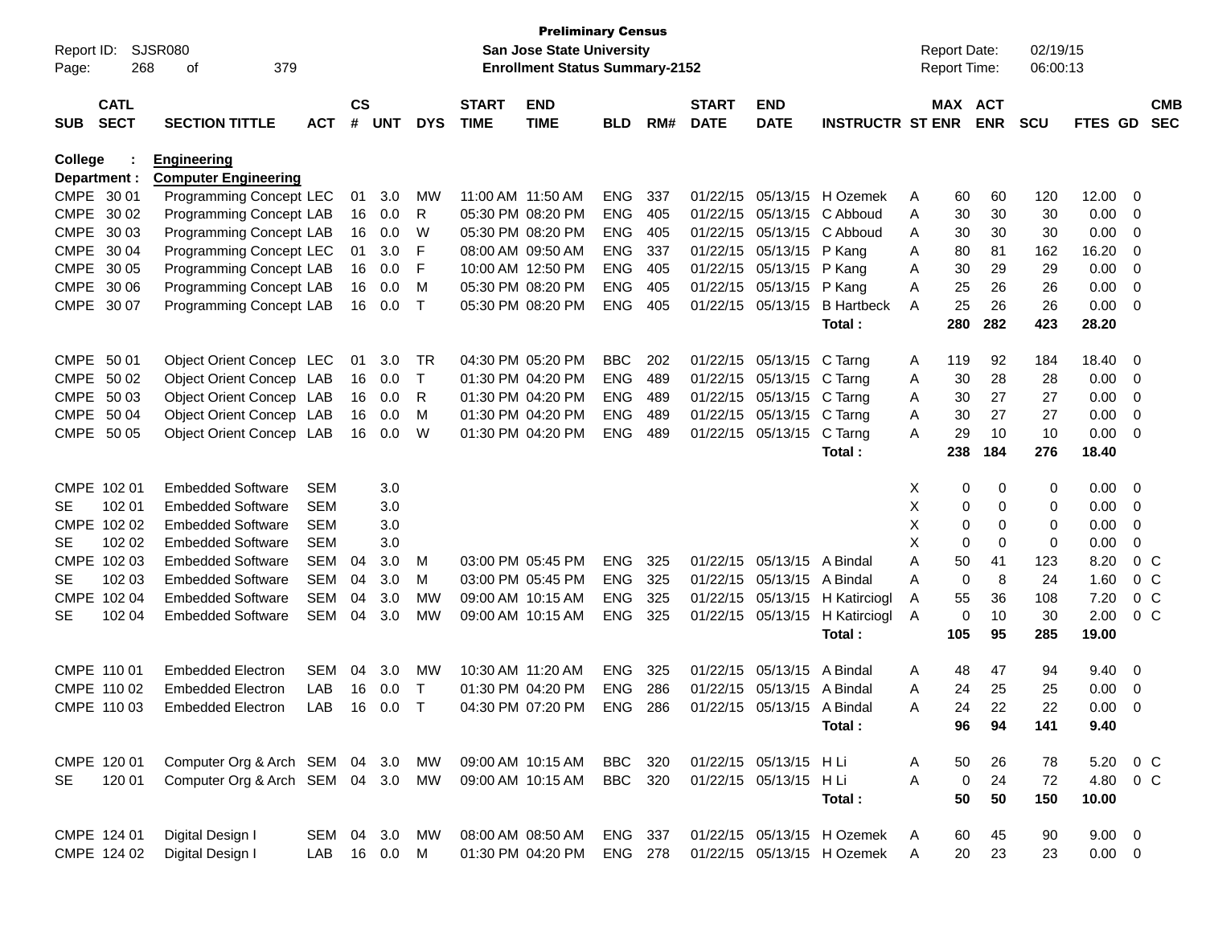**Preliminary Census**
**San Jose State University**
**Enrollment Status Summary-2152**

Report ID: SJSR080
Report Date: 02/19/15
Report Time: 06:00:13

**College : Engineering**
**Department : Computer Engineering**

| SUB | CATL SECT | SECTION TITTLE | ACT | CS # | UNT | DYS | START TIME | END TIME | BLD | RM# | START DATE | END DATE | INSTRUCTR | ST | MAX ENR | ACT ENR | SCU | FTES | GD | CMB SEC |
|---|---|---|---|---|---|---|---|---|---|---|---|---|---|---|---|---|---|---|---|---|
| CMPE | 30 01 | Programming Concept | LEC | 01 | 3.0 | MW | 11:00 AM | 11:50 AM | ENG | 337 | 01/22/15 | 05/13/15 | H Ozemek | A | 60 | 60 | 120 | 12.00 | 0 | |
| CMPE | 30 02 | Programming Concept | LAB | 16 | 0.0 | R | 05:30 PM | 08:20 PM | ENG | 405 | 01/22/15 | 05/13/15 | C Abboud | A | 30 | 30 | 30 | 0.00 | 0 | |
| CMPE | 30 03 | Programming Concept | LAB | 16 | 0.0 | W | 05:30 PM | 08:20 PM | ENG | 405 | 01/22/15 | 05/13/15 | C Abboud | A | 30 | 30 | 30 | 0.00 | 0 | |
| CMPE | 30 04 | Programming Concept | LEC | 01 | 3.0 | F | 08:00 AM | 09:50 AM | ENG | 337 | 01/22/15 | 05/13/15 | P Kang | A | 80 | 81 | 162 | 16.20 | 0 | |
| CMPE | 30 05 | Programming Concept | LAB | 16 | 0.0 | F | 10:00 AM | 12:50 PM | ENG | 405 | 01/22/15 | 05/13/15 | P Kang | A | 30 | 29 | 29 | 0.00 | 0 | |
| CMPE | 30 06 | Programming Concept | LAB | 16 | 0.0 | M | 05:30 PM | 08:20 PM | ENG | 405 | 01/22/15 | 05/13/15 | P Kang | A | 25 | 26 | 26 | 0.00 | 0 | |
| CMPE | 30 07 | Programming Concept | LAB | 16 | 0.0 | T | 05:30 PM | 08:20 PM | ENG | 405 | 01/22/15 | 05/13/15 | B Hartbeck | A | 25 | 26 | 26 | 0.00 | 0 | |
| | | | | | | | | | | | | | **Total :** | | **280** | **282** | **423** | **28.20** | | |
| CMPE | 50 01 | Object Orient Concep | LEC | 01 | 3.0 | TR | 04:30 PM | 05:20 PM | BBC | 202 | 01/22/15 | 05/13/15 | C Tarng | A | 119 | 92 | 184 | 18.40 | 0 | |
| CMPE | 50 02 | Object Orient Concep | LAB | 16 | 0.0 | T | 01:30 PM | 04:20 PM | ENG | 489 | 01/22/15 | 05/13/15 | C Tarng | A | 30 | 28 | 28 | 0.00 | 0 | |
| CMPE | 50 03 | Object Orient Concep | LAB | 16 | 0.0 | R | 01:30 PM | 04:20 PM | ENG | 489 | 01/22/15 | 05/13/15 | C Tarng | A | 30 | 27 | 27 | 0.00 | 0 | |
| CMPE | 50 04 | Object Orient Concep | LAB | 16 | 0.0 | M | 01:30 PM | 04:20 PM | ENG | 489 | 01/22/15 | 05/13/15 | C Tarng | A | 30 | 27 | 27 | 0.00 | 0 | |
| CMPE | 50 05 | Object Orient Concep | LAB | 16 | 0.0 | W | 01:30 PM | 04:20 PM | ENG | 489 | 01/22/15 | 05/13/15 | C Tarng | A | 29 | 10 | 10 | 0.00 | 0 | |
| | | | | | | | | | | | | | **Total :** | | **238** | **184** | **276** | **18.40** | | |
| CMPE | 102 01 | Embedded Software | SEM | | 3.0 | | | | | | | | | X | 0 | 0 | 0 | 0.00 | 0 | |
| SE | 102 01 | Embedded Software | SEM | | 3.0 | | | | | | | | | X | 0 | 0 | 0 | 0.00 | 0 | |
| CMPE | 102 02 | Embedded Software | SEM | | 3.0 | | | | | | | | | X | 0 | 0 | 0 | 0.00 | 0 | |
| SE | 102 02 | Embedded Software | SEM | | 3.0 | | | | | | | | | X | 0 | 0 | 0 | 0.00 | 0 | |
| CMPE | 102 03 | Embedded Software | SEM | 04 | 3.0 | M | 03:00 PM | 05:45 PM | ENG | 325 | 01/22/15 | 05/13/15 | A Bindal | A | 50 | 41 | 123 | 8.20 | 0 | C |
| SE | 102 03 | Embedded Software | SEM | 04 | 3.0 | M | 03:00 PM | 05:45 PM | ENG | 325 | 01/22/15 | 05/13/15 | A Bindal | A | 0 | 8 | 24 | 1.60 | 0 | C |
| CMPE | 102 04 | Embedded Software | SEM | 04 | 3.0 | MW | 09:00 AM | 10:15 AM | ENG | 325 | 01/22/15 | 05/13/15 | H Katirciogl | A | 55 | 36 | 108 | 7.20 | 0 | C |
| SE | 102 04 | Embedded Software | SEM | 04 | 3.0 | MW | 09:00 AM | 10:15 AM | ENG | 325 | 01/22/15 | 05/13/15 | H Katirciogl | A | 0 | 10 | 30 | 2.00 | 0 | C |
| | | | | | | | | | | | | | **Total :** | | **105** | **95** | **285** | **19.00** | | |
| CMPE | 110 01 | Embedded Electron | SEM | 04 | 3.0 | MW | 10:30 AM | 11:20 AM | ENG | 325 | 01/22/15 | 05/13/15 | A Bindal | A | 48 | 47 | 94 | 9.40 | 0 | |
| CMPE | 110 02 | Embedded Electron | LAB | 16 | 0.0 | T | 01:30 PM | 04:20 PM | ENG | 286 | 01/22/15 | 05/13/15 | A Bindal | A | 24 | 25 | 25 | 0.00 | 0 | |
| CMPE | 110 03 | Embedded Electron | LAB | 16 | 0.0 | T | 04:30 PM | 07:20 PM | ENG | 286 | 01/22/15 | 05/13/15 | A Bindal | A | 24 | 22 | 22 | 0.00 | 0 | |
| | | | | | | | | | | | | | **Total :** | | **96** | **94** | **141** | **9.40** | | |
| CMPE | 120 01 | Computer Org & Arch | SEM | 04 | 3.0 | MW | 09:00 AM | 10:15 AM | BBC | 320 | 01/22/15 | 05/13/15 | H Li | A | 50 | 26 | 78 | 5.20 | 0 | C |
| SE | 120 01 | Computer Org & Arch | SEM | 04 | 3.0 | MW | 09:00 AM | 10:15 AM | BBC | 320 | 01/22/15 | 05/13/15 | H Li | A | 0 | 24 | 72 | 4.80 | 0 | C |
| | | | | | | | | | | | | | **Total :** | | **50** | **50** | **150** | **10.00** | | |
| CMPE | 124 01 | Digital Design I | SEM | 04 | 3.0 | MW | 08:00 AM | 08:50 AM | ENG | 337 | 01/22/15 | 05/13/15 | H Ozemek | A | 60 | 45 | 90 | 9.00 | 0 | |
| CMPE | 124 02 | Digital Design I | LAB | 16 | 0.0 | M | 01:30 PM | 04:20 PM | ENG | 278 | 01/22/15 | 05/13/15 | H Ozemek | A | 20 | 23 | 23 | 0.00 | 0 | |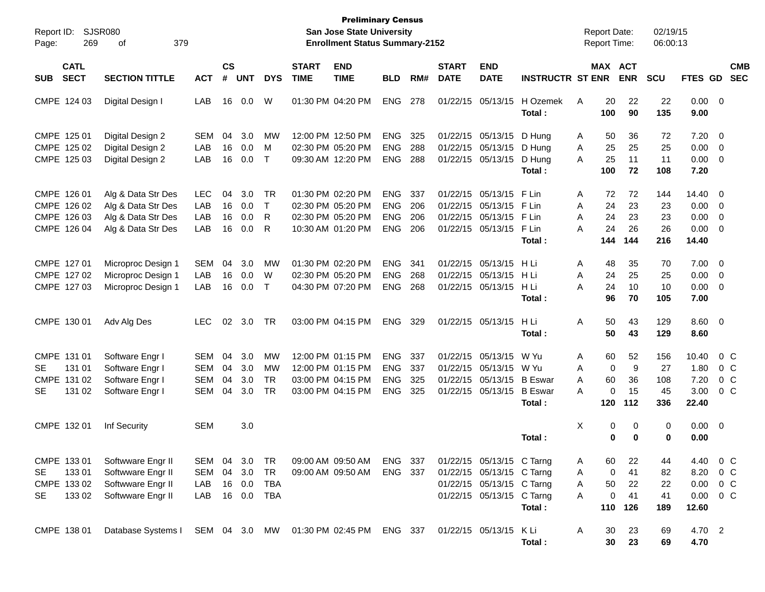**Preliminary Census**
**San Jose State University**
**Enrollment Status Summary-2152**

Report ID: SJSR080
Report Date: 02/19/15
Report Time: 06:00:13

| SUB | CATL SECT | SECTION TITTLE | ACT | CS # | UNT | DYS | START TIME | END TIME | BLD | RM# | START DATE | END DATE | INSTRUCTR | ST | MAX ENR | ACT ENR | SCU | FTES | GD | CMB SEC |
|---|---|---|---|---|---|---|---|---|---|---|---|---|---|---|---|---|---|---|---|---|
| CMPE | 124 03 | Digital Design I | LAB | 16 | 0.0 | W | 01:30 PM | 04:20 PM | ENG | 278 | 01/22/15 | 05/13/15 | H Ozemek | A | 20 | 22 | 22 | 0.00 | 0 | |
| | | | | | | | | | | | | | **Total :** | | **100** | **90** | **135** | **9.00** | | |
| CMPE | 125 01 | Digital Design 2 | SEM | 04 | 3.0 | MW | 12:00 PM | 12:50 PM | ENG | 325 | 01/22/15 | 05/13/15 | D Hung | A | 50 | 36 | 72 | 7.20 | 0 | |
| CMPE | 125 02 | Digital Design 2 | LAB | 16 | 0.0 | M | 02:30 PM | 05:20 PM | ENG | 288 | 01/22/15 | 05/13/15 | D Hung | A | 25 | 25 | 25 | 0.00 | 0 | |
| CMPE | 125 03 | Digital Design 2 | LAB | 16 | 0.0 | T | 09:30 AM | 12:20 PM | ENG | 288 | 01/22/15 | 05/13/15 | D Hung | A | 25 | 11 | 11 | 0.00 | 0 | |
| | | | | | | | | | | | | | **Total :** | | **100** | **72** | **108** | **7.20** | | |
| CMPE | 126 01 | Alg & Data Str Des | LEC | 04 | 3.0 | TR | 01:30 PM | 02:20 PM | ENG | 337 | 01/22/15 | 05/13/15 | F Lin | A | 72 | 72 | 144 | 14.40 | 0 | |
| CMPE | 126 02 | Alg & Data Str Des | LAB | 16 | 0.0 | T | 02:30 PM | 05:20 PM | ENG | 206 | 01/22/15 | 05/13/15 | F Lin | A | 24 | 23 | 23 | 0.00 | 0 | |
| CMPE | 126 03 | Alg & Data Str Des | LAB | 16 | 0.0 | R | 02:30 PM | 05:20 PM | ENG | 206 | 01/22/15 | 05/13/15 | F Lin | A | 24 | 23 | 23 | 0.00 | 0 | |
| CMPE | 126 04 | Alg & Data Str Des | LAB | 16 | 0.0 | R | 10:30 AM | 01:20 PM | ENG | 206 | 01/22/15 | 05/13/15 | F Lin | A | 24 | 26 | 26 | 0.00 | 0 | |
| | | | | | | | | | | | | | **Total :** | | **144** | **144** | **216** | **14.40** | | |
| CMPE | 127 01 | Microproc Design 1 | SEM | 04 | 3.0 | MW | 01:30 PM | 02:20 PM | ENG | 341 | 01/22/15 | 05/13/15 | H Li | A | 48 | 35 | 70 | 7.00 | 0 | |
| CMPE | 127 02 | Microproc Design 1 | LAB | 16 | 0.0 | W | 02:30 PM | 05:20 PM | ENG | 268 | 01/22/15 | 05/13/15 | H Li | A | 24 | 25 | 25 | 0.00 | 0 | |
| CMPE | 127 03 | Microproc Design 1 | LAB | 16 | 0.0 | T | 04:30 PM | 07:20 PM | ENG | 268 | 01/22/15 | 05/13/15 | H Li | A | 24 | 10 | 10 | 0.00 | 0 | |
| | | | | | | | | | | | | | **Total :** | | **96** | **70** | **105** | **7.00** | | |
| CMPE | 130 01 | Adv Alg Des | LEC | 02 | 3.0 | TR | 03:00 PM | 04:15 PM | ENG | 329 | 01/22/15 | 05/13/15 | H Li | A | 50 | 43 | 129 | 8.60 | 0 | |
| | | | | | | | | | | | | | **Total :** | | **50** | **43** | **129** | **8.60** | | |
| CMPE | 131 01 | Software Engr I | SEM | 04 | 3.0 | MW | 12:00 PM | 01:15 PM | ENG | 337 | 01/22/15 | 05/13/15 | W Yu | A | 60 | 52 | 156 | 10.40 | 0 | C |
| SE | 131 01 | Software Engr I | SEM | 04 | 3.0 | MW | 12:00 PM | 01:15 PM | ENG | 337 | 01/22/15 | 05/13/15 | W Yu | A | 0 | 9 | 27 | 1.80 | 0 | C |
| CMPE | 131 02 | Software Engr I | SEM | 04 | 3.0 | TR | 03:00 PM | 04:15 PM | ENG | 325 | 01/22/15 | 05/13/15 | B Eswar | A | 60 | 36 | 108 | 7.20 | 0 | C |
| SE | 131 02 | Software Engr I | SEM | 04 | 3.0 | TR | 03:00 PM | 04:15 PM | ENG | 325 | 01/22/15 | 05/13/15 | B Eswar | A | 0 | 15 | 45 | 3.00 | 0 | C |
| | | | | | | | | | | | | | **Total :** | | **120** | **112** | **336** | **22.40** | | |
| CMPE | 132 01 | Inf Security | SEM | | 3.0 | | | | | | | | | X | 0 | 0 | 0 | 0.00 | 0 | |
| | | | | | | | | | | | | | **Total :** | | **0** | **0** | **0** | **0.00** | | |
| CMPE | 133 01 | Softwware Engr II | SEM | 04 | 3.0 | TR | 09:00 AM | 09:50 AM | ENG | 337 | 01/22/15 | 05/13/15 | C Tarng | A | 60 | 22 | 44 | 4.40 | 0 | C |
| SE | 133 01 | Softwware Engr II | SEM | 04 | 3.0 | TR | 09:00 AM | 09:50 AM | ENG | 337 | 01/22/15 | 05/13/15 | C Tarng | A | 0 | 41 | 82 | 8.20 | 0 | C |
| CMPE | 133 02 | Softwware Engr II | LAB | 16 | 0.0 | TBA | | | | | 01/22/15 | 05/13/15 | C Tarng | A | 50 | 22 | 22 | 0.00 | 0 | C |
| SE | 133 02 | Softwware Engr II | LAB | 16 | 0.0 | TBA | | | | | 01/22/15 | 05/13/15 | C Tarng | A | 0 | 41 | 41 | 0.00 | 0 | C |
| | | | | | | | | | | | | | **Total :** | | **110** | **126** | **189** | **12.60** | | |
| CMPE | 138 01 | Database Systems I | SEM | 04 | 3.0 | MW | 01:30 PM | 02:45 PM | ENG | 337 | 01/22/15 | 05/13/15 | K Li | A | 30 | 23 | 69 | 4.70 | 2 | |
| | | | | | | | | | | | | | **Total :** | | **30** | **23** | **69** | **4.70** | | |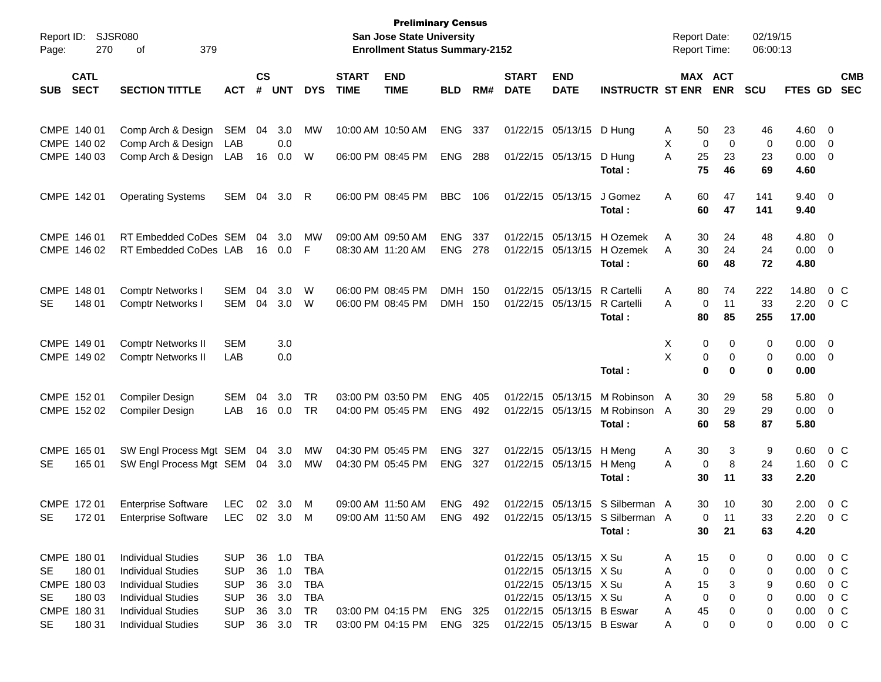# Preliminary Census
## San Jose State University
## Enrollment Status Summary-2152

Report ID: SJSR080
Report Date: 02/19/15
Report Time: 06:00:13

| SUB | CATL SECT | SECTION TITTLE | ACT | CS # | UNT | DYS | START TIME | END TIME | BLD | RM# | START DATE | END DATE | INSTRUCTR | ST | MAX ENR | ACT ENR | SCU | FTES | GD | CMB SEC |
|---|---|---|---|---|---|---|---|---|---|---|---|---|---|---|---|---|---|---|---|---|
| CMPE | 140 01 | Comp Arch & Design | SEM | 04 | 3.0 | MW | 10:00 AM | 10:50 AM | ENG | 337 | 01/22/15 | 05/13/15 | D Hung | A | 50 | 23 | 46 | 4.60 | 0 | |
| CMPE | 140 02 | Comp Arch & Design | LAB | | 0.0 | | | | | | | | | X | 0 | 0 | 0 | 0.00 | 0 | |
| CMPE | 140 03 | Comp Arch & Design | LAB | 16 | 0.0 | W | 06:00 PM | 08:45 PM | ENG | 288 | 01/22/15 | 05/13/15 | D Hung | A | 25 | 23 | 23 | 0.00 | 0 | |
| | | | | | | | | | | | | | **Total :** | | **75** | **46** | **69** | **4.60** | | |
| CMPE | 142 01 | Operating Systems | SEM | 04 | 3.0 | R | 06:00 PM | 08:45 PM | BBC | 106 | 01/22/15 | 05/13/15 | J Gomez | A | 60 | 47 | 141 | 9.40 | 0 | |
| | | | | | | | | | | | | | **Total :** | | **60** | **47** | **141** | **9.40** | | |
| CMPE | 146 01 | RT Embedded CoDes | SEM | 04 | 3.0 | MW | 09:00 AM | 09:50 AM | ENG | 337 | 01/22/15 | 05/13/15 | H Ozemek | A | 30 | 24 | 48 | 4.80 | 0 | |
| CMPE | 146 02 | RT Embedded CoDes | LAB | 16 | 0.0 | F | 08:30 AM | 11:20 AM | ENG | 278 | 01/22/15 | 05/13/15 | H Ozemek | A | 30 | 24 | 24 | 0.00 | 0 | |
| | | | | | | | | | | | | | **Total :** | | **60** | **48** | **72** | **4.80** | | |
| CMPE | 148 01 | Comptr Networks I | SEM | 04 | 3.0 | W | 06:00 PM | 08:45 PM | DMH | 150 | 01/22/15 | 05/13/15 | R Cartelli | A | 80 | 74 | 222 | 14.80 | 0 | C |
| SE | 148 01 | Comptr Networks I | SEM | 04 | 3.0 | W | 06:00 PM | 08:45 PM | DMH | 150 | 01/22/15 | 05/13/15 | R Cartelli | A | 0 | 11 | 33 | 2.20 | 0 | C |
| | | | | | | | | | | | | | **Total :** | | **80** | **85** | **255** | **17.00** | | |
| CMPE | 149 01 | Comptr Networks II | SEM | | 3.0 | | | | | | | | | X | 0 | 0 | 0 | 0.00 | 0 | |
| CMPE | 149 02 | Comptr Networks II | LAB | | 0.0 | | | | | | | | | X | 0 | 0 | 0 | 0.00 | 0 | |
| | | | | | | | | | | | | | **Total :** | | **0** | **0** | **0** | **0.00** | | |
| CMPE | 152 01 | Compiler Design | SEM | 04 | 3.0 | TR | 03:00 PM | 03:50 PM | ENG | 405 | 01/22/15 | 05/13/15 | M Robinson | A | 30 | 29 | 58 | 5.80 | 0 | |
| CMPE | 152 02 | Compiler Design | LAB | 16 | 0.0 | TR | 04:00 PM | 05:45 PM | ENG | 492 | 01/22/15 | 05/13/15 | M Robinson | A | 30 | 29 | 29 | 0.00 | 0 | |
| | | | | | | | | | | | | | **Total :** | | **60** | **58** | **87** | **5.80** | | |
| CMPE | 165 01 | SW Engl Process Mgt | SEM | 04 | 3.0 | MW | 04:30 PM | 05:45 PM | ENG | 327 | 01/22/15 | 05/13/15 | H Meng | A | 30 | 3 | 9 | 0.60 | 0 | C |
| SE | 165 01 | SW Engl Process Mgt | SEM | 04 | 3.0 | MW | 04:30 PM | 05:45 PM | ENG | 327 | 01/22/15 | 05/13/15 | H Meng | A | 0 | 8 | 24 | 1.60 | 0 | C |
| | | | | | | | | | | | | | **Total :** | | **30** | **11** | **33** | **2.20** | | |
| CMPE | 172 01 | Enterprise Software | LEC | 02 | 3.0 | M | 09:00 AM | 11:50 AM | ENG | 492 | 01/22/15 | 05/13/15 | S Silberman | A | 30 | 10 | 30 | 2.00 | 0 | C |
| SE | 172 01 | Enterprise Software | LEC | 02 | 3.0 | M | 09:00 AM | 11:50 AM | ENG | 492 | 01/22/15 | 05/13/15 | S Silberman | A | 0 | 11 | 33 | 2.20 | 0 | C |
| | | | | | | | | | | | | | **Total :** | | **30** | **21** | **63** | **4.20** | | |
| CMPE | 180 01 | Individual Studies | SUP | 36 | 1.0 | TBA | | | | | 01/22/15 | 05/13/15 | X Su | A | 15 | 0 | 0 | 0.00 | 0 | C |
| SE | 180 01 | Individual Studies | SUP | 36 | 1.0 | TBA | | | | | 01/22/15 | 05/13/15 | X Su | A | 0 | 0 | 0 | 0.00 | 0 | C |
| CMPE | 180 03 | Individual Studies | SUP | 36 | 3.0 | TBA | | | | | 01/22/15 | 05/13/15 | X Su | A | 15 | 3 | 9 | 0.60 | 0 | C |
| SE | 180 03 | Individual Studies | SUP | 36 | 3.0 | TBA | | | | | 01/22/15 | 05/13/15 | X Su | A | 0 | 0 | 0 | 0.00 | 0 | C |
| CMPE | 180 31 | Individual Studies | SUP | 36 | 3.0 | TR | 03:00 PM | 04:15 PM | ENG | 325 | 01/22/15 | 05/13/15 | B Eswar | A | 45 | 0 | 0 | 0.00 | 0 | C |
| SE | 180 31 | Individual Studies | SUP | 36 | 3.0 | TR | 03:00 PM | 04:15 PM | ENG | 325 | 01/22/15 | 05/13/15 | B Eswar | A | 0 | 0 | 0 | 0.00 | 0 | C |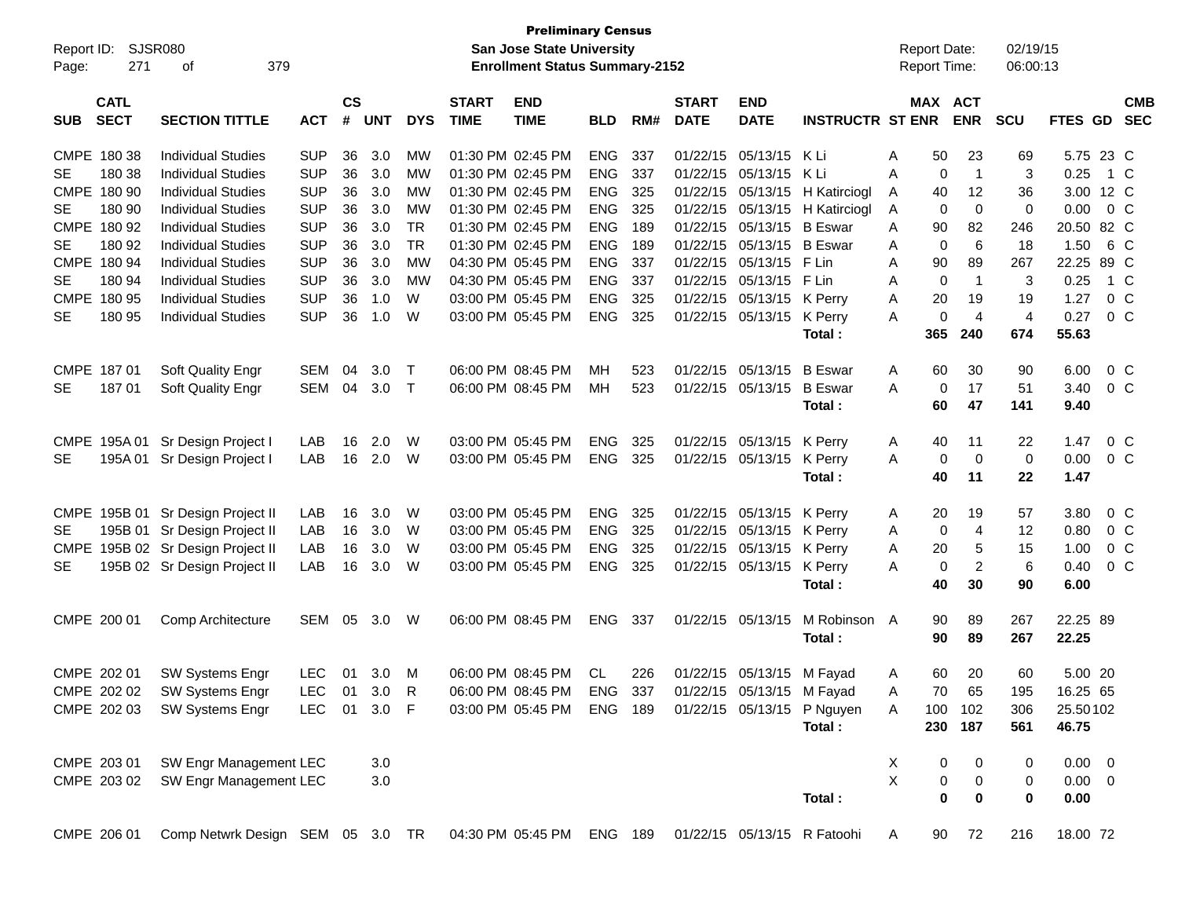**Preliminary Census**
**San Jose State University**
**Enrollment Status Summary-2152**

Report ID: SJSR080
Report Date: 02/19/15
Report Time: 06:00:13

| SUB | CATL SECT | SECTION TITTLE | ACT | CS # | UNT | DYS | START TIME | END TIME | BLD | RM# | START DATE | END DATE | INSTRUCTR | ST | MAX ENR | ACT ENR | SCU | FTES | GD | CMB SEC |
|---|---|---|---|---|---|---|---|---|---|---|---|---|---|---|---|---|---|---|---|---|
| CMPE | 180 38 | Individual Studies | SUP | 36 | 3.0 | MW | 01:30 PM | 02:45 PM | ENG | 337 | 01/22/15 | 05/13/15 | K Li | A | 50 | 23 | 69 | 5.75 | 23 | C |
| SE | 180 38 | Individual Studies | SUP | 36 | 3.0 | MW | 01:30 PM | 02:45 PM | ENG | 337 | 01/22/15 | 05/13/15 | K Li | A | 0 | 1 | 3 | 0.25 | 1 | C |
| CMPE | 180 90 | Individual Studies | SUP | 36 | 3.0 | MW | 01:30 PM | 02:45 PM | ENG | 325 | 01/22/15 | 05/13/15 | H Katircioglu | A | 40 | 12 | 36 | 3.00 | 12 | C |
| SE | 180 90 | Individual Studies | SUP | 36 | 3.0 | MW | 01:30 PM | 02:45 PM | ENG | 325 | 01/22/15 | 05/13/15 | H Katircioglu | A | 0 | 0 | 0 | 0.00 | 0 | C |
| CMPE | 180 92 | Individual Studies | SUP | 36 | 3.0 | TR | 01:30 PM | 02:45 PM | ENG | 189 | 01/22/15 | 05/13/15 | B Eswar | A | 90 | 82 | 246 | 20.50 | 82 | C |
| SE | 180 92 | Individual Studies | SUP | 36 | 3.0 | TR | 01:30 PM | 02:45 PM | ENG | 189 | 01/22/15 | 05/13/15 | B Eswar | A | 0 | 6 | 18 | 1.50 | 6 | C |
| CMPE | 180 94 | Individual Studies | SUP | 36 | 3.0 | MW | 04:30 PM | 05:45 PM | ENG | 337 | 01/22/15 | 05/13/15 | F Lin | A | 90 | 89 | 267 | 22.25 | 89 | C |
| SE | 180 94 | Individual Studies | SUP | 36 | 3.0 | MW | 04:30 PM | 05:45 PM | ENG | 337 | 01/22/15 | 05/13/15 | F Lin | A | 0 | 1 | 3 | 0.25 | 1 | C |
| CMPE | 180 95 | Individual Studies | SUP | 36 | 1.0 | W | 03:00 PM | 05:45 PM | ENG | 325 | 01/22/15 | 05/13/15 | K Perry | A | 20 | 19 | 19 | 1.27 | 0 | C |
| SE | 180 95 | Individual Studies | SUP | 36 | 1.0 | W | 03:00 PM | 05:45 PM | ENG | 325 | 01/22/15 | 05/13/15 | K Perry | A | 0 | 4 | 4 | 0.27 | 0 | C |
| | | | | | | | | | | | | | **Total :** | | **365** | **240** | **674** | **55.63** | | |
| CMPE | 187 01 | Soft Quality Engr | SEM | 04 | 3.0 | T | 06:00 PM | 08:45 PM | MH | 523 | 01/22/15 | 05/13/15 | B Eswar | A | 60 | 30 | 90 | 6.00 | 0 | C |
| SE | 187 01 | Soft Quality Engr | SEM | 04 | 3.0 | T | 06:00 PM | 08:45 PM | MH | 523 | 01/22/15 | 05/13/15 | B Eswar | A | 0 | 17 | 51 | 3.40 | 0 | C |
| | | | | | | | | | | | | | **Total :** | | **60** | **47** | **141** | **9.40** | | |
| CMPE | 195A 01 | Sr Design Project I | LAB | 16 | 2.0 | W | 03:00 PM | 05:45 PM | ENG | 325 | 01/22/15 | 05/13/15 | K Perry | A | 40 | 11 | 22 | 1.47 | 0 | C |
| SE | 195A 01 | Sr Design Project I | LAB | 16 | 2.0 | W | 03:00 PM | 05:45 PM | ENG | 325 | 01/22/15 | 05/13/15 | K Perry | A | 0 | 0 | 0 | 0.00 | 0 | C |
| | | | | | | | | | | | | | **Total :** | | **40** | **11** | **22** | **1.47** | | |
| CMPE | 195B 01 | Sr Design Project II | LAB | 16 | 3.0 | W | 03:00 PM | 05:45 PM | ENG | 325 | 01/22/15 | 05/13/15 | K Perry | A | 20 | 19 | 57 | 3.80 | 0 | C |
| SE | 195B 01 | Sr Design Project II | LAB | 16 | 3.0 | W | 03:00 PM | 05:45 PM | ENG | 325 | 01/22/15 | 05/13/15 | K Perry | A | 0 | 4 | 12 | 0.80 | 0 | C |
| CMPE | 195B 02 | Sr Design Project II | LAB | 16 | 3.0 | W | 03:00 PM | 05:45 PM | ENG | 325 | 01/22/15 | 05/13/15 | K Perry | A | 20 | 5 | 15 | 1.00 | 0 | C |
| SE | 195B 02 | Sr Design Project II | LAB | 16 | 3.0 | W | 03:00 PM | 05:45 PM | ENG | 325 | 01/22/15 | 05/13/15 | K Perry | A | 0 | 2 | 6 | 0.40 | 0 | C |
| | | | | | | | | | | | | | **Total :** | | **40** | **30** | **90** | **6.00** | | |
| CMPE | 200 01 | Comp Architecture | SEM | 05 | 3.0 | W | 06:00 PM | 08:45 PM | ENG | 337 | 01/22/15 | 05/13/15 | M Robinson | A | 90 | 89 | 267 | 22.25 | 89 | |
| | | | | | | | | | | | | | **Total :** | | **90** | **89** | **267** | **22.25** | | |
| CMPE | 202 01 | SW Systems Engr | LEC | 01 | 3.0 | M | 06:00 PM | 08:45 PM | CL | 226 | 01/22/15 | 05/13/15 | M Fayad | A | 60 | 20 | 60 | 5.00 | 20 | |
| CMPE | 202 02 | SW Systems Engr | LEC | 01 | 3.0 | R | 06:00 PM | 08:45 PM | ENG | 337 | 01/22/15 | 05/13/15 | M Fayad | A | 70 | 65 | 195 | 16.25 | 65 | |
| CMPE | 202 03 | SW Systems Engr | LEC | 01 | 3.0 | F | 03:00 PM | 05:45 PM | ENG | 189 | 01/22/15 | 05/13/15 | P Nguyen | A | 100 | 102 | 306 | 25.50 | 102 | |
| | | | | | | | | | | | | | **Total :** | | **230** | **187** | **561** | **46.75** | | |
| CMPE | 203 01 | SW Engr Management | LEC | | 3.0 | | | | | | | | | X | 0 | 0 | 0 | 0.00 | 0 | |
| CMPE | 203 02 | SW Engr Management | LEC | | 3.0 | | | | | | | | | X | 0 | 0 | 0 | 0.00 | 0 | |
| | | | | | | | | | | | | | **Total :** | | **0** | **0** | **0** | **0.00** | | |
| CMPE | 206 01 | Comp Netwrk Design | SEM | 05 | 3.0 | TR | 04:30 PM | 05:45 PM | ENG | 189 | 01/22/15 | 05/13/15 | R Fatoohi | A | 90 | 72 | 216 | 18.00 | 72 | |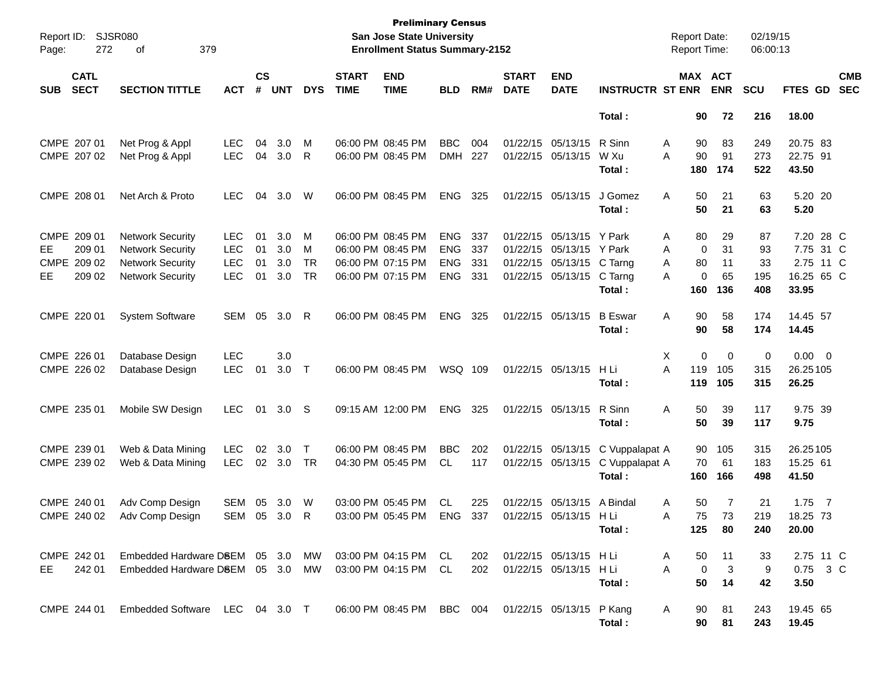**Preliminary Census**
**San Jose State University**
**Enrollment Status Summary-2152**

Report ID: SJSR080
Report Date: 02/19/15
Report Time: 06:00:13

| SUB | CATL SECT | SECTION TITTLE | ACT | CS # | UNT | DYS | START TIME | END TIME | BLD | RM# | START DATE | END DATE | INSTRUCTR | ST | MAX ENR | ACT ENR | SCU | FTES | GD | CMB SEC |
|---|---|---|---|---|---|---|---|---|---|---|---|---|---|---|---|---|---|---|---|---|
| | | | | | | | | | | | | | **Total :** | | **90** | **72** | **216** | **18.00** | | |
| CMPE | 207 01 | Net Prog & Appl | LEC | 04 | 3.0 | M | 06:00 PM | 08:45 PM | BBC | 004 | 01/22/15 | 05/13/15 | R Sinn | A | 90 | 83 | 249 | 20.75 | 83 | |
| CMPE | 207 02 | Net Prog & Appl | LEC | 04 | 3.0 | R | 06:00 PM | 08:45 PM | DMH | 227 | 01/22/15 | 05/13/15 | W Xu | A | 90 | 91 | 273 | 22.75 | 91 | |
| | | | | | | | | | | | | | **Total :** | | **180** | **174** | **522** | **43.50** | | |
| CMPE | 208 01 | Net Arch & Proto | LEC | 04 | 3.0 | W | 06:00 PM | 08:45 PM | ENG | 325 | 01/22/15 | 05/13/15 | J Gomez | A | 50 | 21 | 63 | 5.20 | 20 | |
| | | | | | | | | | | | | | **Total :** | | **50** | **21** | **63** | **5.20** | | |
| CMPE | 209 01 | Network Security | LEC | 01 | 3.0 | M | 06:00 PM | 08:45 PM | ENG | 337 | 01/22/15 | 05/13/15 | Y Park | A | 80 | 29 | 87 | 7.20 | 28 | C |
| EE | 209 01 | Network Security | LEC | 01 | 3.0 | M | 06:00 PM | 08:45 PM | ENG | 337 | 01/22/15 | 05/13/15 | Y Park | A | 0 | 31 | 93 | 7.75 | 31 | C |
| CMPE | 209 02 | Network Security | LEC | 01 | 3.0 | TR | 06:00 PM | 07:15 PM | ENG | 331 | 01/22/15 | 05/13/15 | C Tarng | A | 80 | 11 | 33 | 2.75 | 11 | C |
| EE | 209 02 | Network Security | LEC | 01 | 3.0 | TR | 06:00 PM | 07:15 PM | ENG | 331 | 01/22/15 | 05/13/15 | C Tarng | A | 0 | 65 | 195 | 16.25 | 65 | C |
| | | | | | | | | | | | | | **Total :** | | **160** | **136** | **408** | **33.95** | | |
| CMPE | 220 01 | System Software | SEM | 05 | 3.0 | R | 06:00 PM | 08:45 PM | ENG | 325 | 01/22/15 | 05/13/15 | B Eswar | A | 90 | 58 | 174 | 14.45 | 57 | |
| | | | | | | | | | | | | | **Total :** | | **90** | **58** | **174** | **14.45** | | |
| CMPE | 226 01 | Database Design | LEC | | 3.0 | | | | | | | | | X | 0 | 0 | 0 | 0.00 | 0 | |
| CMPE | 226 02 | Database Design | LEC | 01 | 3.0 | T | 06:00 PM | 08:45 PM | WSQ | 109 | 01/22/15 | 05/13/15 | H Li | A | 119 | 105 | 315 | 26.25 | 105 | |
| | | | | | | | | | | | | | **Total :** | | **119** | **105** | **315** | **26.25** | | |
| CMPE | 235 01 | Mobile SW Design | LEC | 01 | 3.0 | S | 09:15 AM | 12:00 PM | ENG | 325 | 01/22/15 | 05/13/15 | R Sinn | A | 50 | 39 | 117 | 9.75 | 39 | |
| | | | | | | | | | | | | | **Total :** | | **50** | **39** | **117** | **9.75** | | |
| CMPE | 239 01 | Web & Data Mining | LEC | 02 | 3.0 | T | 06:00 PM | 08:45 PM | BBC | 202 | 01/22/15 | 05/13/15 | C Vuppalapat | A | 90 | 105 | 315 | 26.25 | 105 | |
| CMPE | 239 02 | Web & Data Mining | LEC | 02 | 3.0 | TR | 04:30 PM | 05:45 PM | CL | 117 | 01/22/15 | 05/13/15 | C Vuppalapat | A | 70 | 61 | 183 | 15.25 | 61 | |
| | | | | | | | | | | | | | **Total :** | | **160** | **166** | **498** | **41.50** | | |
| CMPE | 240 01 | Adv Comp Design | SEM | 05 | 3.0 | W | 03:00 PM | 05:45 PM | CL | 225 | 01/22/15 | 05/13/15 | A Bindal | A | 50 | 7 | 21 | 1.75 | 7 | |
| CMPE | 240 02 | Adv Comp Design | SEM | 05 | 3.0 | R | 03:00 PM | 05:45 PM | ENG | 337 | 01/22/15 | 05/13/15 | H Li | A | 75 | 73 | 219 | 18.25 | 73 | |
| | | | | | | | | | | | | | **Total :** | | **125** | **80** | **240** | **20.00** | | |
| CMPE | 242 01 | Embedded Hardware Des | SEM | 05 | 3.0 | MW | 03:00 PM | 04:15 PM | CL | 202 | 01/22/15 | 05/13/15 | H Li | A | 50 | 11 | 33 | 2.75 | 11 | C |
| EE | 242 01 | Embedded Hardware Des | SEM | 05 | 3.0 | MW | 03:00 PM | 04:15 PM | CL | 202 | 01/22/15 | 05/13/15 | H Li | A | 0 | 3 | 9 | 0.75 | 3 | C |
| | | | | | | | | | | | | | **Total :** | | **50** | **14** | **42** | **3.50** | | |
| CMPE | 244 01 | Embedded Software | LEC | 04 | 3.0 | T | 06:00 PM | 08:45 PM | BBC | 004 | 01/22/15 | 05/13/15 | P Kang | A | 90 | 81 | 243 | 19.45 | 65 | |
| | | | | | | | | | | | | | **Total :** | | **90** | **81** | **243** | **19.45** | | |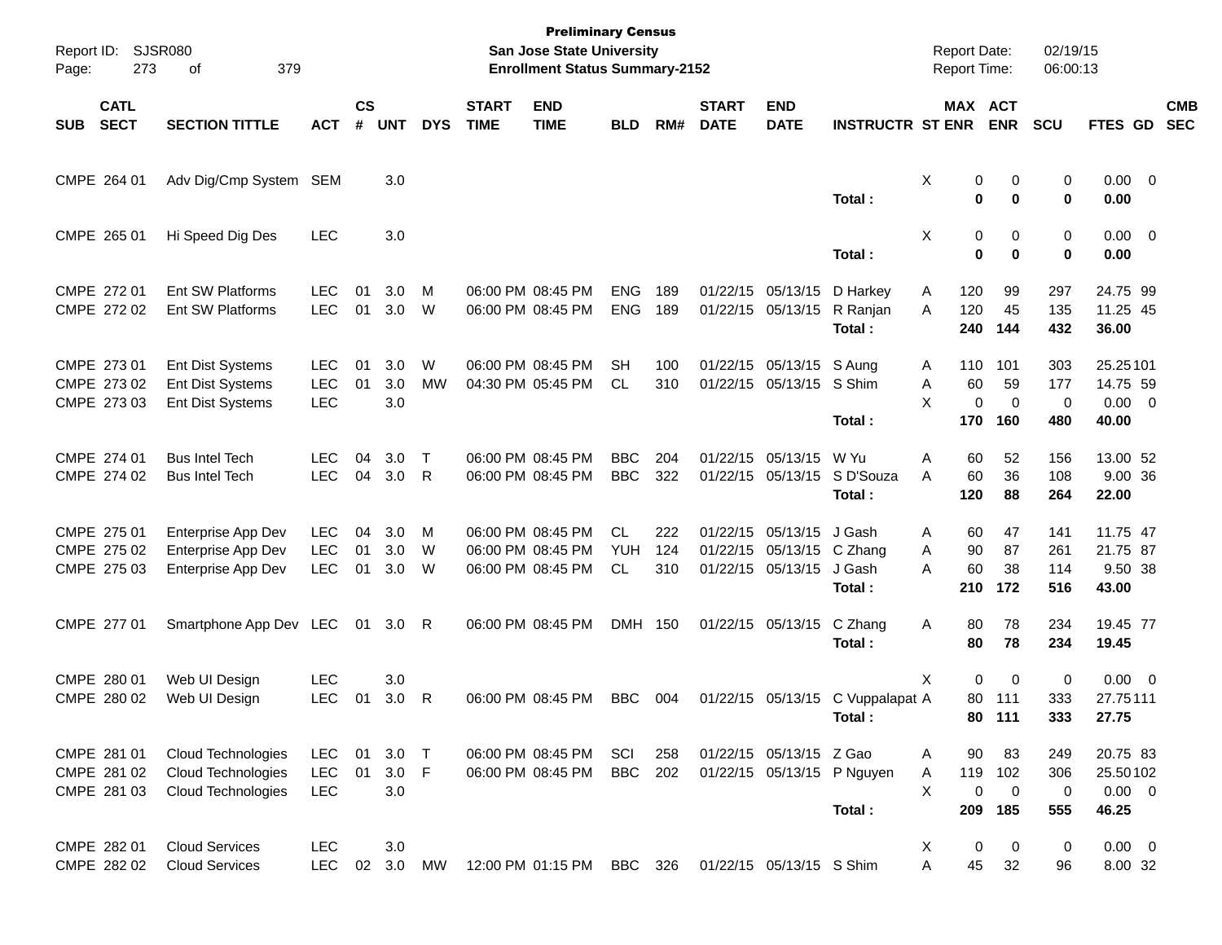**Preliminary Census**
**San Jose State University**
**Enrollment Status Summary-2152**

Report ID: SJSR080
Report Date: 02/19/15
Report Time: 06:00:13

| SUB | CATL SECT | SECTION TITTLE | ACT | CS # | UNT | DYS | START TIME | END TIME | BLD | RM# | START DATE | END DATE | INSTRUCTR | ST | MAX ENR | ACT ENR | SCU | FTES | GD | CMB SEC |
|---|---|---|---|---|---|---|---|---|---|---|---|---|---|---|---|---|---|---|---|---|
| CMPE | 264 01 | Adv Dig/Cmp System | SEM | | 3.0 | | | | | | | | | X | 0 | 0 | 0 | 0.00 | 0 | |
| | | | | | | | | | | | | | **Total :** | | **0** | **0** | **0** | **0.00** | | |
| CMPE | 265 01 | Hi Speed Dig Des | LEC | | 3.0 | | | | | | | | | X | 0 | 0 | 0 | 0.00 | 0 | |
| | | | | | | | | | | | | | **Total :** | | **0** | **0** | **0** | **0.00** | | |
| CMPE | 272 01 | Ent SW Platforms | LEC | 01 | 3.0 | M | 06:00 PM | 08:45 PM | ENG | 189 | 01/22/15 | 05/13/15 | D Harkey | A | 120 | 99 | 297 | 24.75 | 99 | |
| CMPE | 272 02 | Ent SW Platforms | LEC | 01 | 3.0 | W | 06:00 PM | 08:45 PM | ENG | 189 | 01/22/15 | 05/13/15 | R Ranjan | A | 120 | 45 | 135 | 11.25 | 45 | |
| | | | | | | | | | | | | | **Total :** | | **240** | **144** | **432** | **36.00** | | |
| CMPE | 273 01 | Ent Dist Systems | LEC | 01 | 3.0 | W | 06:00 PM | 08:45 PM | SH | 100 | 01/22/15 | 05/13/15 | S Aung | A | 110 | 101 | 303 | 25.25 | 101 | |
| CMPE | 273 02 | Ent Dist Systems | LEC | 01 | 3.0 | MW | 04:30 PM | 05:45 PM | CL | 310 | 01/22/15 | 05/13/15 | S Shim | A | 60 | 59 | 177 | 14.75 | 59 | |
| CMPE | 273 03 | Ent Dist Systems | LEC | | 3.0 | | | | | | | | | X | 0 | 0 | 0 | 0.00 | 0 | |
| | | | | | | | | | | | | | **Total :** | | **170** | **160** | **480** | **40.00** | | |
| CMPE | 274 01 | Bus Intel Tech | LEC | 04 | 3.0 | T | 06:00 PM | 08:45 PM | BBC | 204 | 01/22/15 | 05/13/15 | W Yu | A | 60 | 52 | 156 | 13.00 | 52 | |
| CMPE | 274 02 | Bus Intel Tech | LEC | 04 | 3.0 | R | 06:00 PM | 08:45 PM | BBC | 322 | 01/22/15 | 05/13/15 | S D'Souza | A | 60 | 36 | 108 | 9.00 | 36 | |
| | | | | | | | | | | | | | **Total :** | | **120** | **88** | **264** | **22.00** | | |
| CMPE | 275 01 | Enterprise App Dev | LEC | 04 | 3.0 | M | 06:00 PM | 08:45 PM | CL | 222 | 01/22/15 | 05/13/15 | J Gash | A | 60 | 47 | 141 | 11.75 | 47 | |
| CMPE | 275 02 | Enterprise App Dev | LEC | 01 | 3.0 | W | 06:00 PM | 08:45 PM | YUH | 124 | 01/22/15 | 05/13/15 | C Zhang | A | 90 | 87 | 261 | 21.75 | 87 | |
| CMPE | 275 03 | Enterprise App Dev | LEC | 01 | 3.0 | W | 06:00 PM | 08:45 PM | CL | 310 | 01/22/15 | 05/13/15 | J Gash | A | 60 | 38 | 114 | 9.50 | 38 | |
| | | | | | | | | | | | | | **Total :** | | **210** | **172** | **516** | **43.00** | | |
| CMPE | 277 01 | Smartphone App Dev | LEC | 01 | 3.0 | R | 06:00 PM | 08:45 PM | DMH | 150 | 01/22/15 | 05/13/15 | C Zhang | A | 80 | 78 | 234 | 19.45 | 77 | |
| | | | | | | | | | | | | | **Total :** | | **80** | **78** | **234** | **19.45** | | |
| CMPE | 280 01 | Web UI Design | LEC | | 3.0 | | | | | | | | | X | 0 | 0 | 0 | 0.00 | 0 | |
| CMPE | 280 02 | Web UI Design | LEC | 01 | 3.0 | R | 06:00 PM | 08:45 PM | BBC | 004 | 01/22/15 | 05/13/15 | C Vuppalapat | A | 80 | 111 | 333 | 27.75 | 111 | |
| | | | | | | | | | | | | | **Total :** | | **80** | **111** | **333** | **27.75** | | |
| CMPE | 281 01 | Cloud Technologies | LEC | 01 | 3.0 | T | 06:00 PM | 08:45 PM | SCI | 258 | 01/22/15 | 05/13/15 | Z Gao | A | 90 | 83 | 249 | 20.75 | 83 | |
| CMPE | 281 02 | Cloud Technologies | LEC | 01 | 3.0 | F | 06:00 PM | 08:45 PM | BBC | 202 | 01/22/15 | 05/13/15 | P Nguyen | A | 119 | 102 | 306 | 25.50 | 102 | |
| CMPE | 281 03 | Cloud Technologies | LEC | | 3.0 | | | | | | | | | X | 0 | 0 | 0 | 0.00 | 0 | |
| | | | | | | | | | | | | | **Total :** | | **209** | **185** | **555** | **46.25** | | |
| CMPE | 282 01 | Cloud Services | LEC | | 3.0 | | | | | | | | | X | 0 | 0 | 0 | 0.00 | 0 | |
| CMPE | 282 02 | Cloud Services | LEC | 02 | 3.0 | MW | 12:00 PM | 01:15 PM | BBC | 326 | 01/22/15 | 05/13/15 | S Shim | A | 45 | 32 | 96 | 8.00 | 32 | |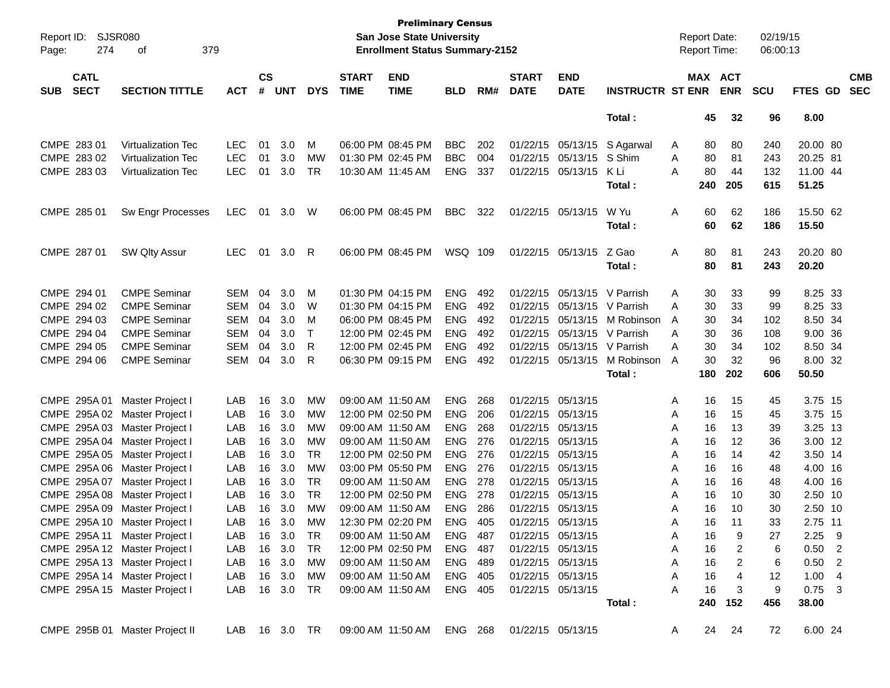**Preliminary Census**
**San Jose State University**
**Enrollment Status Summary-2152**

Report ID: SJSR080
Report Date: 02/19/15
Report Time: 06:00:13

| SUB | CATL SECT | SECTION TITTLE | ACT | CS # | UNT | DYS | START TIME | END TIME | BLD | RM# | START DATE | END DATE | INSTRUCTR | ST | MAX ENR | ACT ENR | SCU | FTES | GD | CMB SEC |
|---|---|---|---|---|---|---|---|---|---|---|---|---|---|---|---|---|---|---|---|---|
| | | | | | | | | | | | | | **Total :** | | **45** | **32** | **96** | **8.00** | | |
| CMPE | 283 01 | Virtualization Tec | LEC | 01 | 3.0 | M | 06:00 PM | 08:45 PM | BBC | 202 | 01/22/15 | 05/13/15 | S Agarwal | A | 80 | 80 | 240 | 20.00 | 80 | |
| CMPE | 283 02 | Virtualization Tec | LEC | 01 | 3.0 | MW | 01:30 PM | 02:45 PM | BBC | 004 | 01/22/15 | 05/13/15 | S Shim | A | 80 | 81 | 243 | 20.25 | 81 | |
| CMPE | 283 03 | Virtualization Tec | LEC | 01 | 3.0 | TR | 10:30 AM | 11:45 AM | ENG | 337 | 01/22/15 | 05/13/15 | K Li | A | 80 | 44 | 132 | 11.00 | 44 | |
| | | | | | | | | | | | | | **Total :** | | **240** | **205** | **615** | **51.25** | | |
| CMPE | 285 01 | Sw Engr Processes | LEC | 01 | 3.0 | W | 06:00 PM | 08:45 PM | BBC | 322 | 01/22/15 | 05/13/15 | W Yu | A | 60 | 62 | 186 | 15.50 | 62 | |
| | | | | | | | | | | | | | **Total :** | | **60** | **62** | **186** | **15.50** | | |
| CMPE | 287 01 | SW Qlty Assur | LEC | 01 | 3.0 | R | 06:00 PM | 08:45 PM | WSQ | 109 | 01/22/15 | 05/13/15 | Z Gao | A | 80 | 81 | 243 | 20.20 | 80 | |
| | | | | | | | | | | | | | **Total :** | | **80** | **81** | **243** | **20.20** | | |
| CMPE | 294 01 | CMPE Seminar | SEM | 04 | 3.0 | M | 01:30 PM | 04:15 PM | ENG | 492 | 01/22/15 | 05/13/15 | V Parrish | A | 30 | 33 | 99 | 8.25 | 33 | |
| CMPE | 294 02 | CMPE Seminar | SEM | 04 | 3.0 | W | 01:30 PM | 04:15 PM | ENG | 492 | 01/22/15 | 05/13/15 | V Parrish | A | 30 | 33 | 99 | 8.25 | 33 | |
| CMPE | 294 03 | CMPE Seminar | SEM | 04 | 3.0 | M | 06:00 PM | 08:45 PM | ENG | 492 | 01/22/15 | 05/13/15 | M Robinson | A | 30 | 34 | 102 | 8.50 | 34 | |
| CMPE | 294 04 | CMPE Seminar | SEM | 04 | 3.0 | T | 12:00 PM | 02:45 PM | ENG | 492 | 01/22/15 | 05/13/15 | V Parrish | A | 30 | 36 | 108 | 9.00 | 36 | |
| CMPE | 294 05 | CMPE Seminar | SEM | 04 | 3.0 | R | 12:00 PM | 02:45 PM | ENG | 492 | 01/22/15 | 05/13/15 | V Parrish | A | 30 | 34 | 102 | 8.50 | 34 | |
| CMPE | 294 06 | CMPE Seminar | SEM | 04 | 3.0 | R | 06:30 PM | 09:15 PM | ENG | 492 | 01/22/15 | 05/13/15 | M Robinson | A | 30 | 32 | 96 | 8.00 | 32 | |
| | | | | | | | | | | | | | **Total :** | | **180** | **202** | **606** | **50.50** | | |
| CMPE | 295A 01 | Master Project I | LAB | 16 | 3.0 | MW | 09:00 AM | 11:50 AM | ENG | 268 | 01/22/15 | 05/13/15 | | A | 16 | 15 | 45 | 3.75 | 15 | |
| CMPE | 295A 02 | Master Project I | LAB | 16 | 3.0 | MW | 12:00 PM | 02:50 PM | ENG | 206 | 01/22/15 | 05/13/15 | | A | 16 | 15 | 45 | 3.75 | 15 | |
| CMPE | 295A 03 | Master Project I | LAB | 16 | 3.0 | MW | 09:00 AM | 11:50 AM | ENG | 268 | 01/22/15 | 05/13/15 | | A | 16 | 13 | 39 | 3.25 | 13 | |
| CMPE | 295A 04 | Master Project I | LAB | 16 | 3.0 | MW | 09:00 AM | 11:50 AM | ENG | 276 | 01/22/15 | 05/13/15 | | A | 16 | 12 | 36 | 3.00 | 12 | |
| CMPE | 295A 05 | Master Project I | LAB | 16 | 3.0 | TR | 12:00 PM | 02:50 PM | ENG | 276 | 01/22/15 | 05/13/15 | | A | 16 | 14 | 42 | 3.50 | 14 | |
| CMPE | 295A 06 | Master Project I | LAB | 16 | 3.0 | MW | 03:00 PM | 05:50 PM | ENG | 276 | 01/22/15 | 05/13/15 | | A | 16 | 16 | 48 | 4.00 | 16 | |
| CMPE | 295A 07 | Master Project I | LAB | 16 | 3.0 | TR | 09:00 AM | 11:50 AM | ENG | 278 | 01/22/15 | 05/13/15 | | A | 16 | 16 | 48 | 4.00 | 16 | |
| CMPE | 295A 08 | Master Project I | LAB | 16 | 3.0 | TR | 12:00 PM | 02:50 PM | ENG | 278 | 01/22/15 | 05/13/15 | | A | 16 | 10 | 30 | 2.50 | 10 | |
| CMPE | 295A 09 | Master Project I | LAB | 16 | 3.0 | MW | 09:00 AM | 11:50 AM | ENG | 286 | 01/22/15 | 05/13/15 | | A | 16 | 10 | 30 | 2.50 | 10 | |
| CMPE | 295A 10 | Master Project I | LAB | 16 | 3.0 | MW | 12:30 PM | 02:20 PM | ENG | 405 | 01/22/15 | 05/13/15 | | A | 16 | 11 | 33 | 2.75 | 11 | |
| CMPE | 295A 11 | Master Project I | LAB | 16 | 3.0 | TR | 09:00 AM | 11:50 AM | ENG | 487 | 01/22/15 | 05/13/15 | | A | 16 | 9 | 27 | 2.25 | 9 | |
| CMPE | 295A 12 | Master Project I | LAB | 16 | 3.0 | TR | 12:00 PM | 02:50 PM | ENG | 487 | 01/22/15 | 05/13/15 | | A | 16 | 2 | 6 | 0.50 | 2 | |
| CMPE | 295A 13 | Master Project I | LAB | 16 | 3.0 | MW | 09:00 AM | 11:50 AM | ENG | 489 | 01/22/15 | 05/13/15 | | A | 16 | 2 | 6 | 0.50 | 2 | |
| CMPE | 295A 14 | Master Project I | LAB | 16 | 3.0 | MW | 09:00 AM | 11:50 AM | ENG | 405 | 01/22/15 | 05/13/15 | | A | 16 | 4 | 12 | 1.00 | 4 | |
| CMPE | 295A 15 | Master Project I | LAB | 16 | 3.0 | TR | 09:00 AM | 11:50 AM | ENG | 405 | 01/22/15 | 05/13/15 | | A | 16 | 3 | 9 | 0.75 | 3 | |
| | | | | | | | | | | | | | **Total :** | | **240** | **152** | **456** | **38.00** | | |
| CMPE | 295B 01 | Master Project II | LAB | 16 | 3.0 | TR | 09:00 AM | 11:50 AM | ENG | 268 | 01/22/15 | 05/13/15 | | A | 24 | 24 | 72 | 6.00 | 24 | |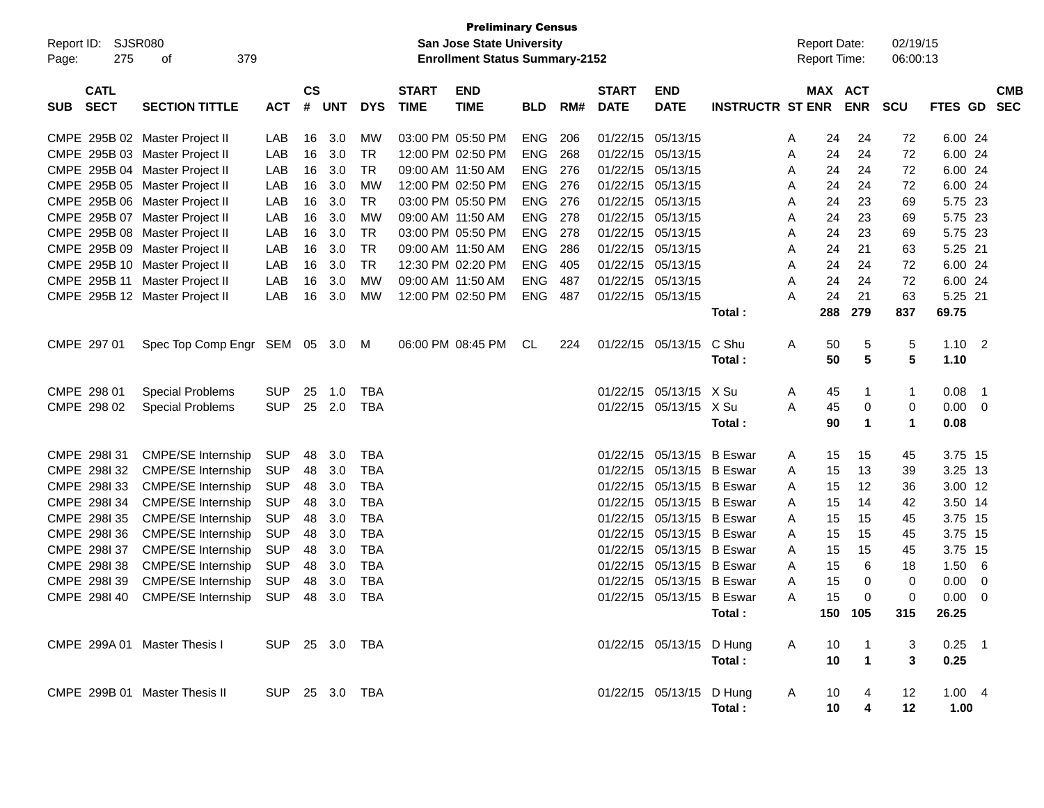**Preliminary Census**
**San Jose State University**
**Enrollment Status Summary-2152**

Report ID: SJSR080
Report Date: 02/19/15
Report Time: 06:00:13

| SUB | CATL SECT | SECTION TITTLE | ACT | CS # | UNT | DYS | START TIME | END TIME | BLD | RM# | START DATE | END DATE | INSTRUCTR | ST | MAX ENR | ACT ENR | SCU | FTES | GD | CMB SEC |
|---|---|---|---|---|---|---|---|---|---|---|---|---|---|---|---|---|---|---|---|---|
| CMPE | 295B 02 | Master Project II | LAB | 16 | 3.0 | MW | 03:00 PM | 05:50 PM | ENG | 206 | 01/22/15 | 05/13/15 | | A | 24 | 24 | 72 | 6.00 | 24 | |
| CMPE | 295B 03 | Master Project II | LAB | 16 | 3.0 | TR | 12:00 PM | 02:50 PM | ENG | 268 | 01/22/15 | 05/13/15 | | A | 24 | 24 | 72 | 6.00 | 24 | |
| CMPE | 295B 04 | Master Project II | LAB | 16 | 3.0 | TR | 09:00 AM | 11:50 AM | ENG | 276 | 01/22/15 | 05/13/15 | | A | 24 | 24 | 72 | 6.00 | 24 | |
| CMPE | 295B 05 | Master Project II | LAB | 16 | 3.0 | MW | 12:00 PM | 02:50 PM | ENG | 276 | 01/22/15 | 05/13/15 | | A | 24 | 24 | 72 | 6.00 | 24 | |
| CMPE | 295B 06 | Master Project II | LAB | 16 | 3.0 | TR | 03:00 PM | 05:50 PM | ENG | 276 | 01/22/15 | 05/13/15 | | A | 24 | 23 | 69 | 5.75 | 23 | |
| CMPE | 295B 07 | Master Project II | LAB | 16 | 3.0 | MW | 09:00 AM | 11:50 AM | ENG | 278 | 01/22/15 | 05/13/15 | | A | 24 | 23 | 69 | 5.75 | 23 | |
| CMPE | 295B 08 | Master Project II | LAB | 16 | 3.0 | TR | 03:00 PM | 05:50 PM | ENG | 278 | 01/22/15 | 05/13/15 | | A | 24 | 23 | 69 | 5.75 | 23 | |
| CMPE | 295B 09 | Master Project II | LAB | 16 | 3.0 | TR | 09:00 AM | 11:50 AM | ENG | 286 | 01/22/15 | 05/13/15 | | A | 24 | 21 | 63 | 5.25 | 21 | |
| CMPE | 295B 10 | Master Project II | LAB | 16 | 3.0 | TR | 12:30 PM | 02:20 PM | ENG | 405 | 01/22/15 | 05/13/15 | | A | 24 | 24 | 72 | 6.00 | 24 | |
| CMPE | 295B 11 | Master Project II | LAB | 16 | 3.0 | MW | 09:00 AM | 11:50 AM | ENG | 487 | 01/22/15 | 05/13/15 | | A | 24 | 24 | 72 | 6.00 | 24 | |
| CMPE | 295B 12 | Master Project II | LAB | 16 | 3.0 | MW | 12:00 PM | 02:50 PM | ENG | 487 | 01/22/15 | 05/13/15 | | A | 24 | 21 | 63 | 5.25 | 21 | |
| | | | | | | | | | | | | | **Total :** | | **288** | **279** | **837** | **69.75** | | |
| CMPE | 297 01 | Spec Top Comp Engr | SEM | 05 | 3.0 | M | 06:00 PM | 08:45 PM | CL | 224 | 01/22/15 | 05/13/15 | C Shu | A | 50 | 5 | 5 | 1.10 | 2 | |
| | | | | | | | | | | | | | **Total :** | | **50** | **5** | **5** | **1.10** | | |
| CMPE | 298 01 | Special Problems | SUP | 25 | 1.0 | TBA | | | | | 01/22/15 | 05/13/15 | X Su | A | 45 | 1 | 1 | 0.08 | 1 | |
| CMPE | 298 02 | Special Problems | SUP | 25 | 2.0 | TBA | | | | | 01/22/15 | 05/13/15 | X Su | A | 45 | 0 | 0 | 0.00 | 0 | |
| | | | | | | | | | | | | | **Total :** | | **90** | **1** | **1** | **0.08** | | |
| CMPE | 298I 31 | CMPE/SE Internship | SUP | 48 | 3.0 | TBA | | | | | 01/22/15 | 05/13/15 | B Eswar | A | 15 | 15 | 45 | 3.75 | 15 | |
| CMPE | 298I 32 | CMPE/SE Internship | SUP | 48 | 3.0 | TBA | | | | | 01/22/15 | 05/13/15 | B Eswar | A | 15 | 13 | 39 | 3.25 | 13 | |
| CMPE | 298I 33 | CMPE/SE Internship | SUP | 48 | 3.0 | TBA | | | | | 01/22/15 | 05/13/15 | B Eswar | A | 15 | 12 | 36 | 3.00 | 12 | |
| CMPE | 298I 34 | CMPE/SE Internship | SUP | 48 | 3.0 | TBA | | | | | 01/22/15 | 05/13/15 | B Eswar | A | 15 | 14 | 42 | 3.50 | 14 | |
| CMPE | 298I 35 | CMPE/SE Internship | SUP | 48 | 3.0 | TBA | | | | | 01/22/15 | 05/13/15 | B Eswar | A | 15 | 15 | 45 | 3.75 | 15 | |
| CMPE | 298I 36 | CMPE/SE Internship | SUP | 48 | 3.0 | TBA | | | | | 01/22/15 | 05/13/15 | B Eswar | A | 15 | 15 | 45 | 3.75 | 15 | |
| CMPE | 298I 37 | CMPE/SE Internship | SUP | 48 | 3.0 | TBA | | | | | 01/22/15 | 05/13/15 | B Eswar | A | 15 | 15 | 45 | 3.75 | 15 | |
| CMPE | 298I 38 | CMPE/SE Internship | SUP | 48 | 3.0 | TBA | | | | | 01/22/15 | 05/13/15 | B Eswar | A | 15 | 6 | 18 | 1.50 | 6 | |
| CMPE | 298I 39 | CMPE/SE Internship | SUP | 48 | 3.0 | TBA | | | | | 01/22/15 | 05/13/15 | B Eswar | A | 15 | 0 | 0 | 0.00 | 0 | |
| CMPE | 298I 40 | CMPE/SE Internship | SUP | 48 | 3.0 | TBA | | | | | 01/22/15 | 05/13/15 | B Eswar | A | 15 | 0 | 0 | 0.00 | 0 | |
| | | | | | | | | | | | | | **Total :** | | **150** | **105** | **315** | **26.25** | | |
| CMPE | 299A 01 | Master Thesis I | SUP | 25 | 3.0 | TBA | | | | | 01/22/15 | 05/13/15 | D Hung | A | 10 | 1 | 3 | 0.25 | 1 | |
| | | | | | | | | | | | | | **Total :** | | **10** | **1** | **3** | **0.25** | | |
| CMPE | 299B 01 | Master Thesis II | SUP | 25 | 3.0 | TBA | | | | | 01/22/15 | 05/13/15 | D Hung | A | 10 | 4 | 12 | 1.00 | 4 | |
| | | | | | | | | | | | | | **Total :** | | **10** | **4** | **12** | **1.00** | | |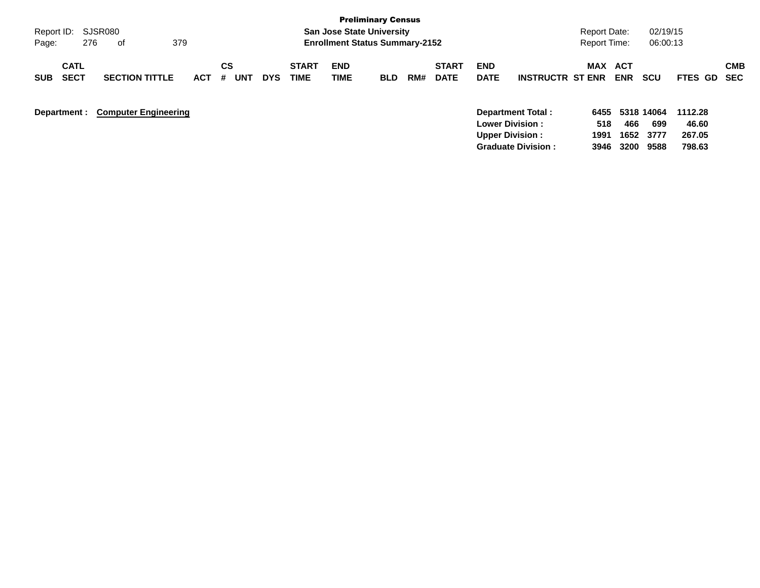# Preliminary Census

**San Jose State University**
**Enrollment Status Summary-2152**

Report ID: SJSR080
Report Date: 02/19/15
Report Time: 06:00:13

| SUB | CATL SECT | SECTION TITTLE | ACT | CS # | UNT | DYS | START TIME | END TIME | BLD | RM# | START DATE | END DATE | INSTRUCTR | MAX ST ENR | ACT ENR | SCU | FTES | GD | CMB SEC |
|---|---|---|---|---|---|---|---|---|---|---|---|---|---|---|---|---|---|---|---|

**Department : Computer Engineering**

| | MAX ST ENR | ACT ENR | SCU | FTES |
|---|---|---|---|---|
| **Department Total :** | **6455** | **5318** | **14064** | **1112.28** |
| **Lower Division :** | **518** | **466** | **699** | **46.60** |
| **Upper Division :** | **1991** | **1652** | **3777** | **267.05** |
| **Graduate Division :** | **3946** | **3200** | **9588** | **798.63** |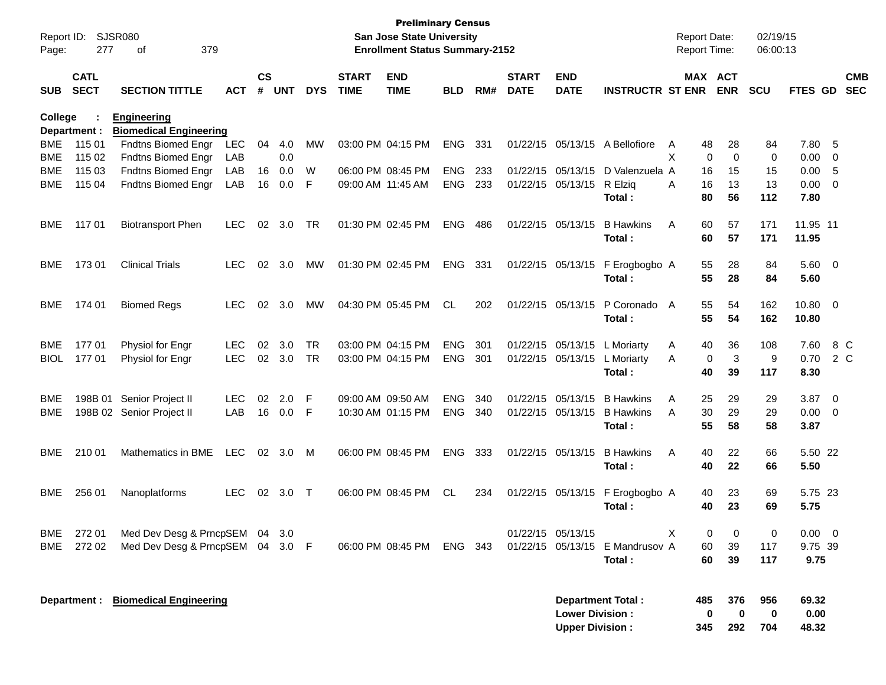**Preliminary Census**
**San Jose State University**
**Enrollment Status Summary-2152**

Report ID: SJSR080
Report Date: 02/19/15
Report Time: 06:00:13

| SUB | CATL SECT | SECTION TITTLE | ACT | CS # | UNT | DYS | START TIME | END TIME | BLD | RM# | START DATE | END DATE | INSTRUCTR | ST | MAX ENR | ACT ENR | SCU | FTES | GD | CMB SEC |
|---|---|---|---|---|---|---|---|---|---|---|---|---|---|---|---|---|---|---|---|---|
| **College :** | | **Engineering** | | | | | | | | | | | | | | | | | | |
| **Department :** | | **Biomedical Engineering** | | | | | | | | | | | | | | | | | | |
| BME | 115 01 | Fndtns Biomed Engr | LEC | 04 | 4.0 | MW | 03:00 PM | 04:15 PM | ENG | 331 | 01/22/15 | 05/13/15 | A Bellofiore | A | 48 | 28 | 84 | 7.80 | 5 | |
| BME | 115 02 | Fndtns Biomed Engr | LAB | | 0.0 | | | | | | | | | X | 0 | 0 | 0 | 0.00 | 0 | |
| BME | 115 03 | Fndtns Biomed Engr | LAB | 16 | 0.0 | W | 06:00 PM | 08:45 PM | ENG | 233 | 01/22/15 | 05/13/15 | D Valenzuela | A | 16 | 15 | 15 | 0.00 | 5 | |
| BME | 115 04 | Fndtns Biomed Engr | LAB | 16 | 0.0 | F | 09:00 AM | 11:45 AM | ENG | 233 | 01/22/15 | 05/13/15 | R Elziq | A | 16 | 13 | 13 | 0.00 | 0 | |
| | | | | | | | | | | | | | **Total :** | | **80** | **56** | **112** | **7.80** | | |
| BME | 117 01 | Biotransport Phen | LEC | 02 | 3.0 | TR | 01:30 PM | 02:45 PM | ENG | 486 | 01/22/15 | 05/13/15 | B Hawkins | A | 60 | 57 | 171 | 11.95 | 11 | |
| | | | | | | | | | | | | | **Total :** | | **60** | **57** | **171** | **11.95** | | |
| BME | 173 01 | Clinical Trials | LEC | 02 | 3.0 | MW | 01:30 PM | 02:45 PM | ENG | 331 | 01/22/15 | 05/13/15 | F Erogbogbo | A | 55 | 28 | 84 | 5.60 | 0 | |
| | | | | | | | | | | | | | **Total :** | | **55** | **28** | **84** | **5.60** | | |
| BME | 174 01 | Biomed Regs | LEC | 02 | 3.0 | MW | 04:30 PM | 05:45 PM | CL | 202 | 01/22/15 | 05/13/15 | P Coronado | A | 55 | 54 | 162 | 10.80 | 0 | |
| | | | | | | | | | | | | | **Total :** | | **55** | **54** | **162** | **10.80** | | |
| BME | 177 01 | Physiol for Engr | LEC | 02 | 3.0 | TR | 03:00 PM | 04:15 PM | ENG | 301 | 01/22/15 | 05/13/15 | L Moriarty | A | 40 | 36 | 108 | 7.60 | 8 | C |
| BIOL | 177 01 | Physiol for Engr | LEC | 02 | 3.0 | TR | 03:00 PM | 04:15 PM | ENG | 301 | 01/22/15 | 05/13/15 | L Moriarty | A | 0 | 3 | 9 | 0.70 | 2 | C |
| | | | | | | | | | | | | | **Total :** | | **40** | **39** | **117** | **8.30** | | |
| BME | 198B 01 | Senior Project II | LEC | 02 | 2.0 | F | 09:00 AM | 09:50 AM | ENG | 340 | 01/22/15 | 05/13/15 | B Hawkins | A | 25 | 29 | 29 | 3.87 | 0 | |
| BME | 198B 02 | Senior Project II | LAB | 16 | 0.0 | F | 10:30 AM | 01:15 PM | ENG | 340 | 01/22/15 | 05/13/15 | B Hawkins | A | 30 | 29 | 29 | 0.00 | 0 | |
| | | | | | | | | | | | | | **Total :** | | **55** | **58** | **58** | **3.87** | | |
| BME | 210 01 | Mathematics in BME | LEC | 02 | 3.0 | M | 06:00 PM | 08:45 PM | ENG | 333 | 01/22/15 | 05/13/15 | B Hawkins | A | 40 | 22 | 66 | 5.50 | 22 | |
| | | | | | | | | | | | | | **Total :** | | **40** | **22** | **66** | **5.50** | | |
| BME | 256 01 | Nanoplatforms | LEC | 02 | 3.0 | T | 06:00 PM | 08:45 PM | CL | 234 | 01/22/15 | 05/13/15 | F Erogbogbo | A | 40 | 23 | 69 | 5.75 | 23 | |
| | | | | | | | | | | | | | **Total :** | | **40** | **23** | **69** | **5.75** | | |
| BME | 272 01 | Med Dev Desg & Prncp | SEM | 04 | 3.0 | | | | | | 01/22/15 | 05/13/15 | | X | 0 | 0 | 0 | 0.00 | 0 | |
| BME | 272 02 | Med Dev Desg & Prncp | SEM | 04 | 3.0 | F | 06:00 PM | 08:45 PM | ENG | 343 | 01/22/15 | 05/13/15 | E Mandrusov | A | 60 | 39 | 117 | 9.75 | 39 | |
| | | | | | | | | | | | | | **Total :** | | **60** | **39** | **117** | **9.75** | | |

**Department : Biomedical Engineering**

| | MAX ENR | ACT ENR | SCU | FTES |
|---|---|---|---|---|
| **Department Total :** | **485** | **376** | **956** | **69.32** |
| **Lower Division :** | **0** | **0** | **0** | **0.00** |
| **Upper Division :** | **345** | **292** | **704** | **48.32** |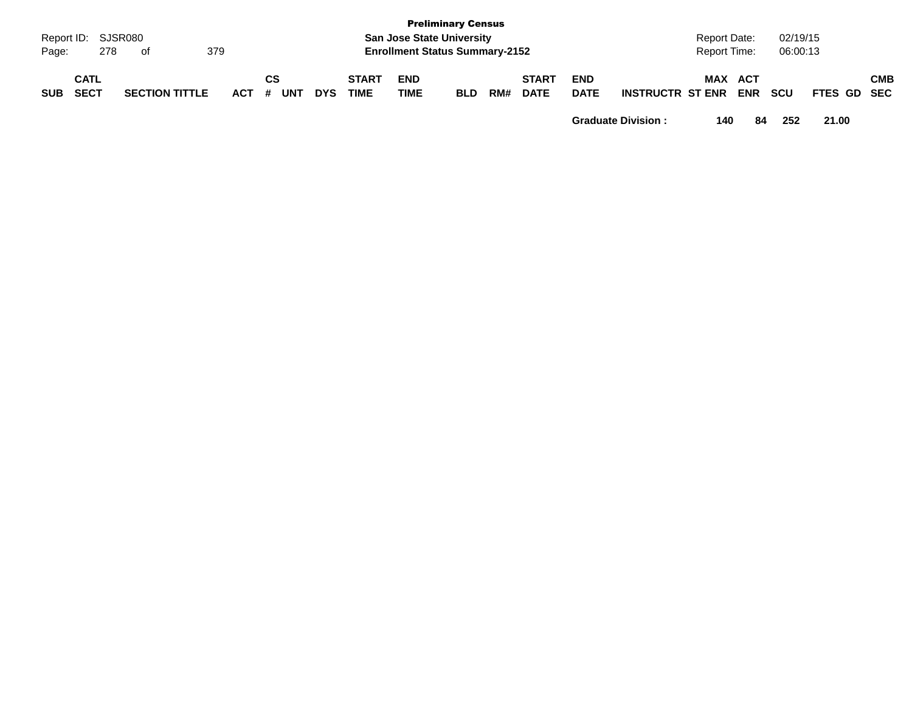| SUB | CATL SECT | SECTION TITTLE | ACT | CS # | UNT | DYS | START TIME | END TIME | BLD | RM# | START DATE | END DATE | INSTRUCTR | ST | MAX ENR | ACT ENR | SCU | FTES | GD | CMB SEC |
|---|---|---|---|---|---|---|---|---|---|---|---|---|---|---|---|---|---|---|---|---|
| | | | | | | | | | | | | | Graduate Division : | | 140 | 84 | 252 | 21.00 | | |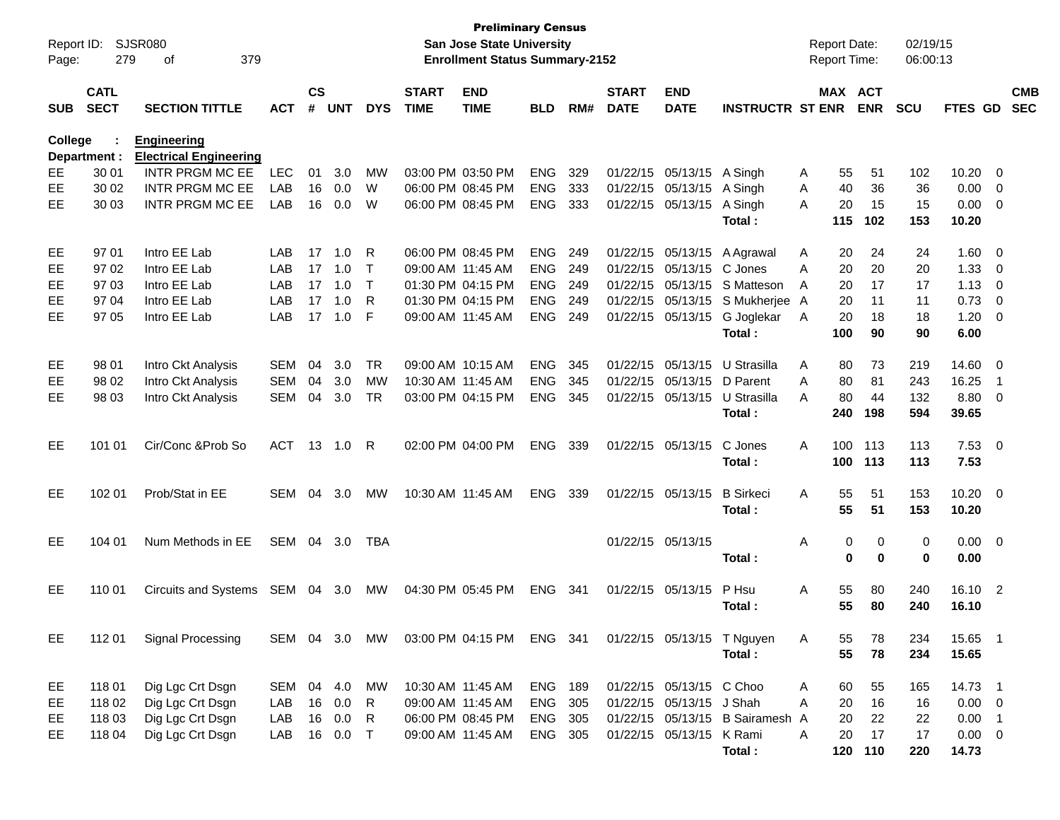**Preliminary Census**
**San Jose State University**
**Enrollment Status Summary-2152**

Report ID: SJSR080
Report Date: 02/19/15
Report Time: 06:00:13

**College : Engineering**
**Department : Electrical Engineering**

| SUB | CATL SECT | SECTION TITTLE | ACT | CS # | UNT | DYS | START TIME | END TIME | BLD | RM# | START DATE | END DATE | INSTRUCTR | ST | MAX ENR | ACT ENR | SCU | FTES | GD | CMB SEC |
|---|---|---|---|---|---|---|---|---|---|---|---|---|---|---|---|---|---|---|---|---|
| EE | 30 01 | INTR PRGM MC EE | LEC | 01 | 3.0 | MW | 03:00 PM | 03:50 PM | ENG | 329 | 01/22/15 | 05/13/15 | A Singh | A | 55 | 51 | 102 | 10.20 | 0 | |
| EE | 30 02 | INTR PRGM MC EE | LAB | 16 | 0.0 | W | 06:00 PM | 08:45 PM | ENG | 333 | 01/22/15 | 05/13/15 | A Singh | A | 40 | 36 | 36 | 0.00 | 0 | |
| EE | 30 03 | INTR PRGM MC EE | LAB | 16 | 0.0 | W | 06:00 PM | 08:45 PM | ENG | 333 | 01/22/15 | 05/13/15 | A Singh | A | 20 | 15 | 15 | 0.00 | 0 | |
| | | | | | | | | | | | | | **Total :** | | **115** | **102** | **153** | **10.20** | | |
| EE | 97 01 | Intro EE Lab | LAB | 17 | 1.0 | R | 06:00 PM | 08:45 PM | ENG | 249 | 01/22/15 | 05/13/15 | A Agrawal | A | 20 | 24 | 24 | 1.60 | 0 | |
| EE | 97 02 | Intro EE Lab | LAB | 17 | 1.0 | T | 09:00 AM | 11:45 AM | ENG | 249 | 01/22/15 | 05/13/15 | C Jones | A | 20 | 20 | 20 | 1.33 | 0 | |
| EE | 97 03 | Intro EE Lab | LAB | 17 | 1.0 | T | 01:30 PM | 04:15 PM | ENG | 249 | 01/22/15 | 05/13/15 | S Matteson | A | 20 | 17 | 17 | 1.13 | 0 | |
| EE | 97 04 | Intro EE Lab | LAB | 17 | 1.0 | R | 01:30 PM | 04:15 PM | ENG | 249 | 01/22/15 | 05/13/15 | S Mukherjee | A | 20 | 11 | 11 | 0.73 | 0 | |
| EE | 97 05 | Intro EE Lab | LAB | 17 | 1.0 | F | 09:00 AM | 11:45 AM | ENG | 249 | 01/22/15 | 05/13/15 | G Joglekar | A | 20 | 18 | 18 | 1.20 | 0 | |
| | | | | | | | | | | | | | **Total :** | | **100** | **90** | **90** | **6.00** | | |
| EE | 98 01 | Intro Ckt Analysis | SEM | 04 | 3.0 | TR | 09:00 AM | 10:15 AM | ENG | 345 | 01/22/15 | 05/13/15 | U Strasilla | A | 80 | 73 | 219 | 14.60 | 0 | |
| EE | 98 02 | Intro Ckt Analysis | SEM | 04 | 3.0 | MW | 10:30 AM | 11:45 AM | ENG | 345 | 01/22/15 | 05/13/15 | D Parent | A | 80 | 81 | 243 | 16.25 | 1 | |
| EE | 98 03 | Intro Ckt Analysis | SEM | 04 | 3.0 | TR | 03:00 PM | 04:15 PM | ENG | 345 | 01/22/15 | 05/13/15 | U Strasilla | A | 80 | 44 | 132 | 8.80 | 0 | |
| | | | | | | | | | | | | | **Total :** | | **240** | **198** | **594** | **39.65** | | |
| EE | 101 01 | Cir/Conc &Prob So | ACT | 13 | 1.0 | R | 02:00 PM | 04:00 PM | ENG | 339 | 01/22/15 | 05/13/15 | C Jones | A | 100 | 113 | 113 | 7.53 | 0 | |
| | | | | | | | | | | | | | **Total :** | | **100** | **113** | **113** | **7.53** | | |
| EE | 102 01 | Prob/Stat in EE | SEM | 04 | 3.0 | MW | 10:30 AM | 11:45 AM | ENG | 339 | 01/22/15 | 05/13/15 | B Sirkeci | A | 55 | 51 | 153 | 10.20 | 0 | |
| | | | | | | | | | | | | | **Total :** | | **55** | **51** | **153** | **10.20** | | |
| EE | 104 01 | Num Methods in EE | SEM | 04 | 3.0 | TBA | | | | | 01/22/15 | 05/13/15 | | A | 0 | 0 | 0 | 0.00 | 0 | |
| | | | | | | | | | | | | | **Total :** | | **0** | **0** | **0** | **0.00** | | |
| EE | 110 01 | Circuits and Systems | SEM | 04 | 3.0 | MW | 04:30 PM | 05:45 PM | ENG | 341 | 01/22/15 | 05/13/15 | P Hsu | A | 55 | 80 | 240 | 16.10 | 2 | |
| | | | | | | | | | | | | | **Total :** | | **55** | **80** | **240** | **16.10** | | |
| EE | 112 01 | Signal Processing | SEM | 04 | 3.0 | MW | 03:00 PM | 04:15 PM | ENG | 341 | 01/22/15 | 05/13/15 | T Nguyen | A | 55 | 78 | 234 | 15.65 | 1 | |
| | | | | | | | | | | | | | **Total :** | | **55** | **78** | **234** | **15.65** | | |
| EE | 118 01 | Dig Lgc Crt Dsgn | SEM | 04 | 4.0 | MW | 10:30 AM | 11:45 AM | ENG | 189 | 01/22/15 | 05/13/15 | C Choo | A | 60 | 55 | 165 | 14.73 | 1 | |
| EE | 118 02 | Dig Lgc Crt Dsgn | LAB | 16 | 0.0 | R | 09:00 AM | 11:45 AM | ENG | 305 | 01/22/15 | 05/13/15 | J Shah | A | 20 | 16 | 16 | 0.00 | 0 | |
| EE | 118 03 | Dig Lgc Crt Dsgn | LAB | 16 | 0.0 | R | 06:00 PM | 08:45 PM | ENG | 305 | 01/22/15 | 05/13/15 | B Sairamesh | A | 20 | 22 | 22 | 0.00 | 1 | |
| EE | 118 04 | Dig Lgc Crt Dsgn | LAB | 16 | 0.0 | T | 09:00 AM | 11:45 AM | ENG | 305 | 01/22/15 | 05/13/15 | K Rami | A | 20 | 17 | 17 | 0.00 | 0 | |
| | | | | | | | | | | | | | **Total :** | | **120** | **110** | **220** | **14.73** | | |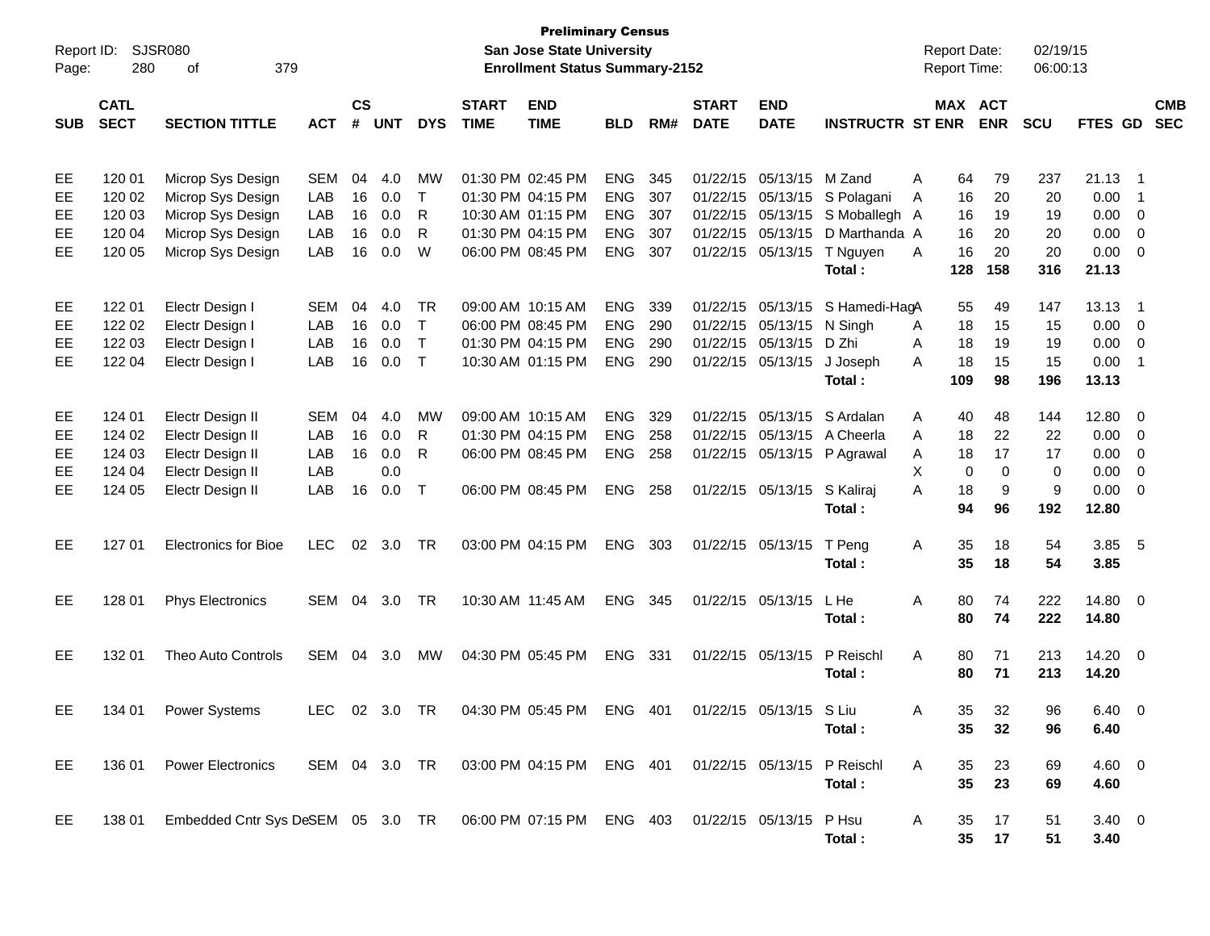**Preliminary Census**
**San Jose State University**
**Enrollment Status Summary-2152**

Report ID: SJSR080
Report Date: 02/19/15
Report Time: 06:00:13

| SUB | CATL SECT | SECTION TITTLE | ACT | CS # | UNT | DYS | START TIME | END TIME | BLD | RM# | START DATE | END DATE | INSTRUCTR | ST | MAX ENR | ACT ENR | SCU | FTES | GD | CMB SEC |
|---|---|---|---|---|---|---|---|---|---|---|---|---|---|---|---|---|---|---|---|---|
| EE | 120 01 | Microp Sys Design | SEM | 04 | 4.0 | MW | 01:30 PM | 02:45 PM | ENG | 345 | 01/22/15 | 05/13/15 | M Zand | A | 64 | 79 | 237 | 21.13 | 1 | |
| EE | 120 02 | Microp Sys Design | LAB | 16 | 0.0 | T | 01:30 PM | 04:15 PM | ENG | 307 | 01/22/15 | 05/13/15 | S Polagani | A | 16 | 20 | 20 | 0.00 | 1 | |
| EE | 120 03 | Microp Sys Design | LAB | 16 | 0.0 | R | 10:30 AM | 01:15 PM | ENG | 307 | 01/22/15 | 05/13/15 | S Moballegh | A | 16 | 19 | 19 | 0.00 | 0 | |
| EE | 120 04 | Microp Sys Design | LAB | 16 | 0.0 | R | 01:30 PM | 04:15 PM | ENG | 307 | 01/22/15 | 05/13/15 | D Marthanda | A | 16 | 20 | 20 | 0.00 | 0 | |
| EE | 120 05 | Microp Sys Design | LAB | 16 | 0.0 | W | 06:00 PM | 08:45 PM | ENG | 307 | 01/22/15 | 05/13/15 | T Nguyen | A | 16 | 20 | 20 | 0.00 | 0 | |
| | | | | | | | | | | | | | **Total :** | | **128** | **158** | **316** | **21.13** | | |
| EE | 122 01 | Electr Design I | SEM | 04 | 4.0 | TR | 09:00 AM | 10:15 AM | ENG | 339 | 01/22/15 | 05/13/15 | S Hamedi-Hag | A | 55 | 49 | 147 | 13.13 | 1 | |
| EE | 122 02 | Electr Design I | LAB | 16 | 0.0 | T | 06:00 PM | 08:45 PM | ENG | 290 | 01/22/15 | 05/13/15 | N Singh | A | 18 | 15 | 15 | 0.00 | 0 | |
| EE | 122 03 | Electr Design I | LAB | 16 | 0.0 | T | 01:30 PM | 04:15 PM | ENG | 290 | 01/22/15 | 05/13/15 | D Zhi | A | 18 | 19 | 19 | 0.00 | 0 | |
| EE | 122 04 | Electr Design I | LAB | 16 | 0.0 | T | 10:30 AM | 01:15 PM | ENG | 290 | 01/22/15 | 05/13/15 | J Joseph | A | 18 | 15 | 15 | 0.00 | 1 | |
| | | | | | | | | | | | | | **Total :** | | **109** | **98** | **196** | **13.13** | | |
| EE | 124 01 | Electr Design II | SEM | 04 | 4.0 | MW | 09:00 AM | 10:15 AM | ENG | 329 | 01/22/15 | 05/13/15 | S Ardalan | A | 40 | 48 | 144 | 12.80 | 0 | |
| EE | 124 02 | Electr Design II | LAB | 16 | 0.0 | R | 01:30 PM | 04:15 PM | ENG | 258 | 01/22/15 | 05/13/15 | A Cheerla | A | 18 | 22 | 22 | 0.00 | 0 | |
| EE | 124 03 | Electr Design II | LAB | 16 | 0.0 | R | 06:00 PM | 08:45 PM | ENG | 258 | 01/22/15 | 05/13/15 | P Agrawal | A | 18 | 17 | 17 | 0.00 | 0 | |
| EE | 124 04 | Electr Design II | LAB | | 0.0 | | | | | | | | | X | 0 | 0 | 0 | 0.00 | 0 | |
| EE | 124 05 | Electr Design II | LAB | 16 | 0.0 | T | 06:00 PM | 08:45 PM | ENG | 258 | 01/22/15 | 05/13/15 | S Kaliraj | A | 18 | 9 | 9 | 0.00 | 0 | |
| | | | | | | | | | | | | | **Total :** | | **94** | **96** | **192** | **12.80** | | |
| EE | 127 01 | Electronics for Bioe | LEC | 02 | 3.0 | TR | 03:00 PM | 04:15 PM | ENG | 303 | 01/22/15 | 05/13/15 | T Peng | A | 35 | 18 | 54 | 3.85 | 5 | |
| | | | | | | | | | | | | | **Total :** | | **35** | **18** | **54** | **3.85** | | |
| EE | 128 01 | Phys Electronics | SEM | 04 | 3.0 | TR | 10:30 AM | 11:45 AM | ENG | 345 | 01/22/15 | 05/13/15 | L He | A | 80 | 74 | 222 | 14.80 | 0 | |
| | | | | | | | | | | | | | **Total :** | | **80** | **74** | **222** | **14.80** | | |
| EE | 132 01 | Theo Auto Controls | SEM | 04 | 3.0 | MW | 04:30 PM | 05:45 PM | ENG | 331 | 01/22/15 | 05/13/15 | P Reischl | A | 80 | 71 | 213 | 14.20 | 0 | |
| | | | | | | | | | | | | | **Total :** | | **80** | **71** | **213** | **14.20** | | |
| EE | 134 01 | Power Systems | LEC | 02 | 3.0 | TR | 04:30 PM | 05:45 PM | ENG | 401 | 01/22/15 | 05/13/15 | S Liu | A | 35 | 32 | 96 | 6.40 | 0 | |
| | | | | | | | | | | | | | **Total :** | | **35** | **32** | **96** | **6.40** | | |
| EE | 136 01 | Power Electronics | SEM | 04 | 3.0 | TR | 03:00 PM | 04:15 PM | ENG | 401 | 01/22/15 | 05/13/15 | P Reischl | A | 35 | 23 | 69 | 4.60 | 0 | |
| | | | | | | | | | | | | | **Total :** | | **35** | **23** | **69** | **4.60** | | |
| EE | 138 01 | Embedded Cntr Sys De | SEM | 05 | 3.0 | TR | 06:00 PM | 07:15 PM | ENG | 403 | 01/22/15 | 05/13/15 | P Hsu | A | 35 | 17 | 51 | 3.40 | 0 | |
| | | | | | | | | | | | | | **Total :** | | **35** | **17** | **51** | **3.40** | | |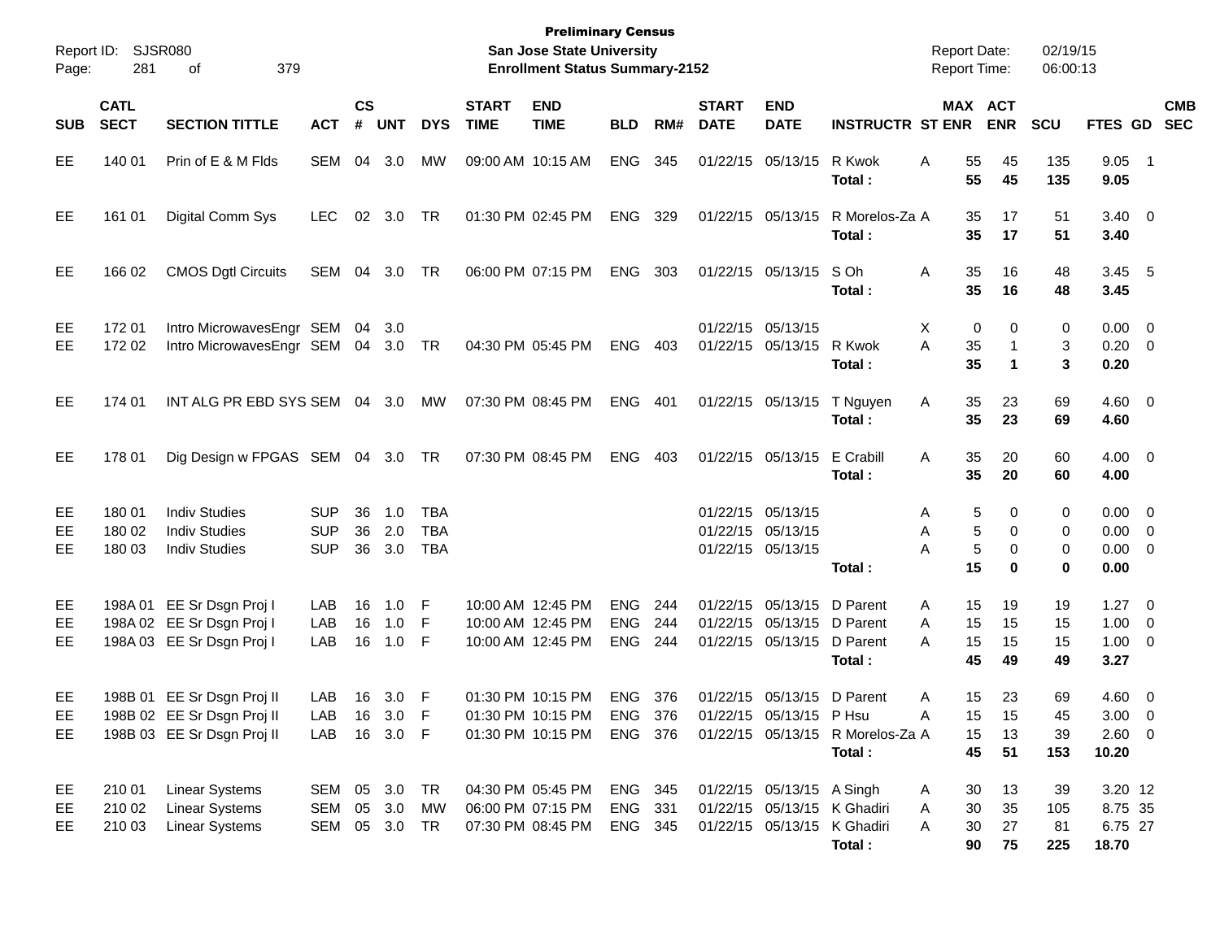**Preliminary Census**
**San Jose State University**
**Enrollment Status Summary-2152**

Report ID: SJSR080
Report Date: 02/19/15
Report Time: 06:00:13

| SUB | CATL SECT | SECTION TITTLE | ACT | CS # | UNT | DYS | START TIME | END TIME | BLD | RM# | START DATE | END DATE | INSTRUCTR | ST | MAX ENR | ACT ENR | SCU | FTES | GD | CMB SEC |
|---|---|---|---|---|---|---|---|---|---|---|---|---|---|---|---|---|---|---|---|---|
| EE | 140 01 | Prin of E & M Flds | SEM | 04 | 3.0 | MW | 09:00 AM | 10:15 AM | ENG | 345 | 01/22/15 | 05/13/15 | R Kwok | A | 55 | 45 | 135 | 9.05 | 1 | |
| | | | | | | | | | | | | | **Total :** | | **55** | **45** | **135** | **9.05** | | |
| EE | 161 01 | Digital Comm Sys | LEC | 02 | 3.0 | TR | 01:30 PM | 02:45 PM | ENG | 329 | 01/22/15 | 05/13/15 | R Morelos-Za | A | 35 | 17 | 51 | 3.40 | 0 | |
| | | | | | | | | | | | | | **Total :** | | **35** | **17** | **51** | **3.40** | | |
| EE | 166 02 | CMOS Dgtl Circuits | SEM | 04 | 3.0 | TR | 06:00 PM | 07:15 PM | ENG | 303 | 01/22/15 | 05/13/15 | S Oh | A | 35 | 16 | 48 | 3.45 | 5 | |
| | | | | | | | | | | | | | **Total :** | | **35** | **16** | **48** | **3.45** | | |
| EE | 172 01 | Intro MicrowavesEngr | SEM | 04 | 3.0 | | | | | | 01/22/15 | 05/13/15 | | X | 0 | 0 | 0 | 0.00 | 0 | |
| EE | 172 02 | Intro MicrowavesEngr | SEM | 04 | 3.0 | TR | 04:30 PM | 05:45 PM | ENG | 403 | 01/22/15 | 05/13/15 | R Kwok | A | 35 | 1 | 3 | 0.20 | 0 | |
| | | | | | | | | | | | | | **Total :** | | **35** | **1** | **3** | **0.20** | | |
| EE | 174 01 | INT ALG PR EBD SYS | SEM | 04 | 3.0 | MW | 07:30 PM | 08:45 PM | ENG | 401 | 01/22/15 | 05/13/15 | T Nguyen | A | 35 | 23 | 69 | 4.60 | 0 | |
| | | | | | | | | | | | | | **Total :** | | **35** | **23** | **69** | **4.60** | | |
| EE | 178 01 | Dig Design w FPGAS | SEM | 04 | 3.0 | TR | 07:30 PM | 08:45 PM | ENG | 403 | 01/22/15 | 05/13/15 | E Crabill | A | 35 | 20 | 60 | 4.00 | 0 | |
| | | | | | | | | | | | | | **Total :** | | **35** | **20** | **60** | **4.00** | | |
| EE | 180 01 | Indiv Studies | SUP | 36 | 1.0 | TBA | | | | | 01/22/15 | 05/13/15 | | A | 5 | 0 | 0 | 0.00 | 0 | |
| EE | 180 02 | Indiv Studies | SUP | 36 | 2.0 | TBA | | | | | 01/22/15 | 05/13/15 | | A | 5 | 0 | 0 | 0.00 | 0 | |
| EE | 180 03 | Indiv Studies | SUP | 36 | 3.0 | TBA | | | | | 01/22/15 | 05/13/15 | | A | 5 | 0 | 0 | 0.00 | 0 | |
| | | | | | | | | | | | | | **Total :** | | **15** | **0** | **0** | **0.00** | | |
| EE | 198A 01 | EE Sr Dsgn Proj I | LAB | 16 | 1.0 | F | 10:00 AM | 12:45 PM | ENG | 244 | 01/22/15 | 05/13/15 | D Parent | A | 15 | 19 | 19 | 1.27 | 0 | |
| EE | 198A 02 | EE Sr Dsgn Proj I | LAB | 16 | 1.0 | F | 10:00 AM | 12:45 PM | ENG | 244 | 01/22/15 | 05/13/15 | D Parent | A | 15 | 15 | 15 | 1.00 | 0 | |
| EE | 198A 03 | EE Sr Dsgn Proj I | LAB | 16 | 1.0 | F | 10:00 AM | 12:45 PM | ENG | 244 | 01/22/15 | 05/13/15 | D Parent | A | 15 | 15 | 15 | 1.00 | 0 | |
| | | | | | | | | | | | | | **Total :** | | **45** | **49** | **49** | **3.27** | | |
| EE | 198B 01 | EE Sr Dsgn Proj II | LAB | 16 | 3.0 | F | 01:30 PM | 10:15 PM | ENG | 376 | 01/22/15 | 05/13/15 | D Parent | A | 15 | 23 | 69 | 4.60 | 0 | |
| EE | 198B 02 | EE Sr Dsgn Proj II | LAB | 16 | 3.0 | F | 01:30 PM | 10:15 PM | ENG | 376 | 01/22/15 | 05/13/15 | P Hsu | A | 15 | 15 | 45 | 3.00 | 0 | |
| EE | 198B 03 | EE Sr Dsgn Proj II | LAB | 16 | 3.0 | F | 01:30 PM | 10:15 PM | ENG | 376 | 01/22/15 | 05/13/15 | R Morelos-Za | A | 15 | 13 | 39 | 2.60 | 0 | |
| | | | | | | | | | | | | | **Total :** | | **45** | **51** | **153** | **10.20** | | |
| EE | 210 01 | Linear Systems | SEM | 05 | 3.0 | TR | 04:30 PM | 05:45 PM | ENG | 345 | 01/22/15 | 05/13/15 | A Singh | A | 30 | 13 | 39 | 3.20 | 12 | |
| EE | 210 02 | Linear Systems | SEM | 05 | 3.0 | MW | 06:00 PM | 07:15 PM | ENG | 331 | 01/22/15 | 05/13/15 | K Ghadiri | A | 30 | 35 | 105 | 8.75 | 35 | |
| EE | 210 03 | Linear Systems | SEM | 05 | 3.0 | TR | 07:30 PM | 08:45 PM | ENG | 345 | 01/22/15 | 05/13/15 | K Ghadiri | A | 30 | 27 | 81 | 6.75 | 27 | |
| | | | | | | | | | | | | | **Total :** | | **90** | **75** | **225** | **18.70** | | |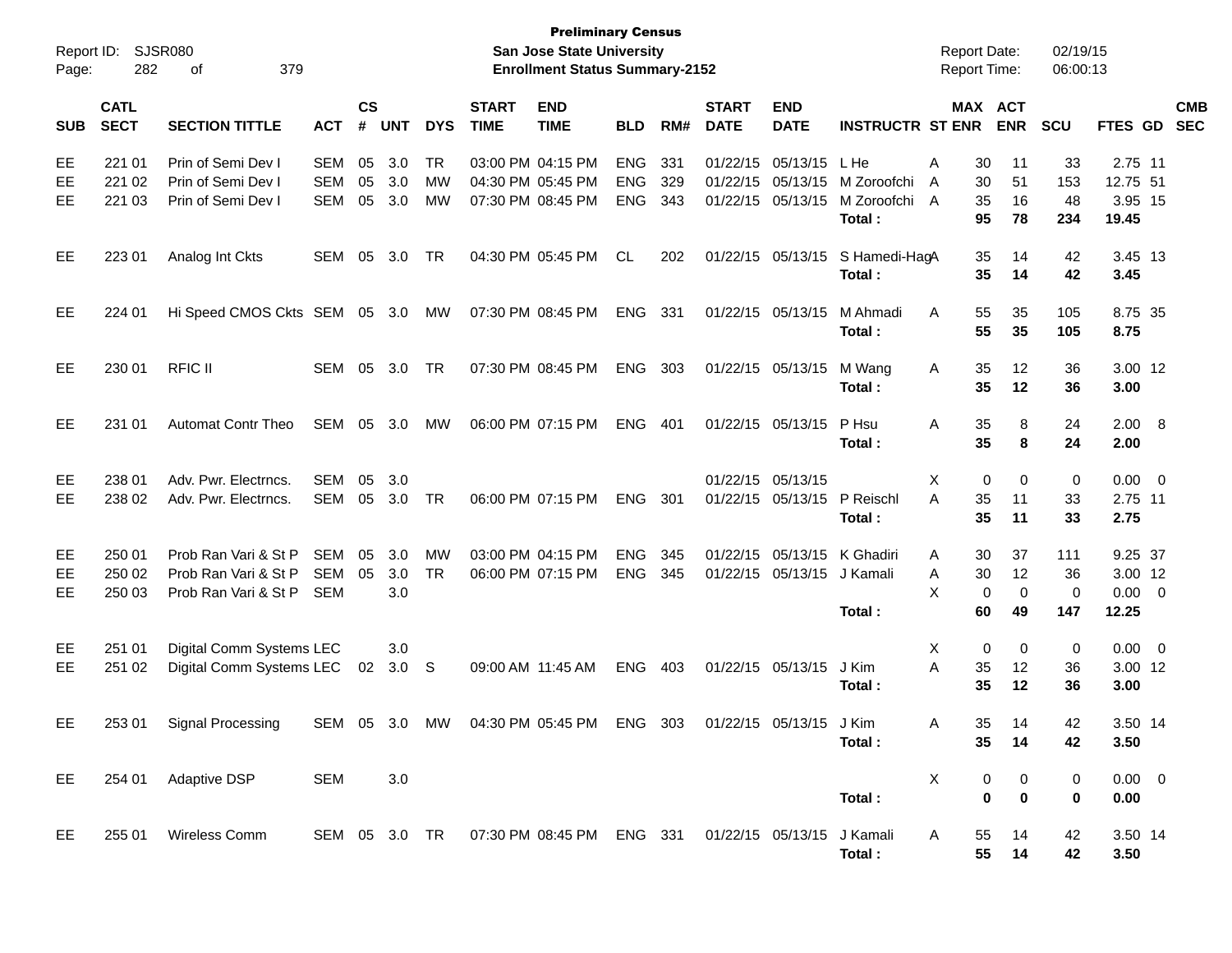**Preliminary Census**
**San Jose State University**
**Enrollment Status Summary-2152**

Report ID: SJSR080
Report Date: 02/19/15
Report Time: 06:00:13

| SUB | CATL SECT | SECTION TITTLE | ACT | CS # | UNT | DYS | START TIME | END TIME | BLD | RM# | START DATE | END DATE | INSTRUCTR | ST | MAX ENR | ACT ENR | SCU | FTES | GD | CMB SEC |
|---|---|---|---|---|---|---|---|---|---|---|---|---|---|---|---|---|---|---|---|---|
| EE | 221 01 | Prin of Semi Dev I | SEM | 05 | 3.0 | TR | 03:00 PM | 04:15 PM | ENG | 331 | 01/22/15 | 05/13/15 | L He | A | 30 | 11 | 33 | 2.75 | 11 | |
| EE | 221 02 | Prin of Semi Dev I | SEM | 05 | 3.0 | MW | 04:30 PM | 05:45 PM | ENG | 329 | 01/22/15 | 05/13/15 | M Zoroofchi | A | 30 | 51 | 153 | 12.75 | 51 | |
| EE | 221 03 | Prin of Semi Dev I | SEM | 05 | 3.0 | MW | 07:30 PM | 08:45 PM | ENG | 343 | 01/22/15 | 05/13/15 | M Zoroofchi | A | 35 | 16 | 48 | 3.95 | 15 | |
| | | | | | | | | | | | | | **Total :** | | **95** | **78** | **234** | **19.45** | | |
| EE | 223 01 | Analog Int Ckts | SEM | 05 | 3.0 | TR | 04:30 PM | 05:45 PM | CL | 202 | 01/22/15 | 05/13/15 | S Hamedi-Hag | A | 35 | 14 | 42 | 3.45 | 13 | |
| | | | | | | | | | | | | | **Total :** | | **35** | **14** | **42** | **3.45** | | |
| EE | 224 01 | Hi Speed CMOS Ckts | SEM | 05 | 3.0 | MW | 07:30 PM | 08:45 PM | ENG | 331 | 01/22/15 | 05/13/15 | M Ahmadi | A | 55 | 35 | 105 | 8.75 | 35 | |
| | | | | | | | | | | | | | **Total :** | | **55** | **35** | **105** | **8.75** | | |
| EE | 230 01 | RFIC II | SEM | 05 | 3.0 | TR | 07:30 PM | 08:45 PM | ENG | 303 | 01/22/15 | 05/13/15 | M Wang | A | 35 | 12 | 36 | 3.00 | 12 | |
| | | | | | | | | | | | | | **Total :** | | **35** | **12** | **36** | **3.00** | | |
| EE | 231 01 | Automat Contr Theo | SEM | 05 | 3.0 | MW | 06:00 PM | 07:15 PM | ENG | 401 | 01/22/15 | 05/13/15 | P Hsu | A | 35 | 8 | 24 | 2.00 | 8 | |
| | | | | | | | | | | | | | **Total :** | | **35** | **8** | **24** | **2.00** | | |
| EE | 238 01 | Adv. Pwr. Electrncs. | SEM | 05 | 3.0 | | | | | | 01/22/15 | 05/13/15 | | X | 0 | 0 | 0 | 0.00 | 0 | |
| EE | 238 02 | Adv. Pwr. Electrncs. | SEM | 05 | 3.0 | TR | 06:00 PM | 07:15 PM | ENG | 301 | 01/22/15 | 05/13/15 | P Reischl | A | 35 | 11 | 33 | 2.75 | 11 | |
| | | | | | | | | | | | | | **Total :** | | **35** | **11** | **33** | **2.75** | | |
| EE | 250 01 | Prob Ran Vari & St P | SEM | 05 | 3.0 | MW | 03:00 PM | 04:15 PM | ENG | 345 | 01/22/15 | 05/13/15 | K Ghadiri | A | 30 | 37 | 111 | 9.25 | 37 | |
| EE | 250 02 | Prob Ran Vari & St P | SEM | 05 | 3.0 | TR | 06:00 PM | 07:15 PM | ENG | 345 | 01/22/15 | 05/13/15 | J Kamali | A | 30 | 12 | 36 | 3.00 | 12 | |
| EE | 250 03 | Prob Ran Vari & St P | SEM | | 3.0 | | | | | | | | | X | 0 | 0 | 0 | 0.00 | 0 | |
| | | | | | | | | | | | | | **Total :** | | **60** | **49** | **147** | **12.25** | | |
| EE | 251 01 | Digital Comm Systems | LEC | | 3.0 | | | | | | | | | X | 0 | 0 | 0 | 0.00 | 0 | |
| EE | 251 02 | Digital Comm Systems | LEC | 02 | 3.0 | S | 09:00 AM | 11:45 AM | ENG | 403 | 01/22/15 | 05/13/15 | J Kim | A | 35 | 12 | 36 | 3.00 | 12 | |
| | | | | | | | | | | | | | **Total :** | | **35** | **12** | **36** | **3.00** | | |
| EE | 253 01 | Signal Processing | SEM | 05 | 3.0 | MW | 04:30 PM | 05:45 PM | ENG | 303 | 01/22/15 | 05/13/15 | J Kim | A | 35 | 14 | 42 | 3.50 | 14 | |
| | | | | | | | | | | | | | **Total :** | | **35** | **14** | **42** | **3.50** | | |
| EE | 254 01 | Adaptive DSP | SEM | | 3.0 | | | | | | | | | X | 0 | 0 | 0 | 0.00 | 0 | |
| | | | | | | | | | | | | | **Total :** | | **0** | **0** | **0** | **0.00** | | |
| EE | 255 01 | Wireless Comm | SEM | 05 | 3.0 | TR | 07:30 PM | 08:45 PM | ENG | 331 | 01/22/15 | 05/13/15 | J Kamali | A | 55 | 14 | 42 | 3.50 | 14 | |
| | | | | | | | | | | | | | **Total :** | | **55** | **14** | **42** | **3.50** | | |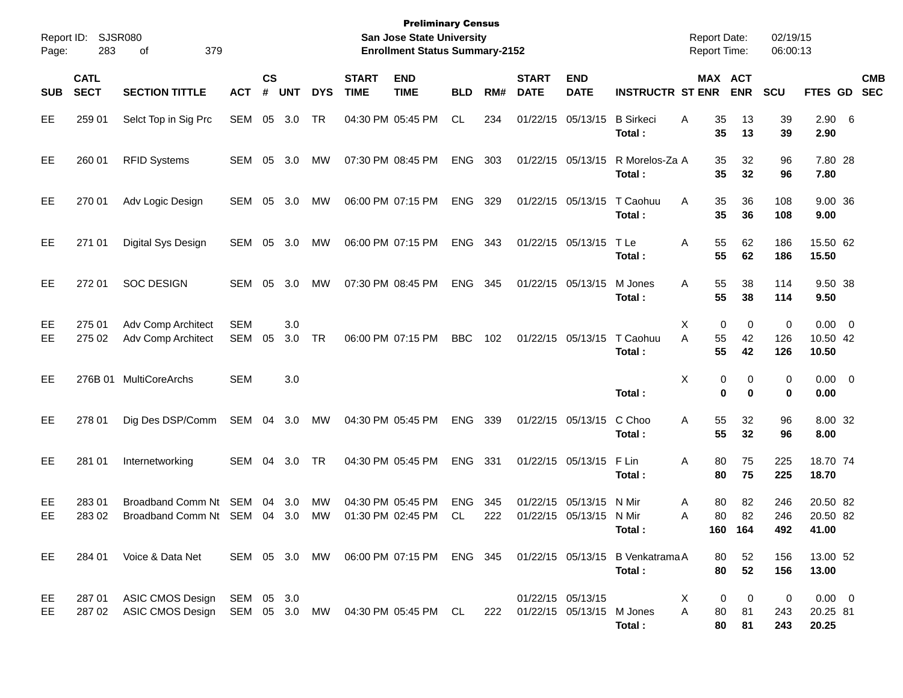**Preliminary Census**
**San Jose State University**
**Enrollment Status Summary-2152**

Report ID: SJSR080
Report Date: 02/19/15
Report Time: 06:00:13

| SUB | CATL SECT | SECTION TITTLE | ACT | CS # | UNT | DYS | START TIME | END TIME | BLD | RM# | START DATE | END DATE | INSTRUCTR | ST | MAX ENR | ACT ENR | SCU | FTES | GD | CMB SEC |
|---|---|---|---|---|---|---|---|---|---|---|---|---|---|---|---|---|---|---|---|---|
| EE | 259 01 | Selct Top in Sig Prc | SEM | 05 | 3.0 | TR | 04:30 PM | 05:45 PM | CL | 234 | 01/22/15 | 05/13/15 | B Sirkeci | A | 35 | 13 | 39 | 2.90 | 6 | |
| | | | | | | | | | | | | | **Total :** | | **35** | **13** | **39** | **2.90** | | |
| EE | 260 01 | RFID Systems | SEM | 05 | 3.0 | MW | 07:30 PM | 08:45 PM | ENG | 303 | 01/22/15 | 05/13/15 | R Morelos-Za | A | 35 | 32 | 96 | 7.80 | 28 | |
| | | | | | | | | | | | | | **Total :** | | **35** | **32** | **96** | **7.80** | | |
| EE | 270 01 | Adv Logic Design | SEM | 05 | 3.0 | MW | 06:00 PM | 07:15 PM | ENG | 329 | 01/22/15 | 05/13/15 | T Caohuu | A | 35 | 36 | 108 | 9.00 | 36 | |
| | | | | | | | | | | | | | **Total :** | | **35** | **36** | **108** | **9.00** | | |
| EE | 271 01 | Digital Sys Design | SEM | 05 | 3.0 | MW | 06:00 PM | 07:15 PM | ENG | 343 | 01/22/15 | 05/13/15 | T Le | A | 55 | 62 | 186 | 15.50 | 62 | |
| | | | | | | | | | | | | | **Total :** | | **55** | **62** | **186** | **15.50** | | |
| EE | 272 01 | SOC DESIGN | SEM | 05 | 3.0 | MW | 07:30 PM | 08:45 PM | ENG | 345 | 01/22/15 | 05/13/15 | M Jones | A | 55 | 38 | 114 | 9.50 | 38 | |
| | | | | | | | | | | | | | **Total :** | | **55** | **38** | **114** | **9.50** | | |
| EE | 275 01 | Adv Comp Architect | SEM | | 3.0 | | | | | | | | | X | 0 | 0 | 0 | 0.00 | 0 | |
| EE | 275 02 | Adv Comp Architect | SEM | 05 | 3.0 | TR | 06:00 PM | 07:15 PM | BBC | 102 | 01/22/15 | 05/13/15 | T Caohuu | A | 55 | 42 | 126 | 10.50 | 42 | |
| | | | | | | | | | | | | | **Total :** | | **55** | **42** | **126** | **10.50** | | |
| EE | 276B 01 | MultiCoreArchs | SEM | | 3.0 | | | | | | | | | X | 0 | 0 | 0 | 0.00 | 0 | |
| | | | | | | | | | | | | | **Total :** | | **0** | **0** | **0** | **0.00** | | |
| EE | 278 01 | Dig Des DSP/Comm | SEM | 04 | 3.0 | MW | 04:30 PM | 05:45 PM | ENG | 339 | 01/22/15 | 05/13/15 | C Choo | A | 55 | 32 | 96 | 8.00 | 32 | |
| | | | | | | | | | | | | | **Total :** | | **55** | **32** | **96** | **8.00** | | |
| EE | 281 01 | Internetworking | SEM | 04 | 3.0 | TR | 04:30 PM | 05:45 PM | ENG | 331 | 01/22/15 | 05/13/15 | F Lin | A | 80 | 75 | 225 | 18.70 | 74 | |
| | | | | | | | | | | | | | **Total :** | | **80** | **75** | **225** | **18.70** | | |
| EE | 283 01 | Broadband Comm Nt | SEM | 04 | 3.0 | MW | 04:30 PM | 05:45 PM | ENG | 345 | 01/22/15 | 05/13/15 | N Mir | A | 80 | 82 | 246 | 20.50 | 82 | |
| EE | 283 02 | Broadband Comm Nt | SEM | 04 | 3.0 | MW | 01:30 PM | 02:45 PM | CL | 222 | 01/22/15 | 05/13/15 | N Mir | A | 80 | 82 | 246 | 20.50 | 82 | |
| | | | | | | | | | | | | | **Total :** | | **160** | **164** | **492** | **41.00** | | |
| EE | 284 01 | Voice & Data Net | SEM | 05 | 3.0 | MW | 06:00 PM | 07:15 PM | ENG | 345 | 01/22/15 | 05/13/15 | B Venkatrama | A | 80 | 52 | 156 | 13.00 | 52 | |
| | | | | | | | | | | | | | **Total :** | | **80** | **52** | **156** | **13.00** | | |
| EE | 287 01 | ASIC CMOS Design | SEM | 05 | 3.0 | | | | | | 01/22/15 | 05/13/15 | | X | 0 | 0 | 0 | 0.00 | 0 | |
| EE | 287 02 | ASIC CMOS Design | SEM | 05 | 3.0 | MW | 04:30 PM | 05:45 PM | CL | 222 | 01/22/15 | 05/13/15 | M Jones | A | 80 | 81 | 243 | 20.25 | 81 | |
| | | | | | | | | | | | | | **Total :** | | **80** | **81** | **243** | **20.25** | | |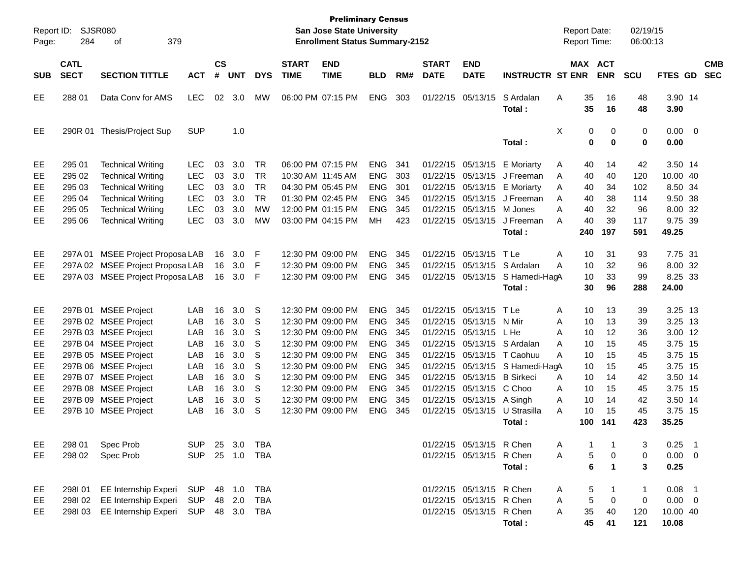**Preliminary Census**
**San Jose State University**
**Enrollment Status Summary-2152**

Report ID: SJSR080
Report Date: 02/19/15
Report Time: 06:00:13

| SUB | CATL SECT | SECTION TITTLE | ACT | CS # | UNT | DYS | START TIME | END TIME | BLD | RM# | START DATE | END DATE | INSTRUCTR | ST | MAX ENR | ACT ENR | SCU | FTES | GD | CMB SEC |
|---|---|---|---|---|---|---|---|---|---|---|---|---|---|---|---|---|---|---|---|---|
| EE | 288 01 | Data Conv for AMS | LEC | 02 | 3.0 | MW | 06:00 PM | 07:15 PM | ENG | 303 | 01/22/15 | 05/13/15 | S Ardalan | A | 35 | 16 | 48 | 3.90 | 14 | |
| | | | | | | | | | | | | | **Total :** | | **35** | **16** | **48** | **3.90** | | |
| EE | 290R 01 | Thesis/Project Sup | SUP | | 1.0 | | | | | | | | | X | 0 | 0 | 0 | 0.00 | 0 | |
| | | | | | | | | | | | | | **Total :** | | **0** | **0** | **0** | **0.00** | | |
| EE | 295 01 | Technical Writing | LEC | 03 | 3.0 | TR | 06:00 PM | 07:15 PM | ENG | 341 | 01/22/15 | 05/13/15 | E Moriarty | A | 40 | 14 | 42 | 3.50 | 14 | |
| EE | 295 02 | Technical Writing | LEC | 03 | 3.0 | TR | 10:30 AM | 11:45 AM | ENG | 303 | 01/22/15 | 05/13/15 | J Freeman | A | 40 | 40 | 120 | 10.00 | 40 | |
| EE | 295 03 | Technical Writing | LEC | 03 | 3.0 | TR | 04:30 PM | 05:45 PM | ENG | 301 | 01/22/15 | 05/13/15 | E Moriarty | A | 40 | 34 | 102 | 8.50 | 34 | |
| EE | 295 04 | Technical Writing | LEC | 03 | 3.0 | TR | 01:30 PM | 02:45 PM | ENG | 345 | 01/22/15 | 05/13/15 | J Freeman | A | 40 | 38 | 114 | 9.50 | 38 | |
| EE | 295 05 | Technical Writing | LEC | 03 | 3.0 | MW | 12:00 PM | 01:15 PM | ENG | 345 | 01/22/15 | 05/13/15 | M Jones | A | 40 | 32 | 96 | 8.00 | 32 | |
| EE | 295 06 | Technical Writing | LEC | 03 | 3.0 | MW | 03:00 PM | 04:15 PM | MH | 423 | 01/22/15 | 05/13/15 | J Freeman | A | 40 | 39 | 117 | 9.75 | 39 | |
| | | | | | | | | | | | | | **Total :** | | **240** | **197** | **591** | **49.25** | | |
| EE | 297A 01 | MSEE Project Proposa | LAB | 16 | 3.0 | F | 12:30 PM | 09:00 PM | ENG | 345 | 01/22/15 | 05/13/15 | T Le | A | 10 | 31 | 93 | 7.75 | 31 | |
| EE | 297A 02 | MSEE Project Proposa | LAB | 16 | 3.0 | F | 12:30 PM | 09:00 PM | ENG | 345 | 01/22/15 | 05/13/15 | S Ardalan | A | 10 | 32 | 96 | 8.00 | 32 | |
| EE | 297A 03 | MSEE Project Proposa | LAB | 16 | 3.0 | F | 12:30 PM | 09:00 PM | ENG | 345 | 01/22/15 | 05/13/15 | S Hamedi-Hag | A | 10 | 33 | 99 | 8.25 | 33 | |
| | | | | | | | | | | | | | **Total :** | | **30** | **96** | **288** | **24.00** | | |
| EE | 297B 01 | MSEE Project | LAB | 16 | 3.0 | S | 12:30 PM | 09:00 PM | ENG | 345 | 01/22/15 | 05/13/15 | T Le | A | 10 | 13 | 39 | 3.25 | 13 | |
| EE | 297B 02 | MSEE Project | LAB | 16 | 3.0 | S | 12:30 PM | 09:00 PM | ENG | 345 | 01/22/15 | 05/13/15 | N Mir | A | 10 | 13 | 39 | 3.25 | 13 | |
| EE | 297B 03 | MSEE Project | LAB | 16 | 3.0 | S | 12:30 PM | 09:00 PM | ENG | 345 | 01/22/15 | 05/13/15 | L He | A | 10 | 12 | 36 | 3.00 | 12 | |
| EE | 297B 04 | MSEE Project | LAB | 16 | 3.0 | S | 12:30 PM | 09:00 PM | ENG | 345 | 01/22/15 | 05/13/15 | S Ardalan | A | 10 | 15 | 45 | 3.75 | 15 | |
| EE | 297B 05 | MSEE Project | LAB | 16 | 3.0 | S | 12:30 PM | 09:00 PM | ENG | 345 | 01/22/15 | 05/13/15 | T Caohuu | A | 10 | 15 | 45 | 3.75 | 15 | |
| EE | 297B 06 | MSEE Project | LAB | 16 | 3.0 | S | 12:30 PM | 09:00 PM | ENG | 345 | 01/22/15 | 05/13/15 | S Hamedi-Hag | A | 10 | 15 | 45 | 3.75 | 15 | |
| EE | 297B 07 | MSEE Project | LAB | 16 | 3.0 | S | 12:30 PM | 09:00 PM | ENG | 345 | 01/22/15 | 05/13/15 | B Sirkeci | A | 10 | 14 | 42 | 3.50 | 14 | |
| EE | 297B 08 | MSEE Project | LAB | 16 | 3.0 | S | 12:30 PM | 09:00 PM | ENG | 345 | 01/22/15 | 05/13/15 | C Choo | A | 10 | 15 | 45 | 3.75 | 15 | |
| EE | 297B 09 | MSEE Project | LAB | 16 | 3.0 | S | 12:30 PM | 09:00 PM | ENG | 345 | 01/22/15 | 05/13/15 | A Singh | A | 10 | 14 | 42 | 3.50 | 14 | |
| EE | 297B 10 | MSEE Project | LAB | 16 | 3.0 | S | 12:30 PM | 09:00 PM | ENG | 345 | 01/22/15 | 05/13/15 | U Strasilla | A | 10 | 15 | 45 | 3.75 | 15 | |
| | | | | | | | | | | | | | **Total :** | | **100** | **141** | **423** | **35.25** | | |
| EE | 298 01 | Spec Prob | SUP | 25 | 3.0 | TBA | | | | | 01/22/15 | 05/13/15 | R Chen | A | 1 | 1 | 3 | 0.25 | 1 | |
| EE | 298 02 | Spec Prob | SUP | 25 | 1.0 | TBA | | | | | 01/22/15 | 05/13/15 | R Chen | A | 5 | 0 | 0 | 0.00 | 0 | |
| | | | | | | | | | | | | | **Total :** | | **6** | **1** | **3** | **0.25** | | |
| EE | 298I 01 | EE Internship Experi | SUP | 48 | 1.0 | TBA | | | | | 01/22/15 | 05/13/15 | R Chen | A | 5 | 1 | 1 | 0.08 | 1 | |
| EE | 298I 02 | EE Internship Experi | SUP | 48 | 2.0 | TBA | | | | | 01/22/15 | 05/13/15 | R Chen | A | 5 | 0 | 0 | 0.00 | 0 | |
| EE | 298I 03 | EE Internship Experi | SUP | 48 | 3.0 | TBA | | | | | 01/22/15 | 05/13/15 | R Chen | A | 35 | 40 | 120 | 10.00 | 40 | |
| | | | | | | | | | | | | | **Total :** | | **45** | **41** | **121** | **10.08** | | |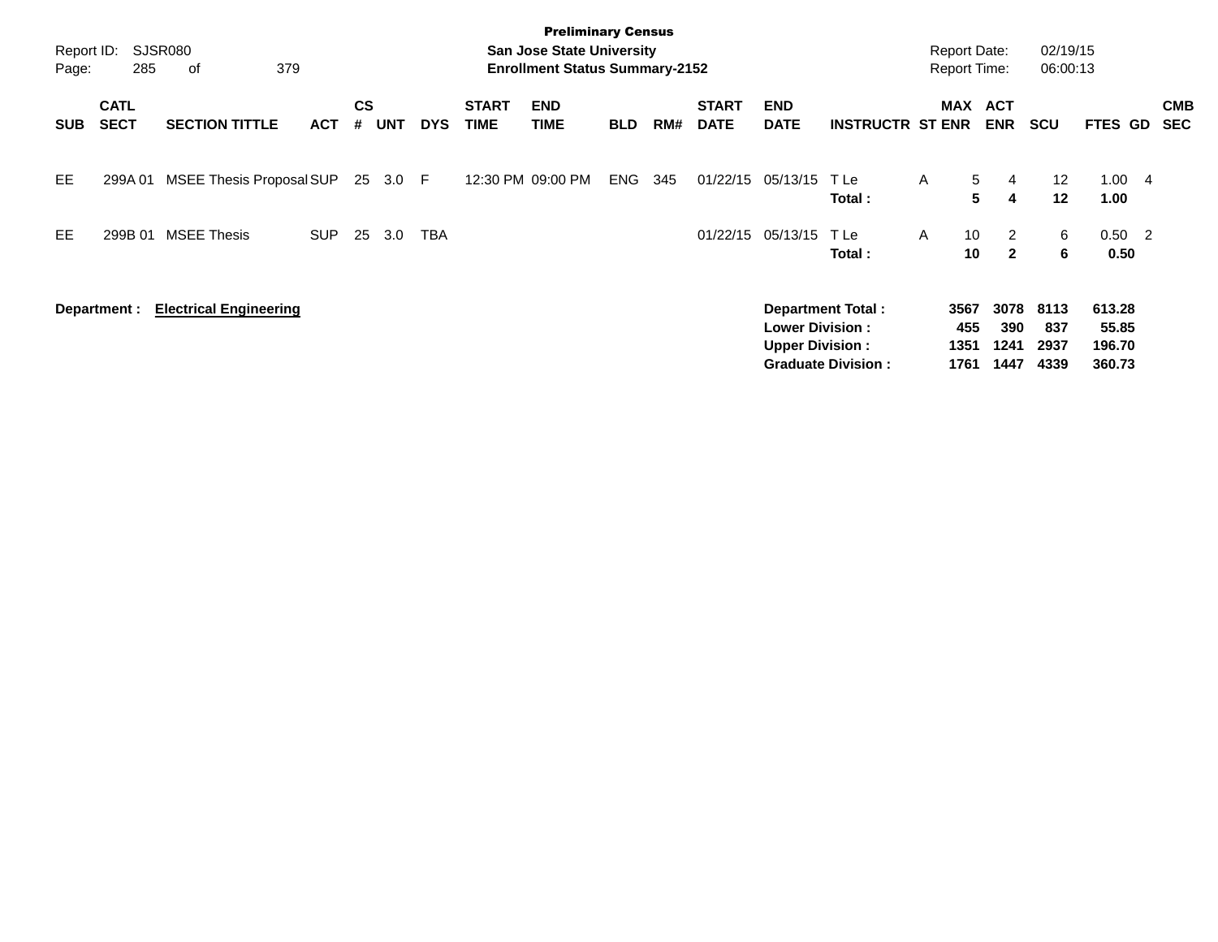Preliminary Census
San Jose State University
Enrollment Status Summary-2152

Report ID: SJSR080
Report Date: 02/19/15
Report Time: 06:00:13

| SUB | CATL SECT | SECTION TITTLE | ACT | CS # | UNT | DYS | START TIME | END TIME | BLD | RM# | START DATE | END DATE | INSTRUCTR | ST | MAX ENR | ACT ENR | SCU | FTES | GD | CMB SEC |
|---|---|---|---|---|---|---|---|---|---|---|---|---|---|---|---|---|---|---|---|---|
| EE | 299A 01 | MSEE Thesis Proposal | SUP | 25 | 3.0 | F | 12:30 PM | 09:00 PM | ENG | 345 | 01/22/15 | 05/13/15 | T Le | A | 5 | 4 | 12 | 1.00 | 4 | |
| | | | | | | | | | | | | | **Total :** | | **5** | **4** | **12** | **1.00** | | |
| EE | 299B 01 | MSEE Thesis | SUP | 25 | 3.0 | TBA | | | | | 01/22/15 | 05/13/15 | T Le | A | 10 | 2 | 6 | 0.50 | 2 | |
| | | | | | | | | | | | | | **Total :** | | **10** | **2** | **6** | **0.50** | | |

**Department :** **Electrical Engineering**

| | MAX ENR | ACT ENR | SCU | FTES |
|---|---|---|---|---|
| **Department Total :** | **3567** | **3078** | **8113** | **613.28** |
| **Lower Division :** | **455** | **390** | **837** | **55.85** |
| **Upper Division :** | **1351** | **1241** | **2937** | **196.70** |
| **Graduate Division :** | **1761** | **1447** | **4339** | **360.73** |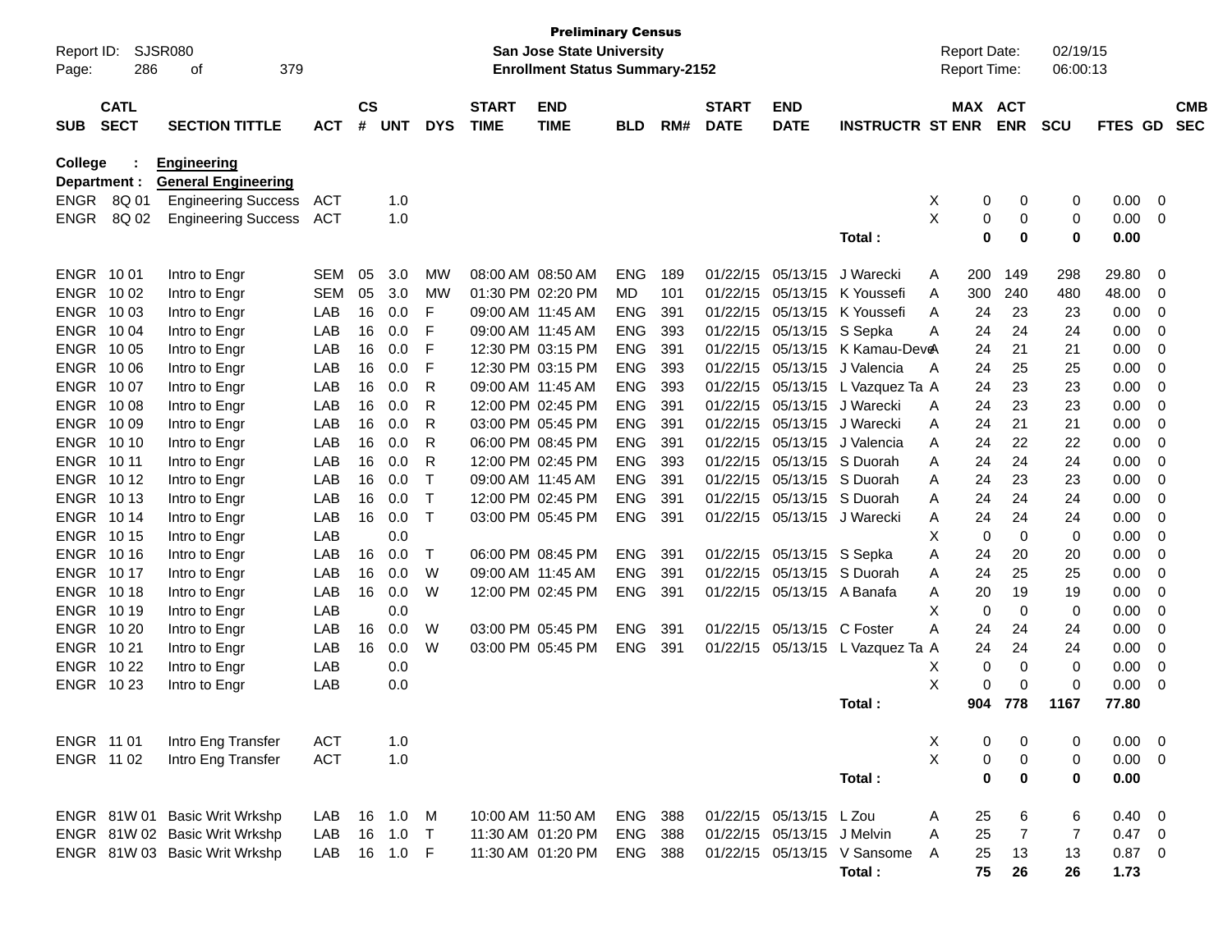**Preliminary Census**
**San Jose State University**
**Enrollment Status Summary-2152**

Report ID: SJSR080
Report Date: 02/19/15
Report Time: 06:00:13

| SUB | CATL SECT | SECTION TITTLE | ACT | CS # | UNT | DYS | START TIME | END TIME | BLD | RM# | START DATE | END DATE | INSTRUCTR | ST | MAX ENR | ACT ENR | SCU | FTES | GD | CMB SEC |
|---|---|---|---|---|---|---|---|---|---|---|---|---|---|---|---|---|---|---|---|---|
| **College :** | | **Engineering** | | | | | | | | | | | | | | | | | | |
| **Department :** | | **General Engineering** | | | | | | | | | | | | | | | | | | |
| ENGR | 8Q 01 | Engineering Success | ACT | | 1.0 | | | | | | | | | X | 0 | 0 | 0 | 0.00 | 0 | |
| ENGR | 8Q 02 | Engineering Success | ACT | | 1.0 | | | | | | | | | X | 0 | 0 | 0 | 0.00 | 0 | |
| | | | | | | | | | | | | | **Total :** | | **0** | **0** | **0** | **0.00** | | |
| ENGR | 10 01 | Intro to Engr | SEM | 05 | 3.0 | MW | 08:00 AM | 08:50 AM | ENG | 189 | 01/22/15 | 05/13/15 | J Warecki | A | 200 | 149 | 298 | 29.80 | 0 | |
| ENGR | 10 02 | Intro to Engr | SEM | 05 | 3.0 | MW | 01:30 PM | 02:20 PM | MD | 101 | 01/22/15 | 05/13/15 | K Youssefi | A | 300 | 240 | 480 | 48.00 | 0 | |
| ENGR | 10 03 | Intro to Engr | LAB | 16 | 0.0 | F | 09:00 AM | 11:45 AM | ENG | 391 | 01/22/15 | 05/13/15 | K Youssefi | A | 24 | 23 | 23 | 0.00 | 0 | |
| ENGR | 10 04 | Intro to Engr | LAB | 16 | 0.0 | F | 09:00 AM | 11:45 AM | ENG | 393 | 01/22/15 | 05/13/15 | S Sepka | A | 24 | 24 | 24 | 0.00 | 0 | |
| ENGR | 10 05 | Intro to Engr | LAB | 16 | 0.0 | F | 12:30 PM | 03:15 PM | ENG | 391 | 01/22/15 | 05/13/15 | K Kamau-Deve | A | 24 | 21 | 21 | 0.00 | 0 | |
| ENGR | 10 06 | Intro to Engr | LAB | 16 | 0.0 | F | 12:30 PM | 03:15 PM | ENG | 393 | 01/22/15 | 05/13/15 | J Valencia | A | 24 | 25 | 25 | 0.00 | 0 | |
| ENGR | 10 07 | Intro to Engr | LAB | 16 | 0.0 | R | 09:00 AM | 11:45 AM | ENG | 393 | 01/22/15 | 05/13/15 | L Vazquez Ta | A | 24 | 23 | 23 | 0.00 | 0 | |
| ENGR | 10 08 | Intro to Engr | LAB | 16 | 0.0 | R | 12:00 PM | 02:45 PM | ENG | 391 | 01/22/15 | 05/13/15 | J Warecki | A | 24 | 23 | 23 | 0.00 | 0 | |
| ENGR | 10 09 | Intro to Engr | LAB | 16 | 0.0 | R | 03:00 PM | 05:45 PM | ENG | 391 | 01/22/15 | 05/13/15 | J Warecki | A | 24 | 21 | 21 | 0.00 | 0 | |
| ENGR | 10 10 | Intro to Engr | LAB | 16 | 0.0 | R | 06:00 PM | 08:45 PM | ENG | 391 | 01/22/15 | 05/13/15 | J Valencia | A | 24 | 22 | 22 | 0.00 | 0 | |
| ENGR | 10 11 | Intro to Engr | LAB | 16 | 0.0 | R | 12:00 PM | 02:45 PM | ENG | 393 | 01/22/15 | 05/13/15 | S Duorah | A | 24 | 24 | 24 | 0.00 | 0 | |
| ENGR | 10 12 | Intro to Engr | LAB | 16 | 0.0 | T | 09:00 AM | 11:45 AM | ENG | 391 | 01/22/15 | 05/13/15 | S Duorah | A | 24 | 23 | 23 | 0.00 | 0 | |
| ENGR | 10 13 | Intro to Engr | LAB | 16 | 0.0 | T | 12:00 PM | 02:45 PM | ENG | 391 | 01/22/15 | 05/13/15 | S Duorah | A | 24 | 24 | 24 | 0.00 | 0 | |
| ENGR | 10 14 | Intro to Engr | LAB | 16 | 0.0 | T | 03:00 PM | 05:45 PM | ENG | 391 | 01/22/15 | 05/13/15 | J Warecki | A | 24 | 24 | 24 | 0.00 | 0 | |
| ENGR | 10 15 | Intro to Engr | LAB | | 0.0 | | | | | | | | | X | 0 | 0 | 0 | 0.00 | 0 | |
| ENGR | 10 16 | Intro to Engr | LAB | 16 | 0.0 | T | 06:00 PM | 08:45 PM | ENG | 391 | 01/22/15 | 05/13/15 | S Sepka | A | 24 | 20 | 20 | 0.00 | 0 | |
| ENGR | 10 17 | Intro to Engr | LAB | 16 | 0.0 | W | 09:00 AM | 11:45 AM | ENG | 391 | 01/22/15 | 05/13/15 | S Duorah | A | 24 | 25 | 25 | 0.00 | 0 | |
| ENGR | 10 18 | Intro to Engr | LAB | 16 | 0.0 | W | 12:00 PM | 02:45 PM | ENG | 391 | 01/22/15 | 05/13/15 | A Banafa | A | 20 | 19 | 19 | 0.00 | 0 | |
| ENGR | 10 19 | Intro to Engr | LAB | | 0.0 | | | | | | | | | X | 0 | 0 | 0 | 0.00 | 0 | |
| ENGR | 10 20 | Intro to Engr | LAB | 16 | 0.0 | W | 03:00 PM | 05:45 PM | ENG | 391 | 01/22/15 | 05/13/15 | C Foster | A | 24 | 24 | 24 | 0.00 | 0 | |
| ENGR | 10 21 | Intro to Engr | LAB | 16 | 0.0 | W | 03:00 PM | 05:45 PM | ENG | 391 | 01/22/15 | 05/13/15 | L Vazquez Ta | A | 24 | 24 | 24 | 0.00 | 0 | |
| ENGR | 10 22 | Intro to Engr | LAB | | 0.0 | | | | | | | | | X | 0 | 0 | 0 | 0.00 | 0 | |
| ENGR | 10 23 | Intro to Engr | LAB | | 0.0 | | | | | | | | | X | 0 | 0 | 0 | 0.00 | 0 | |
| | | | | | | | | | | | | | **Total :** | | **904** | **778** | **1167** | **77.80** | | |
| ENGR | 11 01 | Intro Eng Transfer | ACT | | 1.0 | | | | | | | | | X | 0 | 0 | 0 | 0.00 | 0 | |
| ENGR | 11 02 | Intro Eng Transfer | ACT | | 1.0 | | | | | | | | | X | 0 | 0 | 0 | 0.00 | 0 | |
| | | | | | | | | | | | | | **Total :** | | **0** | **0** | **0** | **0.00** | | |
| ENGR | 81W 01 | Basic Writ Wrkshp | LAB | 16 | 1.0 | M | 10:00 AM | 11:50 AM | ENG | 388 | 01/22/15 | 05/13/15 | L Zou | A | 25 | 6 | 6 | 0.40 | 0 | |
| ENGR | 81W 02 | Basic Writ Wrkshp | LAB | 16 | 1.0 | T | 11:30 AM | 01:20 PM | ENG | 388 | 01/22/15 | 05/13/15 | J Melvin | A | 25 | 7 | 7 | 0.47 | 0 | |
| ENGR | 81W 03 | Basic Writ Wrkshp | LAB | 16 | 1.0 | F | 11:30 AM | 01:20 PM | ENG | 388 | 01/22/15 | 05/13/15 | V Sansome | A | 25 | 13 | 13 | 0.87 | 0 | |
| | | | | | | | | | | | | | **Total :** | | **75** | **26** | **26** | **1.73** | | |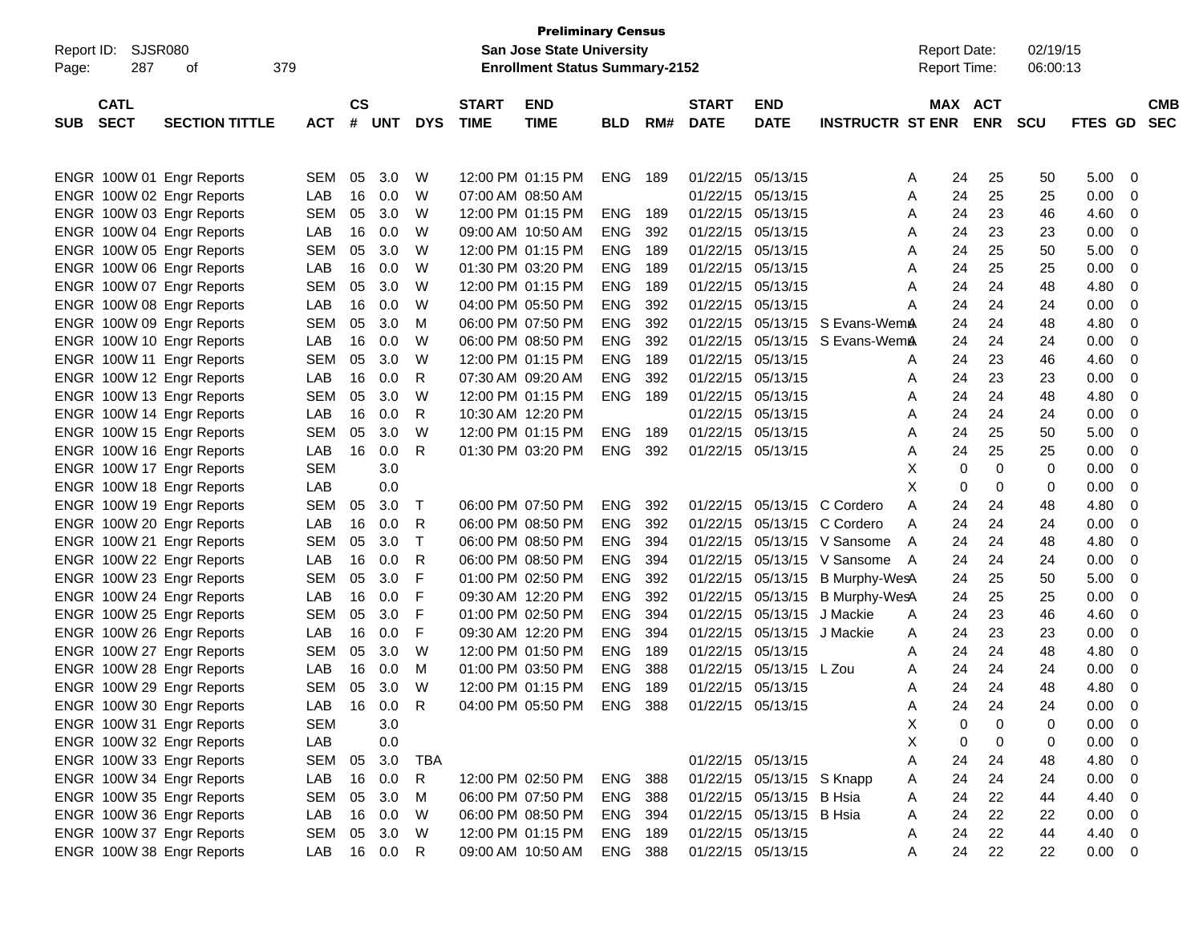**Preliminary Census**
**San Jose State University**
**Enrollment Status Summary-2152**

Report ID: SJSR080
Report Date: 02/19/15
Report Time: 06:00:13

| SUB | CATL SECT | SECTION TITTLE | ACT | CS # | UNT | DYS | START TIME | END TIME | BLD | RM# | START DATE | END DATE | INSTRUCTR | ST | MAX ENR | ACT ENR | SCU | FTES | GD | CMB SEC |
|---|---|---|---|---|---|---|---|---|---|---|---|---|---|---|---|---|---|---|---|---|
| ENGR | 100W 01 | Engr Reports | SEM | 05 | 3.0 | W | 12:00 PM | 01:15 PM | ENG | 189 | 01/22/15 | 05/13/15 | | A | 24 | 25 | 50 | 5.00 | 0 | |
| ENGR | 100W 02 | Engr Reports | LAB | 16 | 0.0 | W | 07:00 AM | 08:50 AM | | | 01/22/15 | 05/13/15 | | A | 24 | 25 | 25 | 0.00 | 0 | |
| ENGR | 100W 03 | Engr Reports | SEM | 05 | 3.0 | W | 12:00 PM | 01:15 PM | ENG | 189 | 01/22/15 | 05/13/15 | | A | 24 | 23 | 46 | 4.60 | 0 | |
| ENGR | 100W 04 | Engr Reports | LAB | 16 | 0.0 | W | 09:00 AM | 10:50 AM | ENG | 392 | 01/22/15 | 05/13/15 | | A | 24 | 23 | 23 | 0.00 | 0 | |
| ENGR | 100W 05 | Engr Reports | SEM | 05 | 3.0 | W | 12:00 PM | 01:15 PM | ENG | 189 | 01/22/15 | 05/13/15 | | A | 24 | 25 | 50 | 5.00 | 0 | |
| ENGR | 100W 06 | Engr Reports | LAB | 16 | 0.0 | W | 01:30 PM | 03:20 PM | ENG | 189 | 01/22/15 | 05/13/15 | | A | 24 | 25 | 25 | 0.00 | 0 | |
| ENGR | 100W 07 | Engr Reports | SEM | 05 | 3.0 | W | 12:00 PM | 01:15 PM | ENG | 189 | 01/22/15 | 05/13/15 | | A | 24 | 24 | 48 | 4.80 | 0 | |
| ENGR | 100W 08 | Engr Reports | LAB | 16 | 0.0 | W | 04:00 PM | 05:50 PM | ENG | 392 | 01/22/15 | 05/13/15 | | A | 24 | 24 | 24 | 0.00 | 0 | |
| ENGR | 100W 09 | Engr Reports | SEM | 05 | 3.0 | M | 06:00 PM | 07:50 PM | ENG | 392 | 01/22/15 | 05/13/15 | S Evans-Wema | A | 24 | 24 | 48 | 4.80 | 0 | |
| ENGR | 100W 10 | Engr Reports | LAB | 16 | 0.0 | W | 06:00 PM | 08:50 PM | ENG | 392 | 01/22/15 | 05/13/15 | S Evans-Wema | A | 24 | 24 | 24 | 0.00 | 0 | |
| ENGR | 100W 11 | Engr Reports | SEM | 05 | 3.0 | W | 12:00 PM | 01:15 PM | ENG | 189 | 01/22/15 | 05/13/15 | | A | 24 | 23 | 46 | 4.60 | 0 | |
| ENGR | 100W 12 | Engr Reports | LAB | 16 | 0.0 | R | 07:30 AM | 09:20 AM | ENG | 392 | 01/22/15 | 05/13/15 | | A | 24 | 23 | 23 | 0.00 | 0 | |
| ENGR | 100W 13 | Engr Reports | SEM | 05 | 3.0 | W | 12:00 PM | 01:15 PM | ENG | 189 | 01/22/15 | 05/13/15 | | A | 24 | 24 | 48 | 4.80 | 0 | |
| ENGR | 100W 14 | Engr Reports | LAB | 16 | 0.0 | R | 10:30 AM | 12:20 PM | | | 01/22/15 | 05/13/15 | | A | 24 | 24 | 24 | 0.00 | 0 | |
| ENGR | 100W 15 | Engr Reports | SEM | 05 | 3.0 | W | 12:00 PM | 01:15 PM | ENG | 189 | 01/22/15 | 05/13/15 | | A | 24 | 25 | 50 | 5.00 | 0 | |
| ENGR | 100W 16 | Engr Reports | LAB | 16 | 0.0 | R | 01:30 PM | 03:20 PM | ENG | 392 | 01/22/15 | 05/13/15 | | A | 24 | 25 | 25 | 0.00 | 0 | |
| ENGR | 100W 17 | Engr Reports | SEM | | 3.0 | | | | | | | | | X | 0 | 0 | 0 | 0.00 | 0 | |
| ENGR | 100W 18 | Engr Reports | LAB | | 0.0 | | | | | | | | | X | 0 | 0 | 0 | 0.00 | 0 | |
| ENGR | 100W 19 | Engr Reports | SEM | 05 | 3.0 | T | 06:00 PM | 07:50 PM | ENG | 392 | 01/22/15 | 05/13/15 | C Cordero | A | 24 | 24 | 48 | 4.80 | 0 | |
| ENGR | 100W 20 | Engr Reports | LAB | 16 | 0.0 | R | 06:00 PM | 08:50 PM | ENG | 392 | 01/22/15 | 05/13/15 | C Cordero | A | 24 | 24 | 24 | 0.00 | 0 | |
| ENGR | 100W 21 | Engr Reports | SEM | 05 | 3.0 | T | 06:00 PM | 08:50 PM | ENG | 394 | 01/22/15 | 05/13/15 | V Sansome | A | 24 | 24 | 48 | 4.80 | 0 | |
| ENGR | 100W 22 | Engr Reports | LAB | 16 | 0.0 | R | 06:00 PM | 08:50 PM | ENG | 394 | 01/22/15 | 05/13/15 | V Sansome | A | 24 | 24 | 24 | 0.00 | 0 | |
| ENGR | 100W 23 | Engr Reports | SEM | 05 | 3.0 | F | 01:00 PM | 02:50 PM | ENG | 392 | 01/22/15 | 05/13/15 | B Murphy-Wes | A | 24 | 25 | 50 | 5.00 | 0 | |
| ENGR | 100W 24 | Engr Reports | LAB | 16 | 0.0 | F | 09:30 AM | 12:20 PM | ENG | 392 | 01/22/15 | 05/13/15 | B Murphy-Wes | A | 24 | 25 | 25 | 0.00 | 0 | |
| ENGR | 100W 25 | Engr Reports | SEM | 05 | 3.0 | F | 01:00 PM | 02:50 PM | ENG | 394 | 01/22/15 | 05/13/15 | J Mackie | A | 24 | 23 | 46 | 4.60 | 0 | |
| ENGR | 100W 26 | Engr Reports | LAB | 16 | 0.0 | F | 09:30 AM | 12:20 PM | ENG | 394 | 01/22/15 | 05/13/15 | J Mackie | A | 24 | 23 | 23 | 0.00 | 0 | |
| ENGR | 100W 27 | Engr Reports | SEM | 05 | 3.0 | W | 12:00 PM | 01:50 PM | ENG | 189 | 01/22/15 | 05/13/15 | | A | 24 | 24 | 48 | 4.80 | 0 | |
| ENGR | 100W 28 | Engr Reports | LAB | 16 | 0.0 | M | 01:00 PM | 03:50 PM | ENG | 388 | 01/22/15 | 05/13/15 | L Zou | A | 24 | 24 | 24 | 0.00 | 0 | |
| ENGR | 100W 29 | Engr Reports | SEM | 05 | 3.0 | W | 12:00 PM | 01:15 PM | ENG | 189 | 01/22/15 | 05/13/15 | | A | 24 | 24 | 48 | 4.80 | 0 | |
| ENGR | 100W 30 | Engr Reports | LAB | 16 | 0.0 | R | 04:00 PM | 05:50 PM | ENG | 388 | 01/22/15 | 05/13/15 | | A | 24 | 24 | 24 | 0.00 | 0 | |
| ENGR | 100W 31 | Engr Reports | SEM | | 3.0 | | | | | | | | | X | 0 | 0 | 0 | 0.00 | 0 | |
| ENGR | 100W 32 | Engr Reports | LAB | | 0.0 | | | | | | | | | X | 0 | 0 | 0 | 0.00 | 0 | |
| ENGR | 100W 33 | Engr Reports | SEM | 05 | 3.0 | TBA | | | | | 01/22/15 | 05/13/15 | | A | 24 | 24 | 48 | 4.80 | 0 | |
| ENGR | 100W 34 | Engr Reports | LAB | 16 | 0.0 | R | 12:00 PM | 02:50 PM | ENG | 388 | 01/22/15 | 05/13/15 | S Knapp | A | 24 | 24 | 24 | 0.00 | 0 | |
| ENGR | 100W 35 | Engr Reports | SEM | 05 | 3.0 | M | 06:00 PM | 07:50 PM | ENG | 388 | 01/22/15 | 05/13/15 | B Hsia | A | 24 | 22 | 44 | 4.40 | 0 | |
| ENGR | 100W 36 | Engr Reports | LAB | 16 | 0.0 | W | 06:00 PM | 08:50 PM | ENG | 394 | 01/22/15 | 05/13/15 | B Hsia | A | 24 | 22 | 22 | 0.00 | 0 | |
| ENGR | 100W 37 | Engr Reports | SEM | 05 | 3.0 | W | 12:00 PM | 01:15 PM | ENG | 189 | 01/22/15 | 05/13/15 | | A | 24 | 22 | 44 | 4.40 | 0 | |
| ENGR | 100W 38 | Engr Reports | LAB | 16 | 0.0 | R | 09:00 AM | 10:50 AM | ENG | 388 | 01/22/15 | 05/13/15 | | A | 24 | 22 | 22 | 0.00 | 0 | |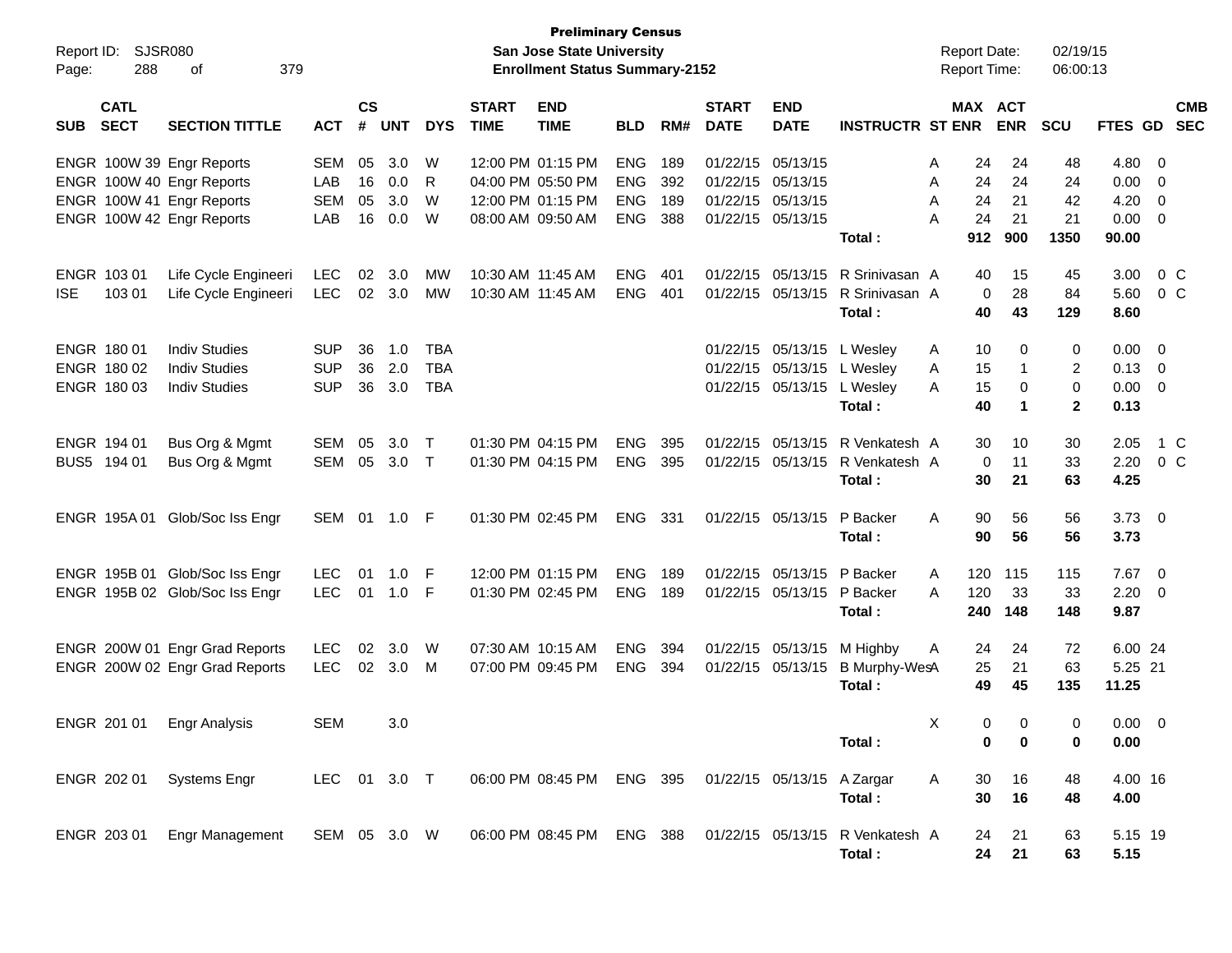**Preliminary Census**
**San Jose State University**
**Enrollment Status Summary-2152**

Report ID: SJSR080
Report Date: 02/19/15
Report Time: 06:00:13

| SUB | CATL SECT | SECTION TITTLE | ACT | CS # | UNT | DYS | START TIME | END TIME | BLD | RM# | START DATE | END DATE | INSTRUCTR | ST | MAX ENR | ACT ENR | SCU | FTES | GD | CMB SEC |
|---|---|---|---|---|---|---|---|---|---|---|---|---|---|---|---|---|---|---|---|---|
| ENGR | 100W 39 | Engr Reports | SEM | 05 | 3.0 | W | 12:00 PM | 01:15 PM | ENG | 189 | 01/22/15 | 05/13/15 | | A | 24 | 24 | 48 | 4.80 | 0 | |
| ENGR | 100W 40 | Engr Reports | LAB | 16 | 0.0 | R | 04:00 PM | 05:50 PM | ENG | 392 | 01/22/15 | 05/13/15 | | A | 24 | 24 | 24 | 0.00 | 0 | |
| ENGR | 100W 41 | Engr Reports | SEM | 05 | 3.0 | W | 12:00 PM | 01:15 PM | ENG | 189 | 01/22/15 | 05/13/15 | | A | 24 | 21 | 42 | 4.20 | 0 | |
| ENGR | 100W 42 | Engr Reports | LAB | 16 | 0.0 | W | 08:00 AM | 09:50 AM | ENG | 388 | 01/22/15 | 05/13/15 | | A | 24 | 21 | 21 | 0.00 | 0 | |
| | | | | | | | | | | | | | **Total :** | | **912** | **900** | **1350** | **90.00** | | |
| ENGR | 103 01 | Life Cycle Engineeri | LEC | 02 | 3.0 | MW | 10:30 AM | 11:45 AM | ENG | 401 | 01/22/15 | 05/13/15 | R Srinivasan | A | 40 | 15 | 45 | 3.00 | 0 | C |
| ISE | 103 01 | Life Cycle Engineeri | LEC | 02 | 3.0 | MW | 10:30 AM | 11:45 AM | ENG | 401 | 01/22/15 | 05/13/15 | R Srinivasan | A | 0 | 28 | 84 | 5.60 | 0 | C |
| | | | | | | | | | | | | | **Total :** | | **40** | **43** | **129** | **8.60** | | |
| ENGR | 180 01 | Indiv Studies | SUP | 36 | 1.0 | TBA | | | | | 01/22/15 | 05/13/15 | L Wesley | A | 10 | 0 | 0 | 0.00 | 0 | |
| ENGR | 180 02 | Indiv Studies | SUP | 36 | 2.0 | TBA | | | | | 01/22/15 | 05/13/15 | L Wesley | A | 15 | 1 | 2 | 0.13 | 0 | |
| ENGR | 180 03 | Indiv Studies | SUP | 36 | 3.0 | TBA | | | | | 01/22/15 | 05/13/15 | L Wesley | A | 15 | 0 | 0 | 0.00 | 0 | |
| | | | | | | | | | | | | | **Total :** | | **40** | **1** | **2** | **0.13** | | |
| ENGR | 194 01 | Bus Org & Mgmt | SEM | 05 | 3.0 | T | 01:30 PM | 04:15 PM | ENG | 395 | 01/22/15 | 05/13/15 | R Venkatesh | A | 30 | 10 | 30 | 2.05 | 1 | C |
| BUS5 | 194 01 | Bus Org & Mgmt | SEM | 05 | 3.0 | T | 01:30 PM | 04:15 PM | ENG | 395 | 01/22/15 | 05/13/15 | R Venkatesh | A | 0 | 11 | 33 | 2.20 | 0 | C |
| | | | | | | | | | | | | | **Total :** | | **30** | **21** | **63** | **4.25** | | |
| ENGR | 195A 01 | Glob/Soc Iss Engr | SEM | 01 | 1.0 | F | 01:30 PM | 02:45 PM | ENG | 331 | 01/22/15 | 05/13/15 | P Backer | A | 90 | 56 | 56 | 3.73 | 0 | |
| | | | | | | | | | | | | | **Total :** | | **90** | **56** | **56** | **3.73** | | |
| ENGR | 195B 01 | Glob/Soc Iss Engr | LEC | 01 | 1.0 | F | 12:00 PM | 01:15 PM | ENG | 189 | 01/22/15 | 05/13/15 | P Backer | A | 120 | 115 | 115 | 7.67 | 0 | |
| ENGR | 195B 02 | Glob/Soc Iss Engr | LEC | 01 | 1.0 | F | 01:30 PM | 02:45 PM | ENG | 189 | 01/22/15 | 05/13/15 | P Backer | A | 120 | 33 | 33 | 2.20 | 0 | |
| | | | | | | | | | | | | | **Total :** | | **240** | **148** | **148** | **9.87** | | |
| ENGR | 200W 01 | Engr Grad Reports | LEC | 02 | 3.0 | W | 07:30 AM | 10:15 AM | ENG | 394 | 01/22/15 | 05/13/15 | M Highby | A | 24 | 24 | 72 | 6.00 | 24 | |
| ENGR | 200W 02 | Engr Grad Reports | LEC | 02 | 3.0 | M | 07:00 PM | 09:45 PM | ENG | 394 | 01/22/15 | 05/13/15 | B Murphy-Wes | A | 25 | 21 | 63 | 5.25 | 21 | |
| | | | | | | | | | | | | | **Total :** | | **49** | **45** | **135** | **11.25** | | |
| ENGR | 201 01 | Engr Analysis | SEM | | 3.0 | | | | | | | | | X | 0 | 0 | 0 | 0.00 | 0 | |
| | | | | | | | | | | | | | **Total :** | | **0** | **0** | **0** | **0.00** | | |
| ENGR | 202 01 | Systems Engr | LEC | 01 | 3.0 | T | 06:00 PM | 08:45 PM | ENG | 395 | 01/22/15 | 05/13/15 | A Zargar | A | 30 | 16 | 48 | 4.00 | 16 | |
| | | | | | | | | | | | | | **Total :** | | **30** | **16** | **48** | **4.00** | | |
| ENGR | 203 01 | Engr Management | SEM | 05 | 3.0 | W | 06:00 PM | 08:45 PM | ENG | 388 | 01/22/15 | 05/13/15 | R Venkatesh | A | 24 | 21 | 63 | 5.15 | 19 | |
| | | | | | | | | | | | | | **Total :** | | **24** | **21** | **63** | **5.15** | | |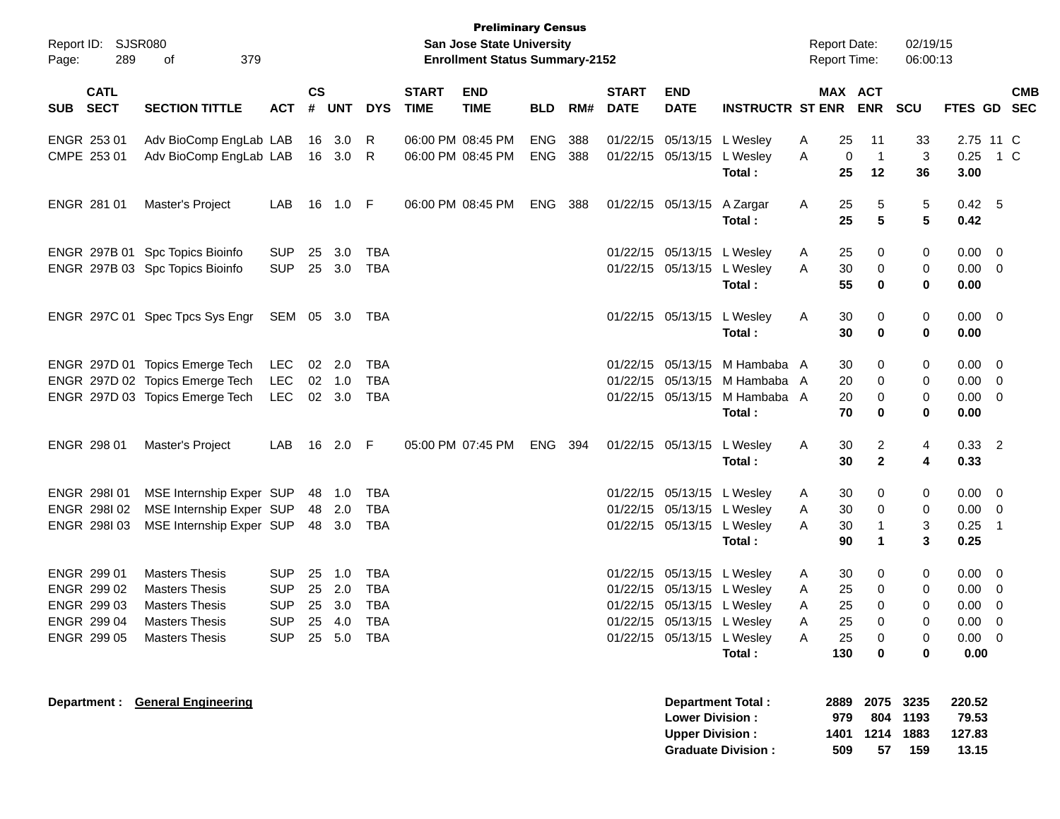**Preliminary Census**
**San Jose State University**
**Enrollment Status Summary-2152**

Report ID: SJSR080
Report Date: 02/19/15
Report Time: 06:00:13

| SUB | CATL SECT | SECTION TITTLE | ACT | CS # | UNT | DYS | START TIME | END TIME | BLD | RM# | START DATE | END DATE | INSTRUCTR | ST | MAX ENR | ACT ENR | SCU | FTES | GD | CMB SEC |
|---|---|---|---|---|---|---|---|---|---|---|---|---|---|---|---|---|---|---|---|---|
| ENGR | 253 01 | Adv BioComp EngLab | LAB | 16 | 3.0 | R | 06:00 PM | 08:45 PM | ENG | 388 | 01/22/15 | 05/13/15 | L Wesley | A | 25 | 11 | 33 | 2.75 | 11 | C |
| CMPE | 253 01 | Adv BioComp EngLab | LAB | 16 | 3.0 | R | 06:00 PM | 08:45 PM | ENG | 388 | 01/22/15 | 05/13/15 | L Wesley | A | 0 | 1 | 3 | 0.25 | 1 | C |
| | | | | | | | | | | | | | **Total :** | | **25** | **12** | **36** | **3.00** | | |
| ENGR | 281 01 | Master's Project | LAB | 16 | 1.0 | F | 06:00 PM | 08:45 PM | ENG | 388 | 01/22/15 | 05/13/15 | A Zargar | A | 25 | 5 | 5 | 0.42 | 5 | |
| | | | | | | | | | | | | | **Total :** | | **25** | **5** | **5** | **0.42** | | |
| ENGR | 297B 01 | Spc Topics Bioinfo | SUP | 25 | 3.0 | TBA | | | | | 01/22/15 | 05/13/15 | L Wesley | A | 25 | 0 | 0 | 0.00 | 0 | |
| ENGR | 297B 03 | Spc Topics Bioinfo | SUP | 25 | 3.0 | TBA | | | | | 01/22/15 | 05/13/15 | L Wesley | A | 30 | 0 | 0 | 0.00 | 0 | |
| | | | | | | | | | | | | | **Total :** | | **55** | **0** | **0** | **0.00** | | |
| ENGR | 297C 01 | Spec Tpcs Sys Engr | SEM | 05 | 3.0 | TBA | | | | | 01/22/15 | 05/13/15 | L Wesley | A | 30 | 0 | 0 | 0.00 | 0 | |
| | | | | | | | | | | | | | **Total :** | | **30** | **0** | **0** | **0.00** | | |
| ENGR | 297D 01 | Topics Emerge Tech | LEC | 02 | 2.0 | TBA | | | | | 01/22/15 | 05/13/15 | M Hambaba | A | 30 | 0 | 0 | 0.00 | 0 | |
| ENGR | 297D 02 | Topics Emerge Tech | LEC | 02 | 1.0 | TBA | | | | | 01/22/15 | 05/13/15 | M Hambaba | A | 20 | 0 | 0 | 0.00 | 0 | |
| ENGR | 297D 03 | Topics Emerge Tech | LEC | 02 | 3.0 | TBA | | | | | 01/22/15 | 05/13/15 | M Hambaba | A | 20 | 0 | 0 | 0.00 | 0 | |
| | | | | | | | | | | | | | **Total :** | | **70** | **0** | **0** | **0.00** | | |
| ENGR | 298 01 | Master's Project | LAB | 16 | 2.0 | F | 05:00 PM | 07:45 PM | ENG | 394 | 01/22/15 | 05/13/15 | L Wesley | A | 30 | 2 | 4 | 0.33 | 2 | |
| | | | | | | | | | | | | | **Total :** | | **30** | **2** | **4** | **0.33** | | |
| ENGR | 298I 01 | MSE Internship Exper | SUP | 48 | 1.0 | TBA | | | | | 01/22/15 | 05/13/15 | L Wesley | A | 30 | 0 | 0 | 0.00 | 0 | |
| ENGR | 298I 02 | MSE Internship Exper | SUP | 48 | 2.0 | TBA | | | | | 01/22/15 | 05/13/15 | L Wesley | A | 30 | 0 | 0 | 0.00 | 0 | |
| ENGR | 298I 03 | MSE Internship Exper | SUP | 48 | 3.0 | TBA | | | | | 01/22/15 | 05/13/15 | L Wesley | A | 30 | 1 | 3 | 0.25 | 1 | |
| | | | | | | | | | | | | | **Total :** | | **90** | **1** | **3** | **0.25** | | |
| ENGR | 299 01 | Masters Thesis | SUP | 25 | 1.0 | TBA | | | | | 01/22/15 | 05/13/15 | L Wesley | A | 30 | 0 | 0 | 0.00 | 0 | |
| ENGR | 299 02 | Masters Thesis | SUP | 25 | 2.0 | TBA | | | | | 01/22/15 | 05/13/15 | L Wesley | A | 25 | 0 | 0 | 0.00 | 0 | |
| ENGR | 299 03 | Masters Thesis | SUP | 25 | 3.0 | TBA | | | | | 01/22/15 | 05/13/15 | L Wesley | A | 25 | 0 | 0 | 0.00 | 0 | |
| ENGR | 299 04 | Masters Thesis | SUP | 25 | 4.0 | TBA | | | | | 01/22/15 | 05/13/15 | L Wesley | A | 25 | 0 | 0 | 0.00 | 0 | |
| ENGR | 299 05 | Masters Thesis | SUP | 25 | 5.0 | TBA | | | | | 01/22/15 | 05/13/15 | L Wesley | A | 25 | 0 | 0 | 0.00 | 0 | |
| | | | | | | | | | | | | | **Total :** | | **130** | **0** | **0** | **0.00** | | |

**Department : General Engineering**

| | MAX ENR | ACT ENR | SCU | FTES |
|---|---|---|---|---|
| **Department Total :** | **2889** | **2075** | **3235** | **220.52** |
| **Lower Division :** | **979** | **804** | **1193** | **79.53** |
| **Upper Division :** | **1401** | **1214** | **1883** | **127.83** |
| **Graduate Division :** | **509** | **57** | **159** | **13.15** |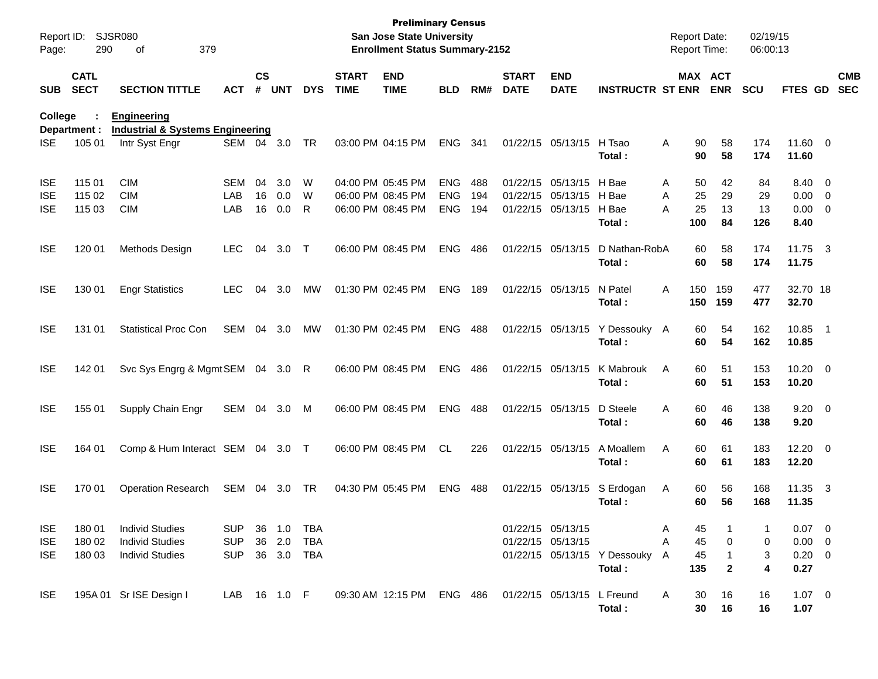**Preliminary Census**
**San Jose State University**
**Enrollment Status Summary-2152**

Report ID: SJSR080
Report Date: 02/19/15
Report Time: 06:00:13

| SUB | CATL SECT | SECTION TITTLE | ACT | CS # | UNT | DYS | START TIME | END TIME | BLD | RM# | START DATE | END DATE | INSTRUCTR | ST | MAX ENR | ACT ENR | SCU | FTES | GD | CMB SEC |
|---|---|---|---|---|---|---|---|---|---|---|---|---|---|---|---|---|---|---|---|---|
| **College : Engineering** | | | | | | | | | | | | | | | | | | | | |
| **Department : Industrial & Systems Engineering** | | | | | | | | | | | | | | | | | | | | |
| ISE | 105 01 | Intr Syst Engr | SEM | 04 | 3.0 | TR | 03:00 PM | 04:15 PM | ENG | 341 | 01/22/15 | 05/13/15 | H Tsao | A | 90 | 58 | 174 | 11.60 | 0 | |
| | | | | | | | | | | | | | **Total :** | | **90** | **58** | **174** | **11.60** | | |
| ISE | 115 01 | CIM | SEM | 04 | 3.0 | W | 04:00 PM | 05:45 PM | ENG | 488 | 01/22/15 | 05/13/15 | H Bae | A | 50 | 42 | 84 | 8.40 | 0 | |
| ISE | 115 02 | CIM | LAB | 16 | 0.0 | W | 06:00 PM | 08:45 PM | ENG | 194 | 01/22/15 | 05/13/15 | H Bae | A | 25 | 29 | 29 | 0.00 | 0 | |
| ISE | 115 03 | CIM | LAB | 16 | 0.0 | R | 06:00 PM | 08:45 PM | ENG | 194 | 01/22/15 | 05/13/15 | H Bae | A | 25 | 13 | 13 | 0.00 | 0 | |
| | | | | | | | | | | | | | **Total :** | | **100** | **84** | **126** | **8.40** | | |
| ISE | 120 01 | Methods Design | LEC | 04 | 3.0 | T | 06:00 PM | 08:45 PM | ENG | 486 | 01/22/15 | 05/13/15 | D Nathan-Rob | A | 60 | 58 | 174 | 11.75 | 3 | |
| | | | | | | | | | | | | | **Total :** | | **60** | **58** | **174** | **11.75** | | |
| ISE | 130 01 | Engr Statistics | LEC | 04 | 3.0 | MW | 01:30 PM | 02:45 PM | ENG | 189 | 01/22/15 | 05/13/15 | N Patel | A | 150 | 159 | 477 | 32.70 | 18 | |
| | | | | | | | | | | | | | **Total :** | | **150** | **159** | **477** | **32.70** | | |
| ISE | 131 01 | Statistical Proc Con | SEM | 04 | 3.0 | MW | 01:30 PM | 02:45 PM | ENG | 488 | 01/22/15 | 05/13/15 | Y Dessouky | A | 60 | 54 | 162 | 10.85 | 1 | |
| | | | | | | | | | | | | | **Total :** | | **60** | **54** | **162** | **10.85** | | |
| ISE | 142 01 | Svc Sys Engrg & Mgmt | SEM | 04 | 3.0 | R | 06:00 PM | 08:45 PM | ENG | 486 | 01/22/15 | 05/13/15 | K Mabrouk | A | 60 | 51 | 153 | 10.20 | 0 | |
| | | | | | | | | | | | | | **Total :** | | **60** | **51** | **153** | **10.20** | | |
| ISE | 155 01 | Supply Chain Engr | SEM | 04 | 3.0 | M | 06:00 PM | 08:45 PM | ENG | 488 | 01/22/15 | 05/13/15 | D Steele | A | 60 | 46 | 138 | 9.20 | 0 | |
| | | | | | | | | | | | | | **Total :** | | **60** | **46** | **138** | **9.20** | | |
| ISE | 164 01 | Comp & Hum Interact | SEM | 04 | 3.0 | T | 06:00 PM | 08:45 PM | CL | 226 | 01/22/15 | 05/13/15 | A Moallem | A | 60 | 61 | 183 | 12.20 | 0 | |
| | | | | | | | | | | | | | **Total :** | | **60** | **61** | **183** | **12.20** | | |
| ISE | 170 01 | Operation Research | SEM | 04 | 3.0 | TR | 04:30 PM | 05:45 PM | ENG | 488 | 01/22/15 | 05/13/15 | S Erdogan | A | 60 | 56 | 168 | 11.35 | 3 | |
| | | | | | | | | | | | | | **Total :** | | **60** | **56** | **168** | **11.35** | | |
| ISE | 180 01 | Individ Studies | SUP | 36 | 1.0 | TBA | | | | | 01/22/15 | 05/13/15 | | A | 45 | 1 | 1 | 0.07 | 0 | |
| ISE | 180 02 | Individ Studies | SUP | 36 | 2.0 | TBA | | | | | 01/22/15 | 05/13/15 | | A | 45 | 0 | 0 | 0.00 | 0 | |
| ISE | 180 03 | Individ Studies | SUP | 36 | 3.0 | TBA | | | | | 01/22/15 | 05/13/15 | Y Dessouky | A | 45 | 1 | 3 | 0.20 | 0 | |
| | | | | | | | | | | | | | **Total :** | | **135** | **2** | **4** | **0.27** | | |
| ISE | 195A 01 | Sr ISE Design I | LAB | 16 | 1.0 | F | 09:30 AM | 12:15 PM | ENG | 486 | 01/22/15 | 05/13/15 | L Freund | A | 30 | 16 | 16 | 1.07 | 0 | |
| | | | | | | | | | | | | | **Total :** | | **30** | **16** | **16** | **1.07** | | |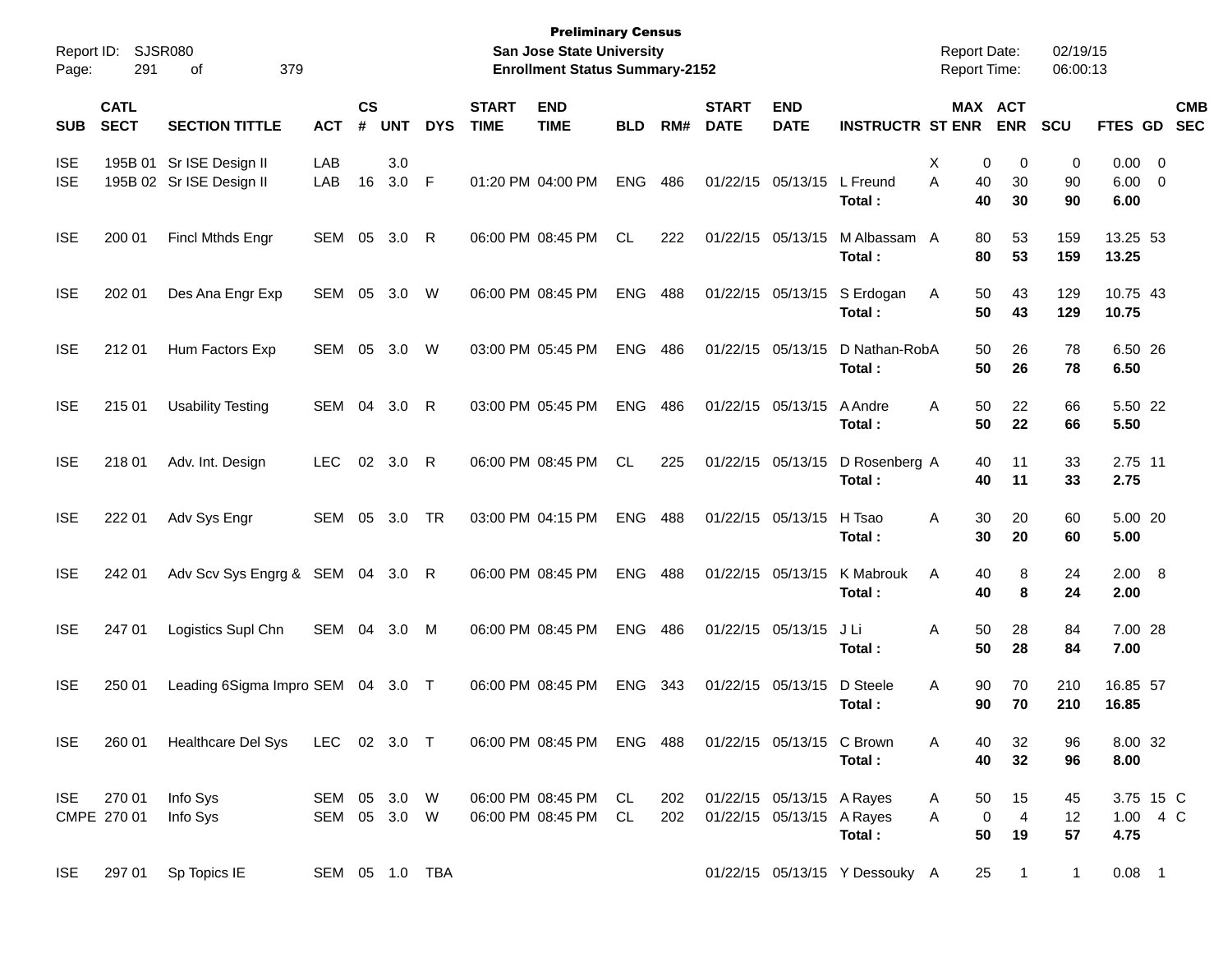**Preliminary Census**
**San Jose State University**
**Enrollment Status Summary-2152**

Report ID: SJSR080
Report Date: 02/19/15
Report Time: 06:00:13

| SUB | CATL SECT | SECTION TITTLE | ACT | CS # | UNT | DYS | START TIME | END TIME | BLD | RM# | START DATE | END DATE | INSTRUCTR | ST | MAX ENR | ACT ENR | SCU | FTES | GD | CMB SEC |
|---|---|---|---|---|---|---|---|---|---|---|---|---|---|---|---|---|---|---|---|---|
| ISE | 195B 01 | Sr ISE Design II | LAB | | 3.0 | | | | | | | | | X | 0 | 0 | 0 | 0.00 | 0 | |
| ISE | 195B 02 | Sr ISE Design II | LAB | 16 | 3.0 | F | 01:20 PM | 04:00 PM | ENG | 486 | 01/22/15 | 05/13/15 | L Freund | A | 40 | 30 | 90 | 6.00 | 0 | |
| | | | | | | | | | | | | | **Total :** | | **40** | **30** | **90** | **6.00** | | |
| ISE | 200 01 | Fincl Mthds Engr | SEM | 05 | 3.0 | R | 06:00 PM | 08:45 PM | CL | 222 | 01/22/15 | 05/13/15 | M Albassam | A | 80 | 53 | 159 | 13.25 | 53 | |
| | | | | | | | | | | | | | **Total :** | | **80** | **53** | **159** | **13.25** | | |
| ISE | 202 01 | Des Ana Engr Exp | SEM | 05 | 3.0 | W | 06:00 PM | 08:45 PM | ENG | 488 | 01/22/15 | 05/13/15 | S Erdogan | A | 50 | 43 | 129 | 10.75 | 43 | |
| | | | | | | | | | | | | | **Total :** | | **50** | **43** | **129** | **10.75** | | |
| ISE | 212 01 | Hum Factors Exp | SEM | 05 | 3.0 | W | 03:00 PM | 05:45 PM | ENG | 486 | 01/22/15 | 05/13/15 | D Nathan-Rob | A | 50 | 26 | 78 | 6.50 | 26 | |
| | | | | | | | | | | | | | **Total :** | | **50** | **26** | **78** | **6.50** | | |
| ISE | 215 01 | Usability Testing | SEM | 04 | 3.0 | R | 03:00 PM | 05:45 PM | ENG | 486 | 01/22/15 | 05/13/15 | A Andre | A | 50 | 22 | 66 | 5.50 | 22 | |
| | | | | | | | | | | | | | **Total :** | | **50** | **22** | **66** | **5.50** | | |
| ISE | 218 01 | Adv. Int. Design | LEC | 02 | 3.0 | R | 06:00 PM | 08:45 PM | CL | 225 | 01/22/15 | 05/13/15 | D Rosenberg | A | 40 | 11 | 33 | 2.75 | 11 | |
| | | | | | | | | | | | | | **Total :** | | **40** | **11** | **33** | **2.75** | | |
| ISE | 222 01 | Adv Sys Engr | SEM | 05 | 3.0 | TR | 03:00 PM | 04:15 PM | ENG | 488 | 01/22/15 | 05/13/15 | H Tsao | A | 30 | 20 | 60 | 5.00 | 20 | |
| | | | | | | | | | | | | | **Total :** | | **30** | **20** | **60** | **5.00** | | |
| ISE | 242 01 | Adv Scv Sys Engrg & | SEM | 04 | 3.0 | R | 06:00 PM | 08:45 PM | ENG | 488 | 01/22/15 | 05/13/15 | K Mabrouk | A | 40 | 8 | 24 | 2.00 | 8 | |
| | | | | | | | | | | | | | **Total :** | | **40** | **8** | **24** | **2.00** | | |
| ISE | 247 01 | Logistics Supl Chn | SEM | 04 | 3.0 | M | 06:00 PM | 08:45 PM | ENG | 486 | 01/22/15 | 05/13/15 | J Li | A | 50 | 28 | 84 | 7.00 | 28 | |
| | | | | | | | | | | | | | **Total :** | | **50** | **28** | **84** | **7.00** | | |
| ISE | 250 01 | Leading 6Sigma Impro | SEM | 04 | 3.0 | T | 06:00 PM | 08:45 PM | ENG | 343 | 01/22/15 | 05/13/15 | D Steele | A | 90 | 70 | 210 | 16.85 | 57 | |
| | | | | | | | | | | | | | **Total :** | | **90** | **70** | **210** | **16.85** | | |
| ISE | 260 01 | Healthcare Del Sys | LEC | 02 | 3.0 | T | 06:00 PM | 08:45 PM | ENG | 488 | 01/22/15 | 05/13/15 | C Brown | A | 40 | 32 | 96 | 8.00 | 32 | |
| | | | | | | | | | | | | | **Total :** | | **40** | **32** | **96** | **8.00** | | |
| ISE | 270 01 | Info Sys | SEM | 05 | 3.0 | W | 06:00 PM | 08:45 PM | CL | 202 | 01/22/15 | 05/13/15 | A Rayes | A | 50 | 15 | 45 | 3.75 | 15 | C |
| CMPE | 270 01 | Info Sys | SEM | 05 | 3.0 | W | 06:00 PM | 08:45 PM | CL | 202 | 01/22/15 | 05/13/15 | A Rayes | A | 0 | 4 | 12 | 1.00 | 4 | C |
| | | | | | | | | | | | | | **Total :** | | **50** | **19** | **57** | **4.75** | | |
| ISE | 297 01 | Sp Topics IE | SEM | 05 | 1.0 | TBA | | | | | 01/22/15 | 05/13/15 | Y Dessouky | A | 25 | 1 | 1 | 0.08 | 1 | |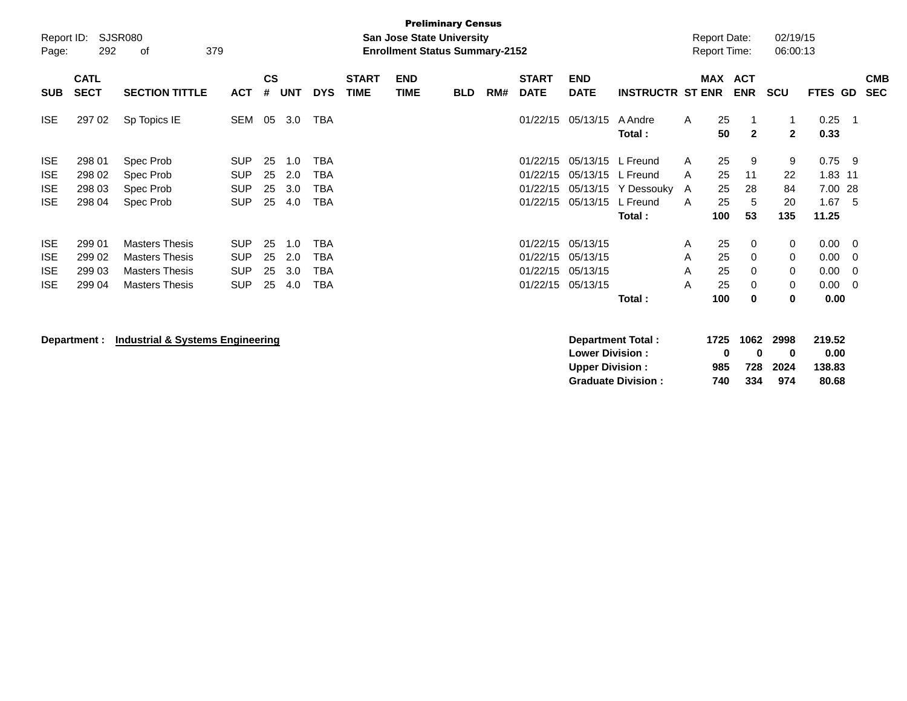**Preliminary Census**
**San Jose State University**
**Enrollment Status Summary-2152**

Report ID: SJSR080
Report Date: 02/19/15
Report Time: 06:00:13

| SUB | CATL SECT | SECTION TITTLE | ACT | CS # | UNT | DYS | START TIME | END TIME | BLD | RM# | START DATE | END DATE | INSTRUCTR | ST | MAX ENR | ACT ENR | SCU | FTES | GD | CMB SEC |
|---|---|---|---|---|---|---|---|---|---|---|---|---|---|---|---|---|---|---|---|---|
| ISE | 297 02 | Sp Topics IE | SEM | 05 | 3.0 | TBA | | | | | 01/22/15 | 05/13/15 | A Andre | A | 25 | 1 | 1 | 0.25 | 1 | |
| | | | | | | | | | | | | | **Total :** | | **50** | **2** | **2** | **0.33** | | |
| ISE | 298 01 | Spec Prob | SUP | 25 | 1.0 | TBA | | | | | 01/22/15 | 05/13/15 | L Freund | A | 25 | 9 | 9 | 0.75 | 9 | |
| ISE | 298 02 | Spec Prob | SUP | 25 | 2.0 | TBA | | | | | 01/22/15 | 05/13/15 | L Freund | A | 25 | 11 | 22 | 1.83 | 11 | |
| ISE | 298 03 | Spec Prob | SUP | 25 | 3.0 | TBA | | | | | 01/22/15 | 05/13/15 | Y Dessouky | A | 25 | 28 | 84 | 7.00 | 28 | |
| ISE | 298 04 | Spec Prob | SUP | 25 | 4.0 | TBA | | | | | 01/22/15 | 05/13/15 | L Freund | A | 25 | 5 | 20 | 1.67 | 5 | |
| | | | | | | | | | | | | | **Total :** | | **100** | **53** | **135** | **11.25** | | |
| ISE | 299 01 | Masters Thesis | SUP | 25 | 1.0 | TBA | | | | | 01/22/15 | 05/13/15 | | A | 25 | 0 | 0 | 0.00 | 0 | |
| ISE | 299 02 | Masters Thesis | SUP | 25 | 2.0 | TBA | | | | | 01/22/15 | 05/13/15 | | A | 25 | 0 | 0 | 0.00 | 0 | |
| ISE | 299 03 | Masters Thesis | SUP | 25 | 3.0 | TBA | | | | | 01/22/15 | 05/13/15 | | A | 25 | 0 | 0 | 0.00 | 0 | |
| ISE | 299 04 | Masters Thesis | SUP | 25 | 4.0 | TBA | | | | | 01/22/15 | 05/13/15 | | A | 25 | 0 | 0 | 0.00 | 0 | |
| | | | | | | | | | | | | | **Total :** | | **100** | **0** | **0** | **0.00** | | |

**Department :** **Industrial & Systems Engineering**

| | MAX ENR | ACT ENR | SCU | FTES |
|---|---|---|---|---|
| **Department Total :** | **1725** | **1062** | **2998** | **219.52** |
| **Lower Division :** | **0** | **0** | **0** | **0.00** |
| **Upper Division :** | **985** | **728** | **2024** | **138.83** |
| **Graduate Division :** | **740** | **334** | **974** | **80.68** |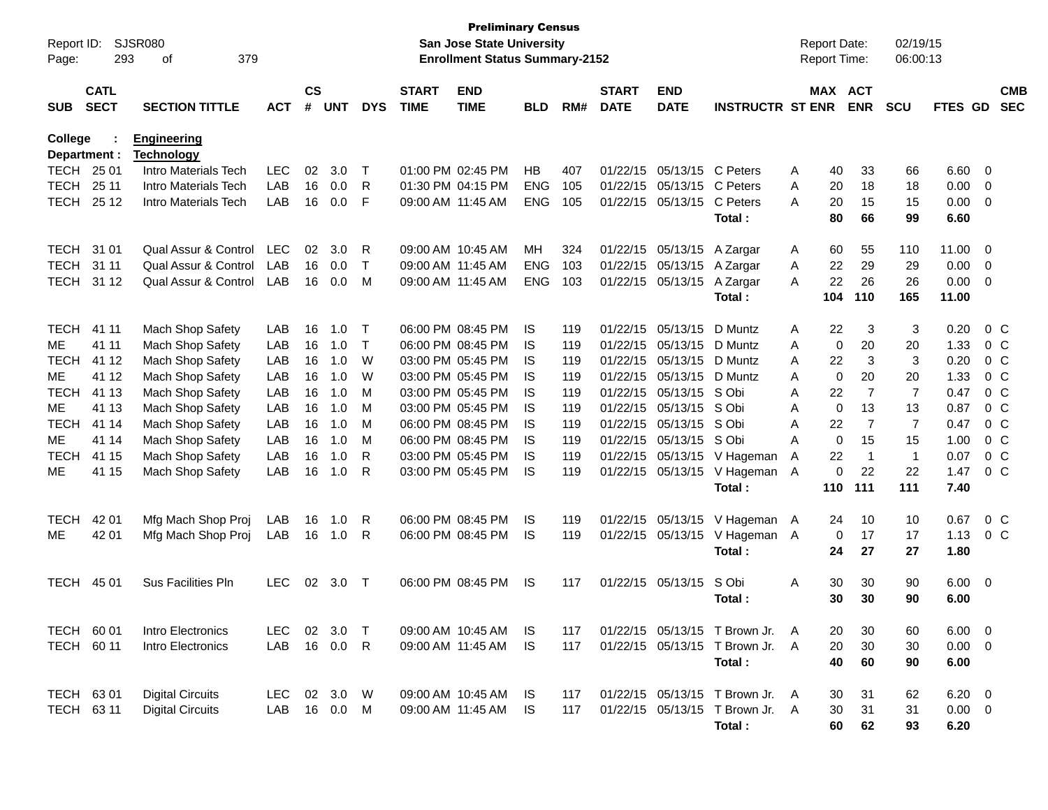**Preliminary Census**
**San Jose State University**
**Enrollment Status Summary-2152**

Report ID: SJSR080
Report Date: 02/19/15
Report Time: 06:00:13

College : **Engineering**
Department : **Technology**

| SUB | CATL SECT | SECTION TITTLE | ACT | CS # | UNT | DYS | START TIME | END TIME | BLD | RM# | START DATE | END DATE | INSTRUCTR | ST | MAX ENR | ACT ENR | SCU | FTES | GD | CMB SEC |
|---|---|---|---|---|---|---|---|---|---|---|---|---|---|---|---|---|---|---|---|---|
| TECH | 25 01 | Intro Materials Tech | LEC | 02 | 3.0 | T | 01:00 PM | 02:45 PM | HB | 407 | 01/22/15 | 05/13/15 | C Peters | A | 40 | 33 | 66 | 6.60 | 0 | |
| TECH | 25 11 | Intro Materials Tech | LAB | 16 | 0.0 | R | 01:30 PM | 04:15 PM | ENG | 105 | 01/22/15 | 05/13/15 | C Peters | A | 20 | 18 | 18 | 0.00 | 0 | |
| TECH | 25 12 | Intro Materials Tech | LAB | 16 | 0.0 | F | 09:00 AM | 11:45 AM | ENG | 105 | 01/22/15 | 05/13/15 | C Peters | A | 20 | 15 | 15 | 0.00 | 0 | |
| | | | | | | | | | | | | | **Total :** | | **80** | **66** | **99** | **6.60** | | |
| TECH | 31 01 | Qual Assur & Control | LEC | 02 | 3.0 | R | 09:00 AM | 10:45 AM | MH | 324 | 01/22/15 | 05/13/15 | A Zargar | A | 60 | 55 | 110 | 11.00 | 0 | |
| TECH | 31 11 | Qual Assur & Control | LAB | 16 | 0.0 | T | 09:00 AM | 11:45 AM | ENG | 103 | 01/22/15 | 05/13/15 | A Zargar | A | 22 | 29 | 29 | 0.00 | 0 | |
| TECH | 31 12 | Qual Assur & Control | LAB | 16 | 0.0 | M | 09:00 AM | 11:45 AM | ENG | 103 | 01/22/15 | 05/13/15 | A Zargar | A | 22 | 26 | 26 | 0.00 | 0 | |
| | | | | | | | | | | | | | **Total :** | | **104** | **110** | **165** | **11.00** | | |
| TECH | 41 11 | Mach Shop Safety | LAB | 16 | 1.0 | T | 06:00 PM | 08:45 PM | IS | 119 | 01/22/15 | 05/13/15 | D Muntz | A | 22 | 3 | 3 | 0.20 | 0 | C |
| ME | 41 11 | Mach Shop Safety | LAB | 16 | 1.0 | T | 06:00 PM | 08:45 PM | IS | 119 | 01/22/15 | 05/13/15 | D Muntz | A | 0 | 20 | 20 | 1.33 | 0 | C |
| TECH | 41 12 | Mach Shop Safety | LAB | 16 | 1.0 | W | 03:00 PM | 05:45 PM | IS | 119 | 01/22/15 | 05/13/15 | D Muntz | A | 22 | 3 | 3 | 0.20 | 0 | C |
| ME | 41 12 | Mach Shop Safety | LAB | 16 | 1.0 | W | 03:00 PM | 05:45 PM | IS | 119 | 01/22/15 | 05/13/15 | D Muntz | A | 0 | 20 | 20 | 1.33 | 0 | C |
| TECH | 41 13 | Mach Shop Safety | LAB | 16 | 1.0 | M | 03:00 PM | 05:45 PM | IS | 119 | 01/22/15 | 05/13/15 | S Obi | A | 22 | 7 | 7 | 0.47 | 0 | C |
| ME | 41 13 | Mach Shop Safety | LAB | 16 | 1.0 | M | 03:00 PM | 05:45 PM | IS | 119 | 01/22/15 | 05/13/15 | S Obi | A | 0 | 13 | 13 | 0.87 | 0 | C |
| TECH | 41 14 | Mach Shop Safety | LAB | 16 | 1.0 | M | 06:00 PM | 08:45 PM | IS | 119 | 01/22/15 | 05/13/15 | S Obi | A | 22 | 7 | 7 | 0.47 | 0 | C |
| ME | 41 14 | Mach Shop Safety | LAB | 16 | 1.0 | M | 06:00 PM | 08:45 PM | IS | 119 | 01/22/15 | 05/13/15 | S Obi | A | 0 | 15 | 15 | 1.00 | 0 | C |
| TECH | 41 15 | Mach Shop Safety | LAB | 16 | 1.0 | R | 03:00 PM | 05:45 PM | IS | 119 | 01/22/15 | 05/13/15 | V Hageman | A | 22 | 1 | 1 | 0.07 | 0 | C |
| ME | 41 15 | Mach Shop Safety | LAB | 16 | 1.0 | R | 03:00 PM | 05:45 PM | IS | 119 | 01/22/15 | 05/13/15 | V Hageman | A | 0 | 22 | 22 | 1.47 | 0 | C |
| | | | | | | | | | | | | | **Total :** | | **110** | **111** | **111** | **7.40** | | |
| TECH | 42 01 | Mfg Mach Shop Proj | LAB | 16 | 1.0 | R | 06:00 PM | 08:45 PM | IS | 119 | 01/22/15 | 05/13/15 | V Hageman | A | 24 | 10 | 10 | 0.67 | 0 | C |
| ME | 42 01 | Mfg Mach Shop Proj | LAB | 16 | 1.0 | R | 06:00 PM | 08:45 PM | IS | 119 | 01/22/15 | 05/13/15 | V Hageman | A | 0 | 17 | 17 | 1.13 | 0 | C |
| | | | | | | | | | | | | | **Total :** | | **24** | **27** | **27** | **1.80** | | |
| TECH | 45 01 | Sus Facilities Pln | LEC | 02 | 3.0 | T | 06:00 PM | 08:45 PM | IS | 117 | 01/22/15 | 05/13/15 | S Obi | A | 30 | 30 | 90 | 6.00 | 0 | |
| | | | | | | | | | | | | | **Total :** | | **30** | **30** | **90** | **6.00** | | |
| TECH | 60 01 | Intro Electronics | LEC | 02 | 3.0 | T | 09:00 AM | 10:45 AM | IS | 117 | 01/22/15 | 05/13/15 | T Brown Jr. | A | 20 | 30 | 60 | 6.00 | 0 | |
| TECH | 60 11 | Intro Electronics | LAB | 16 | 0.0 | R | 09:00 AM | 11:45 AM | IS | 117 | 01/22/15 | 05/13/15 | T Brown Jr. | A | 20 | 30 | 30 | 0.00 | 0 | |
| | | | | | | | | | | | | | **Total :** | | **40** | **60** | **90** | **6.00** | | |
| TECH | 63 01 | Digital Circuits | LEC | 02 | 3.0 | W | 09:00 AM | 10:45 AM | IS | 117 | 01/22/15 | 05/13/15 | T Brown Jr. | A | 30 | 31 | 62 | 6.20 | 0 | |
| TECH | 63 11 | Digital Circuits | LAB | 16 | 0.0 | M | 09:00 AM | 11:45 AM | IS | 117 | 01/22/15 | 05/13/15 | T Brown Jr. | A | 30 | 31 | 31 | 0.00 | 0 | |
| | | | | | | | | | | | | | **Total :** | | **60** | **62** | **93** | **6.20** | | |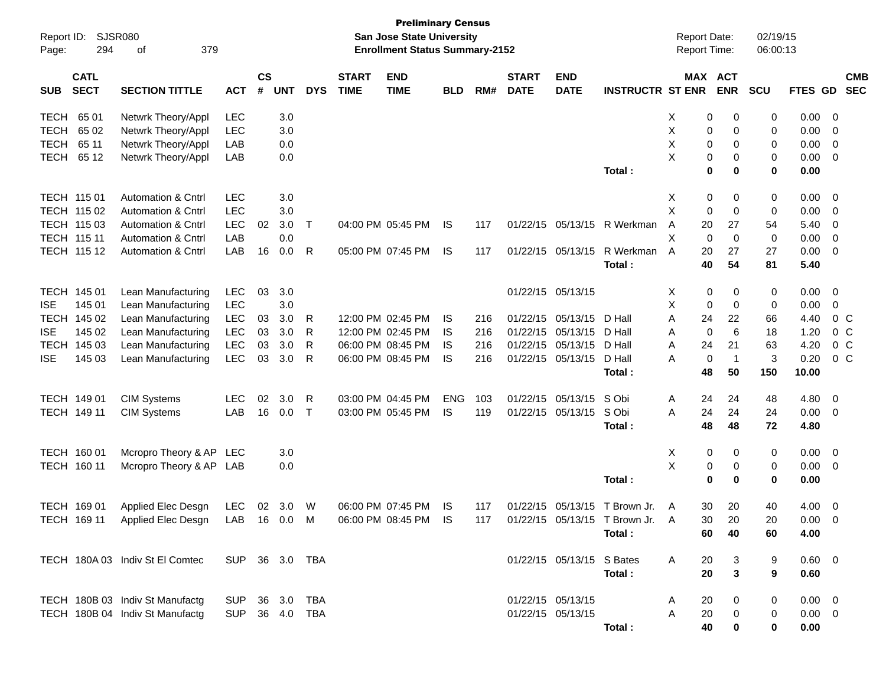**Preliminary Census**
**San Jose State University**
**Enrollment Status Summary-2152**

Report ID: SJSR080
Report Date: 02/19/15
Report Time: 06:00:13

| SUB | CATL SECT | SECTION TITTLE | ACT | CS # | UNT | DYS | START TIME | END TIME | BLD | RM# | START DATE | END DATE | INSTRUCTR | ST | MAX ENR | ACT ENR | SCU | FTES | GD | CMB SEC |
|---|---|---|---|---|---|---|---|---|---|---|---|---|---|---|---|---|---|---|---|---|
| TECH | 65 01 | Netwrk Theory/Appl | LEC | | 3.0 | | | | | | | | | X | 0 | 0 | 0 | 0.00 | 0 | |
| TECH | 65 02 | Netwrk Theory/Appl | LEC | | 3.0 | | | | | | | | | X | 0 | 0 | 0 | 0.00 | 0 | |
| TECH | 65 11 | Netwrk Theory/Appl | LAB | | 0.0 | | | | | | | | | X | 0 | 0 | 0 | 0.00 | 0 | |
| TECH | 65 12 | Netwrk Theory/Appl | LAB | | 0.0 | | | | | | | | | X | 0 | 0 | 0 | 0.00 | 0 | |
| | | | | | | | | | | | | | **Total :** | | **0** | **0** | **0** | **0.00** | | |
| TECH | 115 01 | Automation & Cntrl | LEC | | 3.0 | | | | | | | | | X | 0 | 0 | 0 | 0.00 | 0 | |
| TECH | 115 02 | Automation & Cntrl | LEC | | 3.0 | | | | | | | | | X | 0 | 0 | 0 | 0.00 | 0 | |
| TECH | 115 03 | Automation & Cntrl | LEC | 02 | 3.0 | T | 04:00 PM | 05:45 PM | IS | 117 | 01/22/15 | 05/13/15 | R Werkman | A | 20 | 27 | 54 | 5.40 | 0 | |
| TECH | 115 11 | Automation & Cntrl | LAB | | 0.0 | | | | | | | | | X | 0 | 0 | 0 | 0.00 | 0 | |
| TECH | 115 12 | Automation & Cntrl | LAB | 16 | 0.0 | R | 05:00 PM | 07:45 PM | IS | 117 | 01/22/15 | 05/13/15 | R Werkman | A | 20 | 27 | 27 | 0.00 | 0 | |
| | | | | | | | | | | | | | **Total :** | | **40** | **54** | **81** | **5.40** | | |
| TECH | 145 01 | Lean Manufacturing | LEC | 03 | 3.0 | | | | | | 01/22/15 | 05/13/15 | | X | 0 | 0 | 0 | 0.00 | 0 | |
| ISE | 145 01 | Lean Manufacturing | LEC | | 3.0 | | | | | | | | | X | 0 | 0 | 0 | 0.00 | 0 | |
| TECH | 145 02 | Lean Manufacturing | LEC | 03 | 3.0 | R | 12:00 PM | 02:45 PM | IS | 216 | 01/22/15 | 05/13/15 | D Hall | A | 24 | 22 | 66 | 4.40 | 0 | C |
| ISE | 145 02 | Lean Manufacturing | LEC | 03 | 3.0 | R | 12:00 PM | 02:45 PM | IS | 216 | 01/22/15 | 05/13/15 | D Hall | A | 0 | 6 | 18 | 1.20 | 0 | C |
| TECH | 145 03 | Lean Manufacturing | LEC | 03 | 3.0 | R | 06:00 PM | 08:45 PM | IS | 216 | 01/22/15 | 05/13/15 | D Hall | A | 24 | 21 | 63 | 4.20 | 0 | C |
| ISE | 145 03 | Lean Manufacturing | LEC | 03 | 3.0 | R | 06:00 PM | 08:45 PM | IS | 216 | 01/22/15 | 05/13/15 | D Hall | A | 0 | 1 | 3 | 0.20 | 0 | C |
| | | | | | | | | | | | | | **Total :** | | **48** | **50** | **150** | **10.00** | | |
| TECH | 149 01 | CIM Systems | LEC | 02 | 3.0 | R | 03:00 PM | 04:45 PM | ENG | 103 | 01/22/15 | 05/13/15 | S Obi | A | 24 | 24 | 48 | 4.80 | 0 | |
| TECH | 149 11 | CIM Systems | LAB | 16 | 0.0 | T | 03:00 PM | 05:45 PM | IS | 119 | 01/22/15 | 05/13/15 | S Obi | A | 24 | 24 | 24 | 0.00 | 0 | |
| | | | | | | | | | | | | | **Total :** | | **48** | **48** | **72** | **4.80** | | |
| TECH | 160 01 | Mcropro Theory & AP | LEC | | 3.0 | | | | | | | | | X | 0 | 0 | 0 | 0.00 | 0 | |
| TECH | 160 11 | Mcropro Theory & AP | LAB | | 0.0 | | | | | | | | | X | 0 | 0 | 0 | 0.00 | 0 | |
| | | | | | | | | | | | | | **Total :** | | **0** | **0** | **0** | **0.00** | | |
| TECH | 169 01 | Applied Elec Desgn | LEC | 02 | 3.0 | W | 06:00 PM | 07:45 PM | IS | 117 | 01/22/15 | 05/13/15 | T Brown Jr. | A | 30 | 20 | 40 | 4.00 | 0 | |
| TECH | 169 11 | Applied Elec Desgn | LAB | 16 | 0.0 | M | 06:00 PM | 08:45 PM | IS | 117 | 01/22/15 | 05/13/15 | T Brown Jr. | A | 30 | 20 | 20 | 0.00 | 0 | |
| | | | | | | | | | | | | | **Total :** | | **60** | **40** | **60** | **4.00** | | |
| TECH | 180A 03 | Indiv St El Comtec | SUP | 36 | 3.0 | TBA | | | | | 01/22/15 | 05/13/15 | S Bates | A | 20 | 3 | 9 | 0.60 | 0 | |
| | | | | | | | | | | | | | **Total :** | | **20** | **3** | **9** | **0.60** | | |
| TECH | 180B 03 | Indiv St Manufactg | SUP | 36 | 3.0 | TBA | | | | | 01/22/15 | 05/13/15 | | A | 20 | 0 | 0 | 0.00 | 0 | |
| TECH | 180B 04 | Indiv St Manufactg | SUP | 36 | 4.0 | TBA | | | | | 01/22/15 | 05/13/15 | | A | 20 | 0 | 0 | 0.00 | 0 | |
| | | | | | | | | | | | | | **Total :** | | **40** | **0** | **0** | **0.00** | | |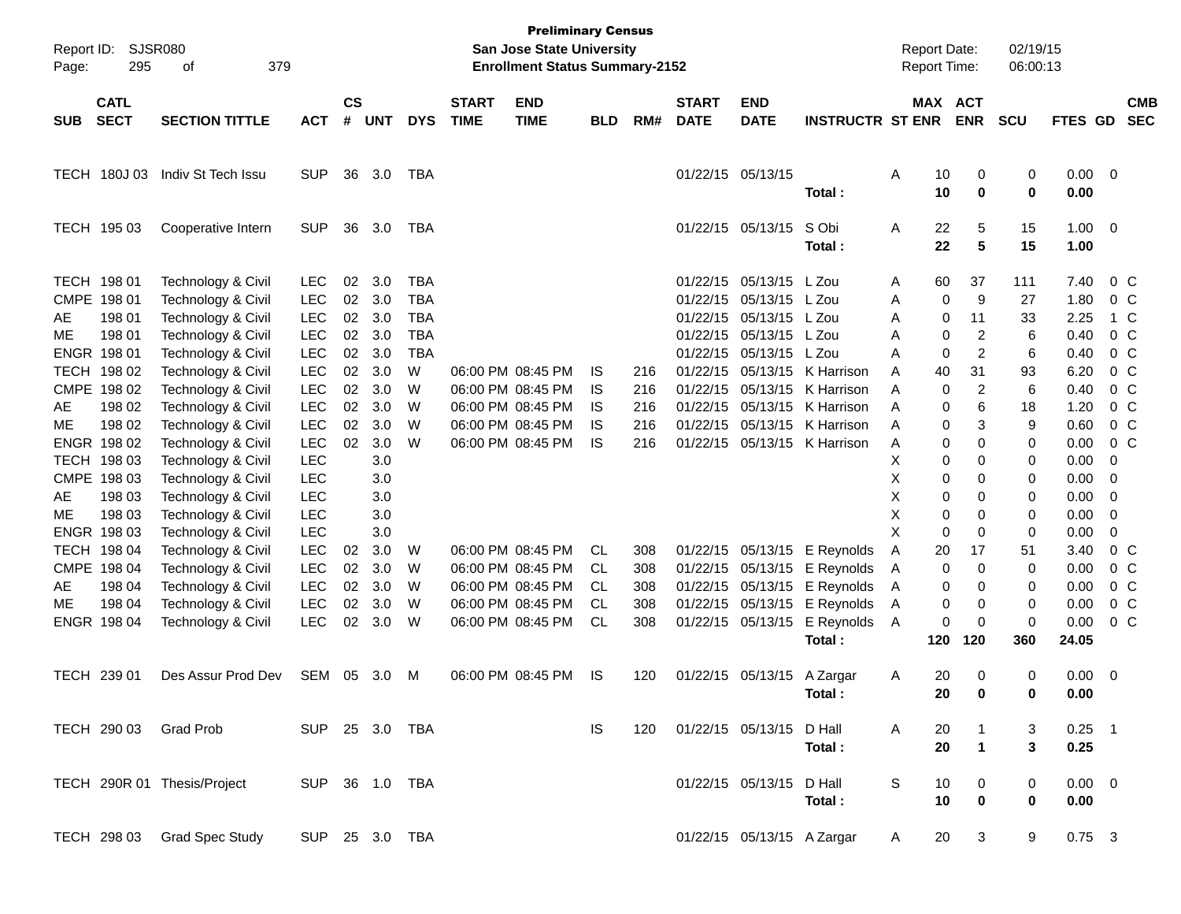**Preliminary Census**
**San Jose State University**
**Enrollment Status Summary-2152**

Report ID: SJSR080
Report Date: 02/19/15
Report Time: 06:00:13

| SUB | CATL SECT | SECTION TITTLE | ACT | CS # | UNT | DYS | START TIME | END TIME | BLD | RM# | START DATE | END DATE | INSTRUCTR | ST | MAX ENR | ACT ENR | SCU | FTES | GD | CMB SEC |
|---|---|---|---|---|---|---|---|---|---|---|---|---|---|---|---|---|---|---|---|---|
| TECH | 180J 03 | Indiv St Tech Issu | SUP | 36 | 3.0 | TBA | | | | | 01/22/15 | 05/13/15 | | A | 10 | 0 | 0 | 0.00 | 0 | |
| | | | | | | | | | | | | | **Total :** | | **10** | **0** | **0** | **0.00** | | |
| TECH | 195 03 | Cooperative Intern | SUP | 36 | 3.0 | TBA | | | | | 01/22/15 | 05/13/15 | S Obi | A | 22 | 5 | 15 | 1.00 | 0 | |
| | | | | | | | | | | | | | **Total :** | | **22** | **5** | **15** | **1.00** | | |
| TECH | 198 01 | Technology & Civil | LEC | 02 | 3.0 | TBA | | | | | 01/22/15 | 05/13/15 | L Zou | A | 60 | 37 | 111 | 7.40 | 0 | C |
| CMPE | 198 01 | Technology & Civil | LEC | 02 | 3.0 | TBA | | | | | 01/22/15 | 05/13/15 | L Zou | A | 0 | 9 | 27 | 1.80 | 0 | C |
| AE | 198 01 | Technology & Civil | LEC | 02 | 3.0 | TBA | | | | | 01/22/15 | 05/13/15 | L Zou | A | 0 | 11 | 33 | 2.25 | 1 | C |
| ME | 198 01 | Technology & Civil | LEC | 02 | 3.0 | TBA | | | | | 01/22/15 | 05/13/15 | L Zou | A | 0 | 2 | 6 | 0.40 | 0 | C |
| ENGR | 198 01 | Technology & Civil | LEC | 02 | 3.0 | TBA | | | | | 01/22/15 | 05/13/15 | L Zou | A | 0 | 2 | 6 | 0.40 | 0 | C |
| TECH | 198 02 | Technology & Civil | LEC | 02 | 3.0 | W | 06:00 PM | 08:45 PM | IS | 216 | 01/22/15 | 05/13/15 | K Harrison | A | 40 | 31 | 93 | 6.20 | 0 | C |
| CMPE | 198 02 | Technology & Civil | LEC | 02 | 3.0 | W | 06:00 PM | 08:45 PM | IS | 216 | 01/22/15 | 05/13/15 | K Harrison | A | 0 | 2 | 6 | 0.40 | 0 | C |
| AE | 198 02 | Technology & Civil | LEC | 02 | 3.0 | W | 06:00 PM | 08:45 PM | IS | 216 | 01/22/15 | 05/13/15 | K Harrison | A | 0 | 6 | 18 | 1.20 | 0 | C |
| ME | 198 02 | Technology & Civil | LEC | 02 | 3.0 | W | 06:00 PM | 08:45 PM | IS | 216 | 01/22/15 | 05/13/15 | K Harrison | A | 0 | 3 | 9 | 0.60 | 0 | C |
| ENGR | 198 02 | Technology & Civil | LEC | 02 | 3.0 | W | 06:00 PM | 08:45 PM | IS | 216 | 01/22/15 | 05/13/15 | K Harrison | A | 0 | 0 | 0 | 0.00 | 0 | C |
| TECH | 198 03 | Technology & Civil | LEC | | 3.0 | | | | | | | | | X | 0 | 0 | 0 | 0.00 | 0 | |
| CMPE | 198 03 | Technology & Civil | LEC | | 3.0 | | | | | | | | | X | 0 | 0 | 0 | 0.00 | 0 | |
| AE | 198 03 | Technology & Civil | LEC | | 3.0 | | | | | | | | | X | 0 | 0 | 0 | 0.00 | 0 | |
| ME | 198 03 | Technology & Civil | LEC | | 3.0 | | | | | | | | | X | 0 | 0 | 0 | 0.00 | 0 | |
| ENGR | 198 03 | Technology & Civil | LEC | | 3.0 | | | | | | | | | X | 0 | 0 | 0 | 0.00 | 0 | |
| TECH | 198 04 | Technology & Civil | LEC | 02 | 3.0 | W | 06:00 PM | 08:45 PM | CL | 308 | 01/22/15 | 05/13/15 | E Reynolds | A | 20 | 17 | 51 | 3.40 | 0 | C |
| CMPE | 198 04 | Technology & Civil | LEC | 02 | 3.0 | W | 06:00 PM | 08:45 PM | CL | 308 | 01/22/15 | 05/13/15 | E Reynolds | A | 0 | 0 | 0 | 0.00 | 0 | C |
| AE | 198 04 | Technology & Civil | LEC | 02 | 3.0 | W | 06:00 PM | 08:45 PM | CL | 308 | 01/22/15 | 05/13/15 | E Reynolds | A | 0 | 0 | 0 | 0.00 | 0 | C |
| ME | 198 04 | Technology & Civil | LEC | 02 | 3.0 | W | 06:00 PM | 08:45 PM | CL | 308 | 01/22/15 | 05/13/15 | E Reynolds | A | 0 | 0 | 0 | 0.00 | 0 | C |
| ENGR | 198 04 | Technology & Civil | LEC | 02 | 3.0 | W | 06:00 PM | 08:45 PM | CL | 308 | 01/22/15 | 05/13/15 | E Reynolds | A | 0 | 0 | 0 | 0.00 | 0 | C |
| | | | | | | | | | | | | | **Total :** | | **120** | **120** | **360** | **24.05** | | |
| TECH | 239 01 | Des Assur Prod Dev | SEM | 05 | 3.0 | M | 06:00 PM | 08:45 PM | IS | 120 | 01/22/15 | 05/13/15 | A Zargar | A | 20 | 0 | 0 | 0.00 | 0 | |
| | | | | | | | | | | | | | **Total :** | | **20** | **0** | **0** | **0.00** | | |
| TECH | 290 03 | Grad Prob | SUP | 25 | 3.0 | TBA | | | IS | 120 | 01/22/15 | 05/13/15 | D Hall | A | 20 | 1 | 3 | 0.25 | 1 | |
| | | | | | | | | | | | | | **Total :** | | **20** | **1** | **3** | **0.25** | | |
| TECH | 290R 01 | Thesis/Project | SUP | 36 | 1.0 | TBA | | | | | 01/22/15 | 05/13/15 | D Hall | S | 10 | 0 | 0 | 0.00 | 0 | |
| | | | | | | | | | | | | | **Total :** | | **10** | **0** | **0** | **0.00** | | |
| TECH | 298 03 | Grad Spec Study | SUP | 25 | 3.0 | TBA | | | | | 01/22/15 | 05/13/15 | A Zargar | A | 20 | 3 | 9 | 0.75 | 3 | |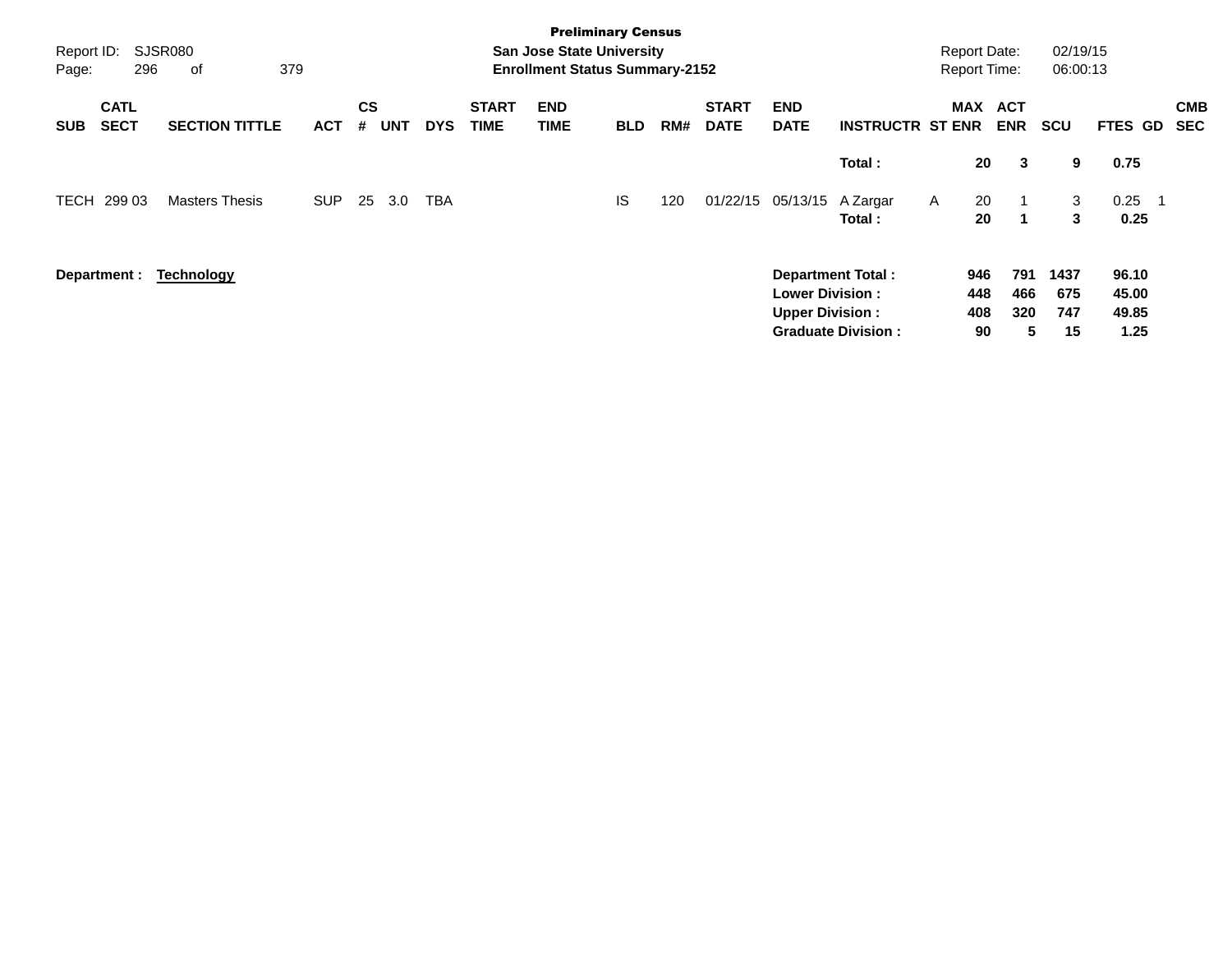**Preliminary Census**
**San Jose State University**
**Enrollment Status Summary-2152**

Report ID: SJSR080
Report Date: 02/19/15
Report Time: 06:00:13

| SUB | CATL SECT | SECTION TITTLE | ACT | CS # | UNT | DYS | START TIME | END TIME | BLD | RM# | START DATE | END DATE | INSTRUCTR | ST | MAX ENR | ACT ENR | SCU | FTES | GD | CMB SEC |
|---|---|---|---|---|---|---|---|---|---|---|---|---|---|---|---|---|---|---|---|---|
| | | | | | | | | | | | | | **Total :** | | **20** | **3** | **9** | **0.75** | | |
| TECH | 299 03 | Masters Thesis | SUP | 25 | 3.0 | TBA | | | IS | 120 | 01/22/15 | 05/13/15 | A Zargar | A | 20 | 1 | 3 | 0.25 | 1 | |
| | | | | | | | | | | | | | **Total :** | | **20** | **1** | **3** | **0.25** | | |

**Department : Technology**

| | MAX ENR | ACT ENR | SCU | FTES |
|---|---|---|---|---|
| **Department Total :** | **946** | **791** | **1437** | **96.10** |
| **Lower Division :** | **448** | **466** | **675** | **45.00** |
| **Upper Division :** | **408** | **320** | **747** | **49.85** |
| **Graduate Division :** | **90** | **5** | **15** | **1.25** |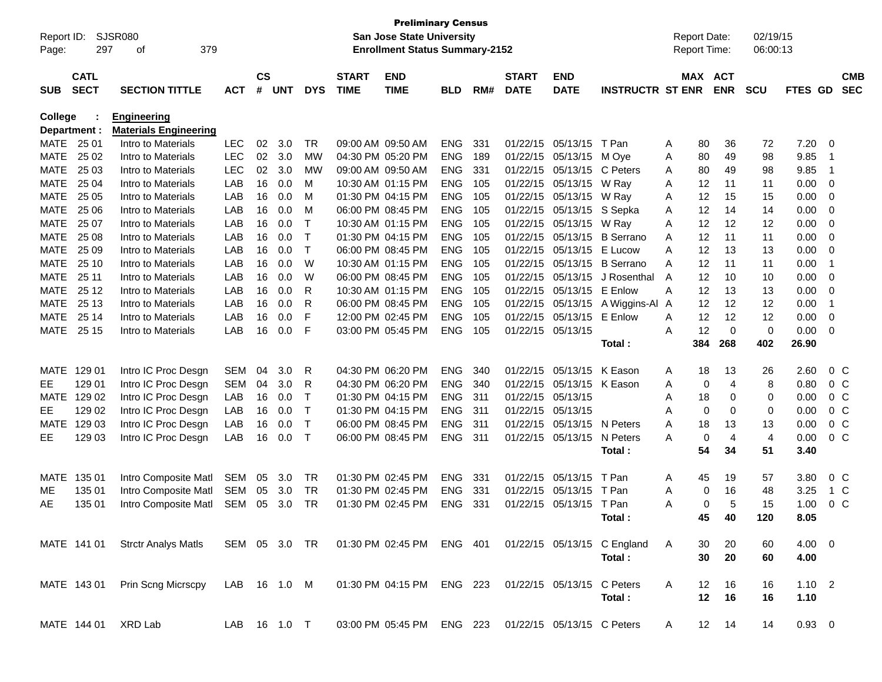**Preliminary Census**
**San Jose State University**
**Enrollment Status Summary-2152**

Report ID: SJSR080
Report Date: 02/19/15
Report Time: 06:00:13

| SUB | CATL SECT | SECTION TITTLE | ACT | CS # | UNT | DYS | START TIME | END TIME | BLD | RM# | START DATE | END DATE | INSTRUCTR | ST | MAX ENR | ACT ENR | SCU | FTES | GD | CMB SEC |
|---|---|---|---|---|---|---|---|---|---|---|---|---|---|---|---|---|---|---|---|---|
| **College :** | | **Engineering** | | | | | | | | | | | | | | | | | | |
| **Department :** | | **Materials Engineering** | | | | | | | | | | | | | | | | | | |
| MATE | 25 01 | Intro to Materials | LEC | 02 | 3.0 | TR | 09:00 AM | 09:50 AM | ENG | 331 | 01/22/15 | 05/13/15 | T Pan | A | 80 | 36 | 72 | 7.20 | 0 | |
| MATE | 25 02 | Intro to Materials | LEC | 02 | 3.0 | MW | 04:30 PM | 05:20 PM | ENG | 189 | 01/22/15 | 05/13/15 | M Oye | A | 80 | 49 | 98 | 9.85 | 1 | |
| MATE | 25 03 | Intro to Materials | LEC | 02 | 3.0 | MW | 09:00 AM | 09:50 AM | ENG | 331 | 01/22/15 | 05/13/15 | C Peters | A | 80 | 49 | 98 | 9.85 | 1 | |
| MATE | 25 04 | Intro to Materials | LAB | 16 | 0.0 | M | 10:30 AM | 01:15 PM | ENG | 105 | 01/22/15 | 05/13/15 | W Ray | A | 12 | 11 | 11 | 0.00 | 0 | |
| MATE | 25 05 | Intro to Materials | LAB | 16 | 0.0 | M | 01:30 PM | 04:15 PM | ENG | 105 | 01/22/15 | 05/13/15 | W Ray | A | 12 | 15 | 15 | 0.00 | 0 | |
| MATE | 25 06 | Intro to Materials | LAB | 16 | 0.0 | M | 06:00 PM | 08:45 PM | ENG | 105 | 01/22/15 | 05/13/15 | S Sepka | A | 12 | 14 | 14 | 0.00 | 0 | |
| MATE | 25 07 | Intro to Materials | LAB | 16 | 0.0 | T | 10:30 AM | 01:15 PM | ENG | 105 | 01/22/15 | 05/13/15 | W Ray | A | 12 | 12 | 12 | 0.00 | 0 | |
| MATE | 25 08 | Intro to Materials | LAB | 16 | 0.0 | T | 01:30 PM | 04:15 PM | ENG | 105 | 01/22/15 | 05/13/15 | B Serrano | A | 12 | 11 | 11 | 0.00 | 0 | |
| MATE | 25 09 | Intro to Materials | LAB | 16 | 0.0 | T | 06:00 PM | 08:45 PM | ENG | 105 | 01/22/15 | 05/13/15 | E Lucow | A | 12 | 13 | 13 | 0.00 | 0 | |
| MATE | 25 10 | Intro to Materials | LAB | 16 | 0.0 | W | 10:30 AM | 01:15 PM | ENG | 105 | 01/22/15 | 05/13/15 | B Serrano | A | 12 | 11 | 11 | 0.00 | 1 | |
| MATE | 25 11 | Intro to Materials | LAB | 16 | 0.0 | W | 06:00 PM | 08:45 PM | ENG | 105 | 01/22/15 | 05/13/15 | J Rosenthal | A | 12 | 10 | 10 | 0.00 | 0 | |
| MATE | 25 12 | Intro to Materials | LAB | 16 | 0.0 | R | 10:30 AM | 01:15 PM | ENG | 105 | 01/22/15 | 05/13/15 | E Enlow | A | 12 | 13 | 13 | 0.00 | 0 | |
| MATE | 25 13 | Intro to Materials | LAB | 16 | 0.0 | R | 06:00 PM | 08:45 PM | ENG | 105 | 01/22/15 | 05/13/15 | A Wiggins-Al | A | 12 | 12 | 12 | 0.00 | 1 | |
| MATE | 25 14 | Intro to Materials | LAB | 16 | 0.0 | F | 12:00 PM | 02:45 PM | ENG | 105 | 01/22/15 | 05/13/15 | E Enlow | A | 12 | 12 | 12 | 0.00 | 0 | |
| MATE | 25 15 | Intro to Materials | LAB | 16 | 0.0 | F | 03:00 PM | 05:45 PM | ENG | 105 | 01/22/15 | 05/13/15 | | A | 12 | 0 | 0 | 0.00 | 0 | |
| | | | | | | | | | | | | | **Total :** | | **384** | **268** | **402** | **26.90** | | |
| MATE | 129 01 | Intro IC Proc Desgn | SEM | 04 | 3.0 | R | 04:30 PM | 06:20 PM | ENG | 340 | 01/22/15 | 05/13/15 | K Eason | A | 18 | 13 | 26 | 2.60 | 0 | C |
| EE | 129 01 | Intro IC Proc Desgn | SEM | 04 | 3.0 | R | 04:30 PM | 06:20 PM | ENG | 340 | 01/22/15 | 05/13/15 | K Eason | A | 0 | 4 | 8 | 0.80 | 0 | C |
| MATE | 129 02 | Intro IC Proc Desgn | LAB | 16 | 0.0 | T | 01:30 PM | 04:15 PM | ENG | 311 | 01/22/15 | 05/13/15 | | A | 18 | 0 | 0 | 0.00 | 0 | C |
| EE | 129 02 | Intro IC Proc Desgn | LAB | 16 | 0.0 | T | 01:30 PM | 04:15 PM | ENG | 311 | 01/22/15 | 05/13/15 | | A | 0 | 0 | 0 | 0.00 | 0 | C |
| MATE | 129 03 | Intro IC Proc Desgn | LAB | 16 | 0.0 | T | 06:00 PM | 08:45 PM | ENG | 311 | 01/22/15 | 05/13/15 | N Peters | A | 18 | 13 | 13 | 0.00 | 0 | C |
| EE | 129 03 | Intro IC Proc Desgn | LAB | 16 | 0.0 | T | 06:00 PM | 08:45 PM | ENG | 311 | 01/22/15 | 05/13/15 | N Peters | A | 0 | 4 | 4 | 0.00 | 0 | C |
| | | | | | | | | | | | | | **Total :** | | **54** | **34** | **51** | **3.40** | | |
| MATE | 135 01 | Intro Composite Matl | SEM | 05 | 3.0 | TR | 01:30 PM | 02:45 PM | ENG | 331 | 01/22/15 | 05/13/15 | T Pan | A | 45 | 19 | 57 | 3.80 | 0 | C |
| ME | 135 01 | Intro Composite Matl | SEM | 05 | 3.0 | TR | 01:30 PM | 02:45 PM | ENG | 331 | 01/22/15 | 05/13/15 | T Pan | A | 0 | 16 | 48 | 3.25 | 1 | C |
| AE | 135 01 | Intro Composite Matl | SEM | 05 | 3.0 | TR | 01:30 PM | 02:45 PM | ENG | 331 | 01/22/15 | 05/13/15 | T Pan | A | 0 | 5 | 15 | 1.00 | 0 | C |
| | | | | | | | | | | | | | **Total :** | | **45** | **40** | **120** | **8.05** | | |
| MATE | 141 01 | Strctr Analys Matls | SEM | 05 | 3.0 | TR | 01:30 PM | 02:45 PM | ENG | 401 | 01/22/15 | 05/13/15 | C England | A | 30 | 20 | 60 | 4.00 | 0 | |
| | | | | | | | | | | | | | **Total :** | | **30** | **20** | **60** | **4.00** | | |
| MATE | 143 01 | Prin Scng Micrscpy | LAB | 16 | 1.0 | M | 01:30 PM | 04:15 PM | ENG | 223 | 01/22/15 | 05/13/15 | C Peters | A | 12 | 16 | 16 | 1.10 | 2 | |
| | | | | | | | | | | | | | **Total :** | | **12** | **16** | **16** | **1.10** | | |
| MATE | 144 01 | XRD Lab | LAB | 16 | 1.0 | T | 03:00 PM | 05:45 PM | ENG | 223 | 01/22/15 | 05/13/15 | C Peters | A | 12 | 14 | 14 | 0.93 | 0 | |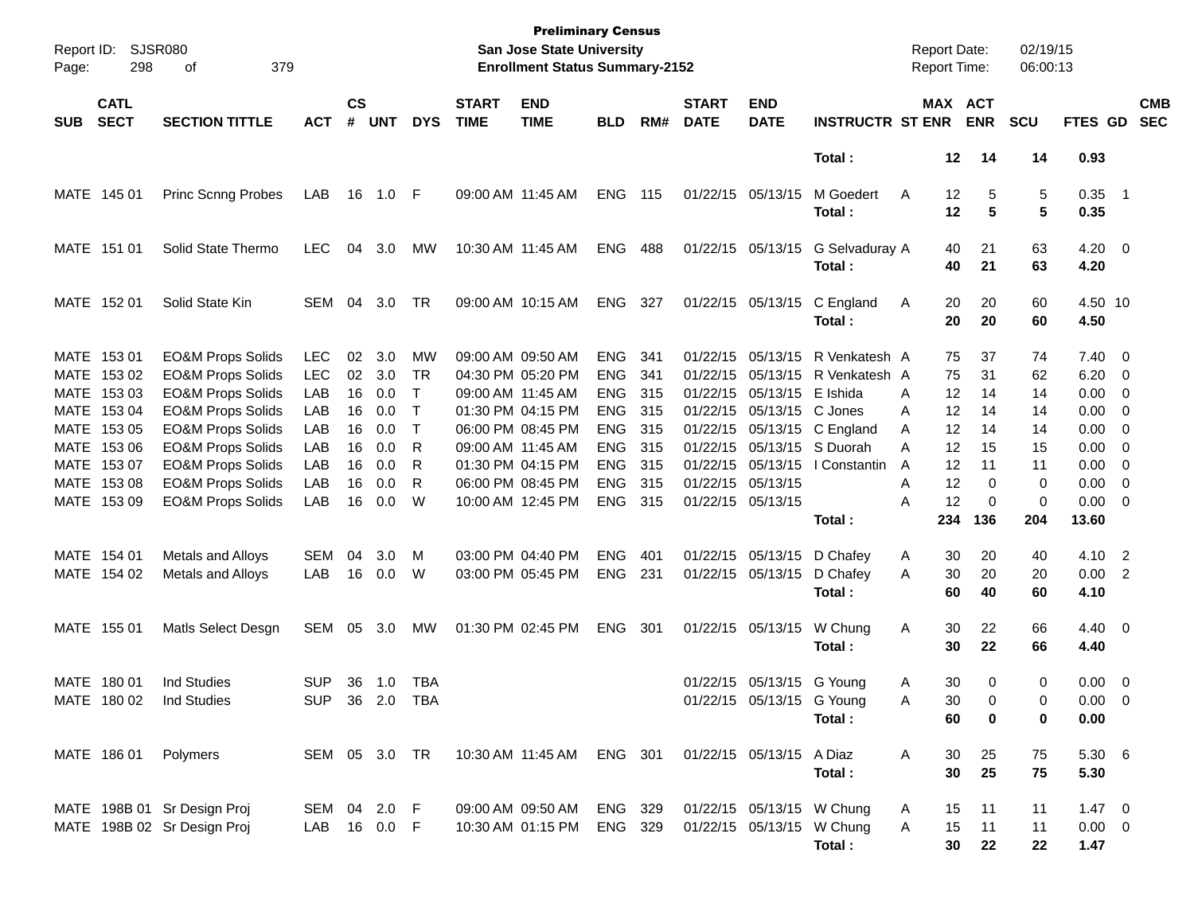**Preliminary Census**
**San Jose State University**
**Enrollment Status Summary-2152**

Report ID: SJSR080
Report Date: 02/19/15
Report Time: 06:00:13

| SUB | CATL SECT | SECTION TITTLE | ACT | CS # | UNT | DYS | START TIME | END TIME | BLD | RM# | START DATE | END DATE | INSTRUCTR | ST | MAX ENR | ACT ENR | SCU | FTES | GD | CMB SEC |
|---|---|---|---|---|---|---|---|---|---|---|---|---|---|---|---|---|---|---|---|---|
| | | | | | | | | | | | | | **Total :** | | **12** | **14** | **14** | **0.93** | | |
| MATE | 145 01 | Princ Scnng Probes | LAB | 16 | 1.0 | F | 09:00 AM | 11:45 AM | ENG | 115 | 01/22/15 | 05/13/15 | M Goedert | A | 12 | 5 | 5 | 0.35 | 1 | |
| | | | | | | | | | | | | | **Total :** | | **12** | **5** | **5** | **0.35** | | |
| MATE | 151 01 | Solid State Thermo | LEC | 04 | 3.0 | MW | 10:30 AM | 11:45 AM | ENG | 488 | 01/22/15 | 05/13/15 | G Selvaduray | A | 40 | 21 | 63 | 4.20 | 0 | |
| | | | | | | | | | | | | | **Total :** | | **40** | **21** | **63** | **4.20** | | |
| MATE | 152 01 | Solid State Kin | SEM | 04 | 3.0 | TR | 09:00 AM | 10:15 AM | ENG | 327 | 01/22/15 | 05/13/15 | C England | A | 20 | 20 | 60 | 4.50 | 10 | |
| | | | | | | | | | | | | | **Total :** | | **20** | **20** | **60** | **4.50** | | |
| MATE | 153 01 | EO&M Props Solids | LEC | 02 | 3.0 | MW | 09:00 AM | 09:50 AM | ENG | 341 | 01/22/15 | 05/13/15 | R Venkatesh | A | 75 | 37 | 74 | 7.40 | 0 | |
| MATE | 153 02 | EO&M Props Solids | LEC | 02 | 3.0 | TR | 04:30 PM | 05:20 PM | ENG | 341 | 01/22/15 | 05/13/15 | R Venkatesh | A | 75 | 31 | 62 | 6.20 | 0 | |
| MATE | 153 03 | EO&M Props Solids | LAB | 16 | 0.0 | T | 09:00 AM | 11:45 AM | ENG | 315 | 01/22/15 | 05/13/15 | E Ishida | A | 12 | 14 | 14 | 0.00 | 0 | |
| MATE | 153 04 | EO&M Props Solids | LAB | 16 | 0.0 | T | 01:30 PM | 04:15 PM | ENG | 315 | 01/22/15 | 05/13/15 | C Jones | A | 12 | 14 | 14 | 0.00 | 0 | |
| MATE | 153 05 | EO&M Props Solids | LAB | 16 | 0.0 | T | 06:00 PM | 08:45 PM | ENG | 315 | 01/22/15 | 05/13/15 | C England | A | 12 | 14 | 14 | 0.00 | 0 | |
| MATE | 153 06 | EO&M Props Solids | LAB | 16 | 0.0 | R | 09:00 AM | 11:45 AM | ENG | 315 | 01/22/15 | 05/13/15 | S Duorah | A | 12 | 15 | 15 | 0.00 | 0 | |
| MATE | 153 07 | EO&M Props Solids | LAB | 16 | 0.0 | R | 01:30 PM | 04:15 PM | ENG | 315 | 01/22/15 | 05/13/15 | I Constantin | A | 12 | 11 | 11 | 0.00 | 0 | |
| MATE | 153 08 | EO&M Props Solids | LAB | 16 | 0.0 | R | 06:00 PM | 08:45 PM | ENG | 315 | 01/22/15 | 05/13/15 | | A | 12 | 0 | 0 | 0.00 | 0 | |
| MATE | 153 09 | EO&M Props Solids | LAB | 16 | 0.0 | W | 10:00 AM | 12:45 PM | ENG | 315 | 01/22/15 | 05/13/15 | | A | 12 | 0 | 0 | 0.00 | 0 | |
| | | | | | | | | | | | | | **Total :** | | **234** | **136** | **204** | **13.60** | | |
| MATE | 154 01 | Metals and Alloys | SEM | 04 | 3.0 | M | 03:00 PM | 04:40 PM | ENG | 401 | 01/22/15 | 05/13/15 | D Chafey | A | 30 | 20 | 40 | 4.10 | 2 | |
| MATE | 154 02 | Metals and Alloys | LAB | 16 | 0.0 | W | 03:00 PM | 05:45 PM | ENG | 231 | 01/22/15 | 05/13/15 | D Chafey | A | 30 | 20 | 20 | 0.00 | 2 | |
| | | | | | | | | | | | | | **Total :** | | **60** | **40** | **60** | **4.10** | | |
| MATE | 155 01 | Matls Select Desgn | SEM | 05 | 3.0 | MW | 01:30 PM | 02:45 PM | ENG | 301 | 01/22/15 | 05/13/15 | W Chung | A | 30 | 22 | 66 | 4.40 | 0 | |
| | | | | | | | | | | | | | **Total :** | | **30** | **22** | **66** | **4.40** | | |
| MATE | 180 01 | Ind Studies | SUP | 36 | 1.0 | TBA | | | | | 01/22/15 | 05/13/15 | G Young | A | 30 | 0 | 0 | 0.00 | 0 | |
| MATE | 180 02 | Ind Studies | SUP | 36 | 2.0 | TBA | | | | | 01/22/15 | 05/13/15 | G Young | A | 30 | 0 | 0 | 0.00 | 0 | |
| | | | | | | | | | | | | | **Total :** | | **60** | **0** | **0** | **0.00** | | |
| MATE | 186 01 | Polymers | SEM | 05 | 3.0 | TR | 10:30 AM | 11:45 AM | ENG | 301 | 01/22/15 | 05/13/15 | A Diaz | A | 30 | 25 | 75 | 5.30 | 6 | |
| | | | | | | | | | | | | | **Total :** | | **30** | **25** | **75** | **5.30** | | |
| MATE | 198B 01 | Sr Design Proj | SEM | 04 | 2.0 | F | 09:00 AM | 09:50 AM | ENG | 329 | 01/22/15 | 05/13/15 | W Chung | A | 15 | 11 | 11 | 1.47 | 0 | |
| MATE | 198B 02 | Sr Design Proj | LAB | 16 | 0.0 | F | 10:30 AM | 01:15 PM | ENG | 329 | 01/22/15 | 05/13/15 | W Chung | A | 15 | 11 | 11 | 0.00 | 0 | |
| | | | | | | | | | | | | | **Total :** | | **30** | **22** | **22** | **1.47** | | |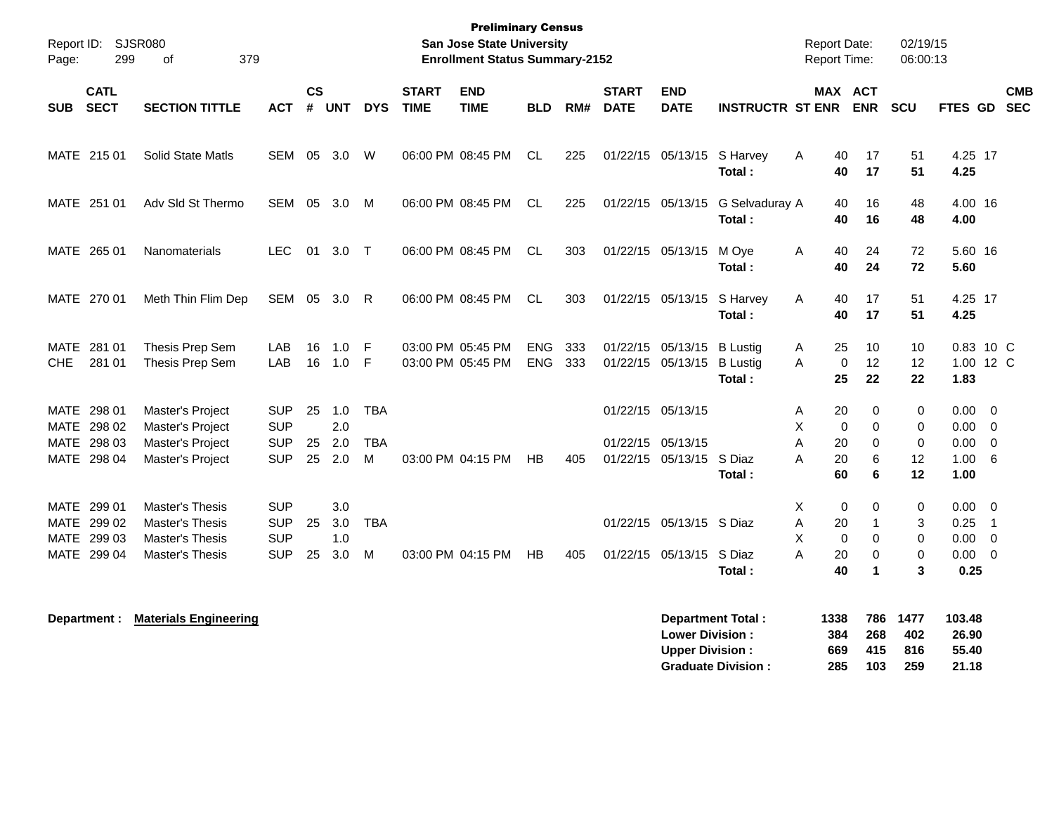**Preliminary Census**
**San Jose State University**
**Enrollment Status Summary-2152**

Report ID: SJSR080
Report Date: 02/19/15
Report Time: 06:00:13

| SUB | CATL SECT | SECTION TITTLE | ACT | CS # | UNT | DYS | START TIME | END TIME | BLD | RM# | START DATE | END DATE | INSTRUCTR | ST | MAX ENR | ACT ENR | SCU | FTES | GD | CMB SEC |
|---|---|---|---|---|---|---|---|---|---|---|---|---|---|---|---|---|---|---|---|---|
| MATE | 215 01 | Solid State Matls | SEM | 05 | 3.0 | W | 06:00 PM | 08:45 PM | CL | 225 | 01/22/15 | 05/13/15 | S Harvey | A | 40 | 17 | 51 | 4.25 | 17 | |
| | | | | | | | | | | | | | **Total :** | | **40** | **17** | **51** | **4.25** | | |
| MATE | 251 01 | Adv Sld St Thermo | SEM | 05 | 3.0 | M | 06:00 PM | 08:45 PM | CL | 225 | 01/22/15 | 05/13/15 | G Selvaduray | A | 40 | 16 | 48 | 4.00 | 16 | |
| | | | | | | | | | | | | | **Total :** | | **40** | **16** | **48** | **4.00** | | |
| MATE | 265 01 | Nanomaterials | LEC | 01 | 3.0 | T | 06:00 PM | 08:45 PM | CL | 303 | 01/22/15 | 05/13/15 | M Oye | A | 40 | 24 | 72 | 5.60 | 16 | |
| | | | | | | | | | | | | | **Total :** | | **40** | **24** | **72** | **5.60** | | |
| MATE | 270 01 | Meth Thin Flim Dep | SEM | 05 | 3.0 | R | 06:00 PM | 08:45 PM | CL | 303 | 01/22/15 | 05/13/15 | S Harvey | A | 40 | 17 | 51 | 4.25 | 17 | |
| | | | | | | | | | | | | | **Total :** | | **40** | **17** | **51** | **4.25** | | |
| MATE | 281 01 | Thesis Prep Sem | LAB | 16 | 1.0 | F | 03:00 PM | 05:45 PM | ENG | 333 | 01/22/15 | 05/13/15 | B Lustig | A | 25 | 10 | 10 | 0.83 | 10 | C |
| CHE | 281 01 | Thesis Prep Sem | LAB | 16 | 1.0 | F | 03:00 PM | 05:45 PM | ENG | 333 | 01/22/15 | 05/13/15 | B Lustig | A | 0 | 12 | 12 | 1.00 | 12 | C |
| | | | | | | | | | | | | | **Total :** | | **25** | **22** | **22** | **1.83** | | |
| MATE | 298 01 | Master's Project | SUP | 25 | 1.0 | TBA | | | | | 01/22/15 | 05/13/15 | | A | 20 | 0 | 0 | 0.00 | 0 | |
| MATE | 298 02 | Master's Project | SUP | | 2.0 | | | | | | | | | X | 0 | 0 | 0 | 0.00 | 0 | |
| MATE | 298 03 | Master's Project | SUP | 25 | 2.0 | TBA | | | | | 01/22/15 | 05/13/15 | | A | 20 | 0 | 0 | 0.00 | 0 | |
| MATE | 298 04 | Master's Project | SUP | 25 | 2.0 | M | 03:00 PM | 04:15 PM | HB | 405 | 01/22/15 | 05/13/15 | S Diaz | A | 20 | 6 | 12 | 1.00 | 6 | |
| | | | | | | | | | | | | | **Total :** | | **60** | **6** | **12** | **1.00** | | |
| MATE | 299 01 | Master's Thesis | SUP | | 3.0 | | | | | | | | | X | 0 | 0 | 0 | 0.00 | 0 | |
| MATE | 299 02 | Master's Thesis | SUP | 25 | 3.0 | TBA | | | | | 01/22/15 | 05/13/15 | S Diaz | A | 20 | 1 | 3 | 0.25 | 1 | |
| MATE | 299 03 | Master's Thesis | SUP | | 1.0 | | | | | | | | | X | 0 | 0 | 0 | 0.00 | 0 | |
| MATE | 299 04 | Master's Thesis | SUP | 25 | 3.0 | M | 03:00 PM | 04:15 PM | HB | 405 | 01/22/15 | 05/13/15 | S Diaz | A | 20 | 0 | 0 | 0.00 | 0 | |
| | | | | | | | | | | | | | **Total :** | | **40** | **1** | **3** | **0.25** | | |

**Department : <u>Materials Engineering</u>**

| | MAX ENR | ACT ENR | SCU | FTES |
|---|---|---|---|---|
| **Department Total :** | **1338** | **786** | **1477** | **103.48** |
| **Lower Division :** | **384** | **268** | **402** | **26.90** |
| **Upper Division :** | **669** | **415** | **816** | **55.40** |
| **Graduate Division :** | **285** | **103** | **259** | **21.18** |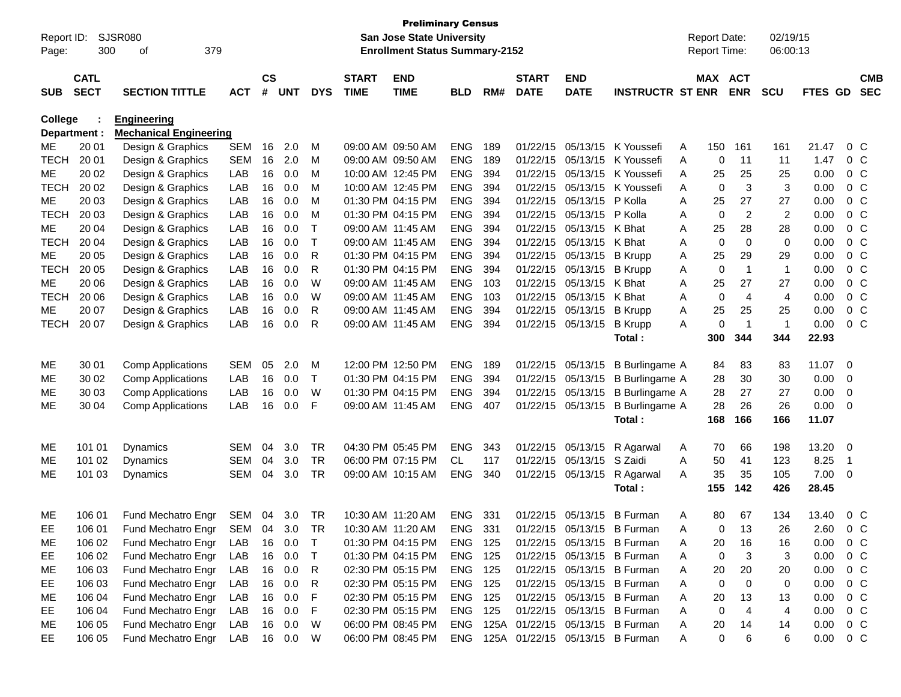Preliminary Census
San Jose State University
Enrollment Status Summary-2152

Report ID: SJSR080
Report Date: 02/19/15
Report Time: 06:00:13

**College : Engineering**
**Department : Mechanical Engineering**

| SUB | CATL SECT | SECTION TITTLE | ACT | CS # | UNT | DYS | START TIME | END TIME | BLD | RM# | START DATE | END DATE | INSTRUCTR | ST | MAX ENR | ACT ENR | SCU | FTES | GD | CMB SEC |
|---|---|---|---|---|---|---|---|---|---|---|---|---|---|---|---|---|---|---|---|---|
| ME | 20 01 | Design & Graphics | SEM | 16 | 2.0 | M | 09:00 AM | 09:50 AM | ENG | 189 | 01/22/15 | 05/13/15 | K Youssefi | A | 150 | 161 | 161 | 21.47 | 0 | C |
| TECH | 20 01 | Design & Graphics | SEM | 16 | 2.0 | M | 09:00 AM | 09:50 AM | ENG | 189 | 01/22/15 | 05/13/15 | K Youssefi | A | 0 | 11 | 11 | 1.47 | 0 | C |
| ME | 20 02 | Design & Graphics | LAB | 16 | 0.0 | M | 10:00 AM | 12:45 PM | ENG | 394 | 01/22/15 | 05/13/15 | K Youssefi | A | 25 | 25 | 25 | 0.00 | 0 | C |
| TECH | 20 02 | Design & Graphics | LAB | 16 | 0.0 | M | 10:00 AM | 12:45 PM | ENG | 394 | 01/22/15 | 05/13/15 | K Youssefi | A | 0 | 3 | 3 | 0.00 | 0 | C |
| ME | 20 03 | Design & Graphics | LAB | 16 | 0.0 | M | 01:30 PM | 04:15 PM | ENG | 394 | 01/22/15 | 05/13/15 | P Kolla | A | 25 | 27 | 27 | 0.00 | 0 | C |
| TECH | 20 03 | Design & Graphics | LAB | 16 | 0.0 | M | 01:30 PM | 04:15 PM | ENG | 394 | 01/22/15 | 05/13/15 | P Kolla | A | 0 | 2 | 2 | 0.00 | 0 | C |
| ME | 20 04 | Design & Graphics | LAB | 16 | 0.0 | T | 09:00 AM | 11:45 AM | ENG | 394 | 01/22/15 | 05/13/15 | K Bhat | A | 25 | 28 | 28 | 0.00 | 0 | C |
| TECH | 20 04 | Design & Graphics | LAB | 16 | 0.0 | T | 09:00 AM | 11:45 AM | ENG | 394 | 01/22/15 | 05/13/15 | K Bhat | A | 0 | 0 | 0 | 0.00 | 0 | C |
| ME | 20 05 | Design & Graphics | LAB | 16 | 0.0 | R | 01:30 PM | 04:15 PM | ENG | 394 | 01/22/15 | 05/13/15 | B Krupp | A | 25 | 29 | 29 | 0.00 | 0 | C |
| TECH | 20 05 | Design & Graphics | LAB | 16 | 0.0 | R | 01:30 PM | 04:15 PM | ENG | 394 | 01/22/15 | 05/13/15 | B Krupp | A | 0 | 1 | 1 | 0.00 | 0 | C |
| ME | 20 06 | Design & Graphics | LAB | 16 | 0.0 | W | 09:00 AM | 11:45 AM | ENG | 103 | 01/22/15 | 05/13/15 | K Bhat | A | 25 | 27 | 27 | 0.00 | 0 | C |
| TECH | 20 06 | Design & Graphics | LAB | 16 | 0.0 | W | 09:00 AM | 11:45 AM | ENG | 103 | 01/22/15 | 05/13/15 | K Bhat | A | 0 | 4 | 4 | 0.00 | 0 | C |
| ME | 20 07 | Design & Graphics | LAB | 16 | 0.0 | R | 09:00 AM | 11:45 AM | ENG | 394 | 01/22/15 | 05/13/15 | B Krupp | A | 25 | 25 | 25 | 0.00 | 0 | C |
| TECH | 20 07 | Design & Graphics | LAB | 16 | 0.0 | R | 09:00 AM | 11:45 AM | ENG | 394 | 01/22/15 | 05/13/15 | B Krupp | A | 0 | 1 | 1 | 0.00 | 0 | C |
| | | | | | | | | | | | | | **Total :** | | **300** | **344** | **344** | **22.93** | | |
| ME | 30 01 | Comp Applications | SEM | 05 | 2.0 | M | 12:00 PM | 12:50 PM | ENG | 189 | 01/22/15 | 05/13/15 | B Burlingame | A | 84 | 83 | 83 | 11.07 | 0 | |
| ME | 30 02 | Comp Applications | LAB | 16 | 0.0 | T | 01:30 PM | 04:15 PM | ENG | 394 | 01/22/15 | 05/13/15 | B Burlingame | A | 28 | 30 | 30 | 0.00 | 0 | |
| ME | 30 03 | Comp Applications | LAB | 16 | 0.0 | W | 01:30 PM | 04:15 PM | ENG | 394 | 01/22/15 | 05/13/15 | B Burlingame | A | 28 | 27 | 27 | 0.00 | 0 | |
| ME | 30 04 | Comp Applications | LAB | 16 | 0.0 | F | 09:00 AM | 11:45 AM | ENG | 407 | 01/22/15 | 05/13/15 | B Burlingame | A | 28 | 26 | 26 | 0.00 | 0 | |
| | | | | | | | | | | | | | **Total :** | | **168** | **166** | **166** | **11.07** | | |
| ME | 101 01 | Dynamics | SEM | 04 | 3.0 | TR | 04:30 PM | 05:45 PM | ENG | 343 | 01/22/15 | 05/13/15 | R Agarwal | A | 70 | 66 | 198 | 13.20 | 0 | |
| ME | 101 02 | Dynamics | SEM | 04 | 3.0 | TR | 06:00 PM | 07:15 PM | CL | 117 | 01/22/15 | 05/13/15 | S Zaidi | A | 50 | 41 | 123 | 8.25 | 1 | |
| ME | 101 03 | Dynamics | SEM | 04 | 3.0 | TR | 09:00 AM | 10:15 AM | ENG | 340 | 01/22/15 | 05/13/15 | R Agarwal | A | 35 | 35 | 105 | 7.00 | 0 | |
| | | | | | | | | | | | | | **Total :** | | **155** | **142** | **426** | **28.45** | | |
| ME | 106 01 | Fund Mechatro Engr | SEM | 04 | 3.0 | TR | 10:30 AM | 11:20 AM | ENG | 331 | 01/22/15 | 05/13/15 | B Furman | A | 80 | 67 | 134 | 13.40 | 0 | C |
| EE | 106 01 | Fund Mechatro Engr | SEM | 04 | 3.0 | TR | 10:30 AM | 11:20 AM | ENG | 331 | 01/22/15 | 05/13/15 | B Furman | A | 0 | 13 | 26 | 2.60 | 0 | C |
| ME | 106 02 | Fund Mechatro Engr | LAB | 16 | 0.0 | T | 01:30 PM | 04:15 PM | ENG | 125 | 01/22/15 | 05/13/15 | B Furman | A | 20 | 16 | 16 | 0.00 | 0 | C |
| EE | 106 02 | Fund Mechatro Engr | LAB | 16 | 0.0 | T | 01:30 PM | 04:15 PM | ENG | 125 | 01/22/15 | 05/13/15 | B Furman | A | 0 | 3 | 3 | 0.00 | 0 | C |
| ME | 106 03 | Fund Mechatro Engr | LAB | 16 | 0.0 | R | 02:30 PM | 05:15 PM | ENG | 125 | 01/22/15 | 05/13/15 | B Furman | A | 20 | 20 | 20 | 0.00 | 0 | C |
| EE | 106 03 | Fund Mechatro Engr | LAB | 16 | 0.0 | R | 02:30 PM | 05:15 PM | ENG | 125 | 01/22/15 | 05/13/15 | B Furman | A | 0 | 0 | 0 | 0.00 | 0 | C |
| ME | 106 04 | Fund Mechatro Engr | LAB | 16 | 0.0 | F | 02:30 PM | 05:15 PM | ENG | 125 | 01/22/15 | 05/13/15 | B Furman | A | 20 | 13 | 13 | 0.00 | 0 | C |
| EE | 106 04 | Fund Mechatro Engr | LAB | 16 | 0.0 | F | 02:30 PM | 05:15 PM | ENG | 125 | 01/22/15 | 05/13/15 | B Furman | A | 0 | 4 | 4 | 0.00 | 0 | C |
| ME | 106 05 | Fund Mechatro Engr | LAB | 16 | 0.0 | W | 06:00 PM | 08:45 PM | ENG | 125A | 01/22/15 | 05/13/15 | B Furman | A | 20 | 14 | 14 | 0.00 | 0 | C |
| EE | 106 05 | Fund Mechatro Engr | LAB | 16 | 0.0 | W | 06:00 PM | 08:45 PM | ENG | 125A | 01/22/15 | 05/13/15 | B Furman | A | 0 | 6 | 6 | 0.00 | 0 | C |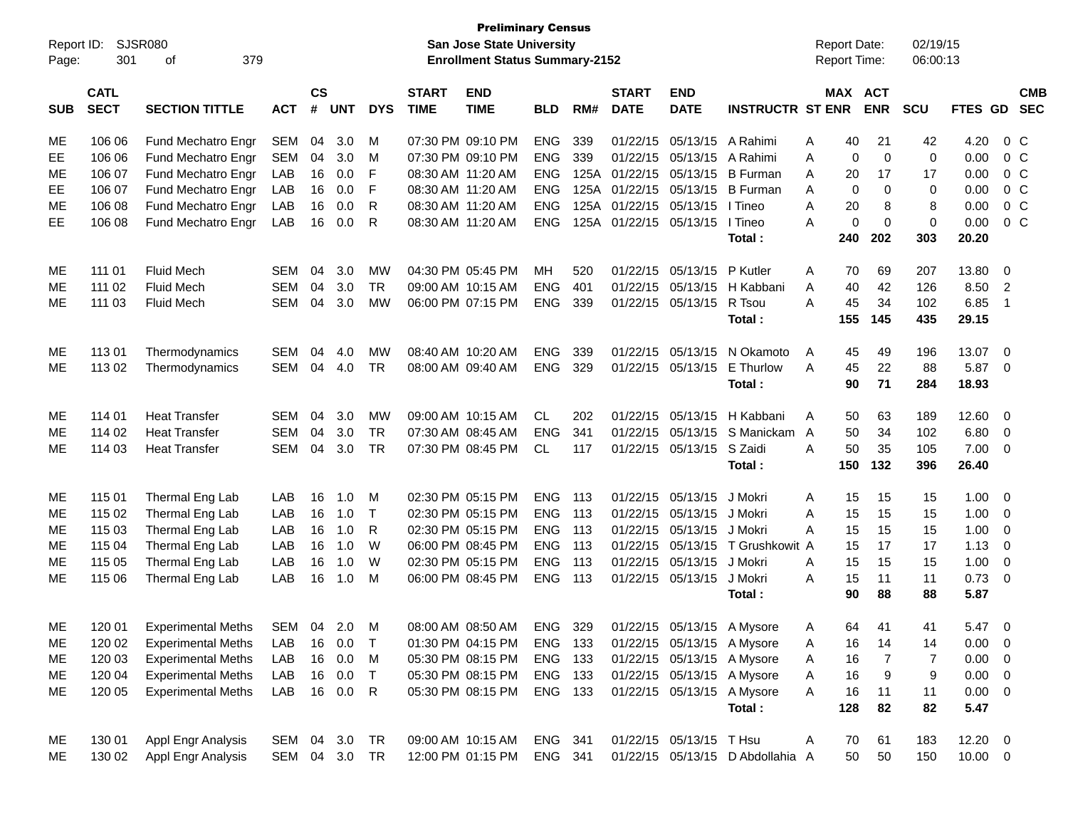**Preliminary Census**
**San Jose State University**
**Enrollment Status Summary-2152**

Report ID: SJSR080
Report Date: 02/19/15
Report Time: 06:00:13

| SUB | CATL SECT | SECTION TITTLE | ACT | CS # | UNT | DYS | START TIME | END TIME | BLD | RM# | START DATE | END DATE | INSTRUCTR | ST | MAX ENR | ACT ENR | SCU | FTES | GD | CMB SEC |
|---|---|---|---|---|---|---|---|---|---|---|---|---|---|---|---|---|---|---|---|---|
| ME | 106 06 | Fund Mechatro Engr | SEM | 04 | 3.0 | M | 07:30 PM | 09:10 PM | ENG | 339 | 01/22/15 | 05/13/15 | A Rahimi | A | 40 | 21 | 42 | 4.20 | 0 | C |
| EE | 106 06 | Fund Mechatro Engr | SEM | 04 | 3.0 | M | 07:30 PM | 09:10 PM | ENG | 339 | 01/22/15 | 05/13/15 | A Rahimi | A | 0 | 0 | 0 | 0.00 | 0 | C |
| ME | 106 07 | Fund Mechatro Engr | LAB | 16 | 0.0 | F | 08:30 AM | 11:20 AM | ENG | 125A | 01/22/15 | 05/13/15 | B Furman | A | 20 | 17 | 17 | 0.00 | 0 | C |
| EE | 106 07 | Fund Mechatro Engr | LAB | 16 | 0.0 | F | 08:30 AM | 11:20 AM | ENG | 125A | 01/22/15 | 05/13/15 | B Furman | A | 0 | 0 | 0 | 0.00 | 0 | C |
| ME | 106 08 | Fund Mechatro Engr | LAB | 16 | 0.0 | R | 08:30 AM | 11:20 AM | ENG | 125A | 01/22/15 | 05/13/15 | I Tineo | A | 20 | 8 | 8 | 0.00 | 0 | C |
| EE | 106 08 | Fund Mechatro Engr | LAB | 16 | 0.0 | R | 08:30 AM | 11:20 AM | ENG | 125A | 01/22/15 | 05/13/15 | I Tineo | A | 0 | 0 | 0 | 0.00 | 0 | C |
| | | | | | | | | | | | | | **Total :** | | **240** | **202** | **303** | **20.20** | | |
| ME | 111 01 | Fluid Mech | SEM | 04 | 3.0 | MW | 04:30 PM | 05:45 PM | MH | 520 | 01/22/15 | 05/13/15 | P Kutler | A | 70 | 69 | 207 | 13.80 | 0 | |
| ME | 111 02 | Fluid Mech | SEM | 04 | 3.0 | TR | 09:00 AM | 10:15 AM | ENG | 401 | 01/22/15 | 05/13/15 | H Kabbani | A | 40 | 42 | 126 | 8.50 | 2 | |
| ME | 111 03 | Fluid Mech | SEM | 04 | 3.0 | MW | 06:00 PM | 07:15 PM | ENG | 339 | 01/22/15 | 05/13/15 | R Tsou | A | 45 | 34 | 102 | 6.85 | 1 | |
| | | | | | | | | | | | | | **Total :** | | **155** | **145** | **435** | **29.15** | | |
| ME | 113 01 | Thermodynamics | SEM | 04 | 4.0 | MW | 08:40 AM | 10:20 AM | ENG | 339 | 01/22/15 | 05/13/15 | N Okamoto | A | 45 | 49 | 196 | 13.07 | 0 | |
| ME | 113 02 | Thermodynamics | SEM | 04 | 4.0 | TR | 08:00 AM | 09:40 AM | ENG | 329 | 01/22/15 | 05/13/15 | E Thurlow | A | 45 | 22 | 88 | 5.87 | 0 | |
| | | | | | | | | | | | | | **Total :** | | **90** | **71** | **284** | **18.93** | | |
| ME | 114 01 | Heat Transfer | SEM | 04 | 3.0 | MW | 09:00 AM | 10:15 AM | CL | 202 | 01/22/15 | 05/13/15 | H Kabbani | A | 50 | 63 | 189 | 12.60 | 0 | |
| ME | 114 02 | Heat Transfer | SEM | 04 | 3.0 | TR | 07:30 AM | 08:45 AM | ENG | 341 | 01/22/15 | 05/13/15 | S Manickam | A | 50 | 34 | 102 | 6.80 | 0 | |
| ME | 114 03 | Heat Transfer | SEM | 04 | 3.0 | TR | 07:30 PM | 08:45 PM | CL | 117 | 01/22/15 | 05/13/15 | S Zaidi | A | 50 | 35 | 105 | 7.00 | 0 | |
| | | | | | | | | | | | | | **Total :** | | **150** | **132** | **396** | **26.40** | | |
| ME | 115 01 | Thermal Eng Lab | LAB | 16 | 1.0 | M | 02:30 PM | 05:15 PM | ENG | 113 | 01/22/15 | 05/13/15 | J Mokri | A | 15 | 15 | 15 | 1.00 | 0 | |
| ME | 115 02 | Thermal Eng Lab | LAB | 16 | 1.0 | T | 02:30 PM | 05:15 PM | ENG | 113 | 01/22/15 | 05/13/15 | J Mokri | A | 15 | 15 | 15 | 1.00 | 0 | |
| ME | 115 03 | Thermal Eng Lab | LAB | 16 | 1.0 | R | 02:30 PM | 05:15 PM | ENG | 113 | 01/22/15 | 05/13/15 | J Mokri | A | 15 | 15 | 15 | 1.00 | 0 | |
| ME | 115 04 | Thermal Eng Lab | LAB | 16 | 1.0 | W | 06:00 PM | 08:45 PM | ENG | 113 | 01/22/15 | 05/13/15 | T Grushkowit | A | 15 | 17 | 17 | 1.13 | 0 | |
| ME | 115 05 | Thermal Eng Lab | LAB | 16 | 1.0 | W | 02:30 PM | 05:15 PM | ENG | 113 | 01/22/15 | 05/13/15 | J Mokri | A | 15 | 15 | 15 | 1.00 | 0 | |
| ME | 115 06 | Thermal Eng Lab | LAB | 16 | 1.0 | M | 06:00 PM | 08:45 PM | ENG | 113 | 01/22/15 | 05/13/15 | J Mokri | A | 15 | 11 | 11 | 0.73 | 0 | |
| | | | | | | | | | | | | | **Total :** | | **90** | **88** | **88** | **5.87** | | |
| ME | 120 01 | Experimental Meths | SEM | 04 | 2.0 | M | 08:00 AM | 08:50 AM | ENG | 329 | 01/22/15 | 05/13/15 | A Mysore | A | 64 | 41 | 41 | 5.47 | 0 | |
| ME | 120 02 | Experimental Meths | LAB | 16 | 0.0 | T | 01:30 PM | 04:15 PM | ENG | 133 | 01/22/15 | 05/13/15 | A Mysore | A | 16 | 14 | 14 | 0.00 | 0 | |
| ME | 120 03 | Experimental Meths | LAB | 16 | 0.0 | M | 05:30 PM | 08:15 PM | ENG | 133 | 01/22/15 | 05/13/15 | A Mysore | A | 16 | 7 | 7 | 0.00 | 0 | |
| ME | 120 04 | Experimental Meths | LAB | 16 | 0.0 | T | 05:30 PM | 08:15 PM | ENG | 133 | 01/22/15 | 05/13/15 | A Mysore | A | 16 | 9 | 9 | 0.00 | 0 | |
| ME | 120 05 | Experimental Meths | LAB | 16 | 0.0 | R | 05:30 PM | 08:15 PM | ENG | 133 | 01/22/15 | 05/13/15 | A Mysore | A | 16 | 11 | 11 | 0.00 | 0 | |
| | | | | | | | | | | | | | **Total :** | | **128** | **82** | **82** | **5.47** | | |
| ME | 130 01 | Appl Engr Analysis | SEM | 04 | 3.0 | TR | 09:00 AM | 10:15 AM | ENG | 341 | 01/22/15 | 05/13/15 | T Hsu | A | 70 | 61 | 183 | 12.20 | 0 | |
| ME | 130 02 | Appl Engr Analysis | SEM | 04 | 3.0 | TR | 12:00 PM | 01:15 PM | ENG | 341 | 01/22/15 | 05/13/15 | D Abdollahia | A | 50 | 50 | 150 | 10.00 | 0 | |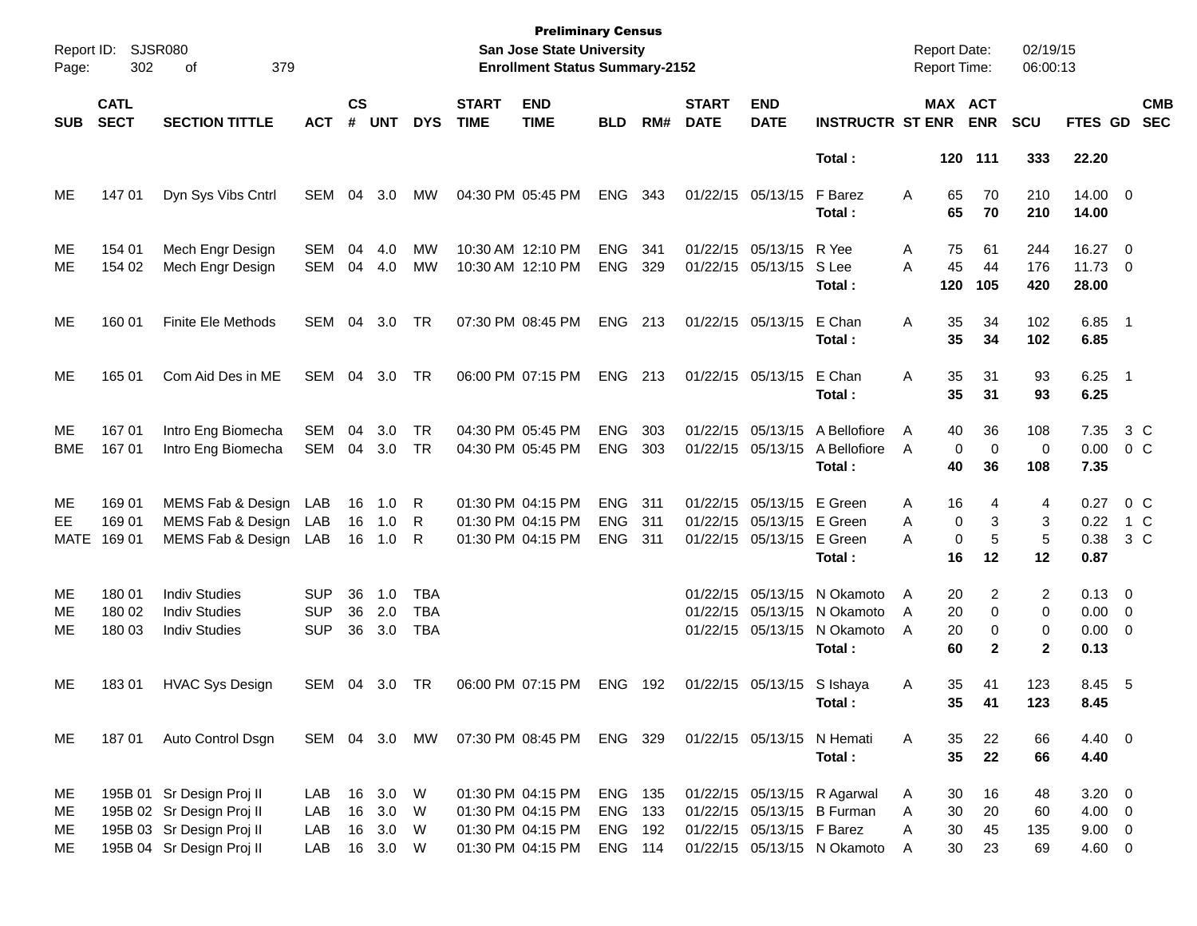| SUB | CATL SECT | SECTION TITTLE | ACT | CS # | UNT | DYS | START TIME | END TIME | BLD | RM# | START DATE | END DATE | INSTRUCTR | ST | MAX ENR | ACT ENR | SCU | FTES | GD | CMB SEC |
|---|---|---|---|---|---|---|---|---|---|---|---|---|---|---|---|---|---|---|---|---|
| | | | | | | | | | | | | | **Total :** | | **120** | **111** | **333** | **22.20** | | |
| ME | 147 01 | Dyn Sys Vibs Cntrl | SEM | 04 | 3.0 | MW | 04:30 PM | 05:45 PM | ENG | 343 | 01/22/15 | 05/13/15 | F Barez | A | 65 | 70 | 210 | 14.00 | 0 | |
| | | | | | | | | | | | | | **Total :** | | **65** | **70** | **210** | **14.00** | | |
| ME | 154 01 | Mech Engr Design | SEM | 04 | 4.0 | MW | 10:30 AM | 12:10 PM | ENG | 341 | 01/22/15 | 05/13/15 | R Yee | A | 75 | 61 | 244 | 16.27 | 0 | |
| ME | 154 02 | Mech Engr Design | SEM | 04 | 4.0 | MW | 10:30 AM | 12:10 PM | ENG | 329 | 01/22/15 | 05/13/15 | S Lee | A | 45 | 44 | 176 | 11.73 | 0 | |
| | | | | | | | | | | | | | **Total :** | | **120** | **105** | **420** | **28.00** | | |
| ME | 160 01 | Finite Ele Methods | SEM | 04 | 3.0 | TR | 07:30 PM | 08:45 PM | ENG | 213 | 01/22/15 | 05/13/15 | E Chan | A | 35 | 34 | 102 | 6.85 | 1 | |
| | | | | | | | | | | | | | **Total :** | | **35** | **34** | **102** | **6.85** | | |
| ME | 165 01 | Com Aid Des in ME | SEM | 04 | 3.0 | TR | 06:00 PM | 07:15 PM | ENG | 213 | 01/22/15 | 05/13/15 | E Chan | A | 35 | 31 | 93 | 6.25 | 1 | |
| | | | | | | | | | | | | | **Total :** | | **35** | **31** | **93** | **6.25** | | |
| ME | 167 01 | Intro Eng Biomecha | SEM | 04 | 3.0 | TR | 04:30 PM | 05:45 PM | ENG | 303 | 01/22/15 | 05/13/15 | A Bellofiore | A | 40 | 36 | 108 | 7.35 | 3 | C |
| BME | 167 01 | Intro Eng Biomecha | SEM | 04 | 3.0 | TR | 04:30 PM | 05:45 PM | ENG | 303 | 01/22/15 | 05/13/15 | A Bellofiore | A | 0 | 0 | 0 | 0.00 | 0 | C |
| | | | | | | | | | | | | | **Total :** | | **40** | **36** | **108** | **7.35** | | |
| ME | 169 01 | MEMS Fab & Design | LAB | 16 | 1.0 | R | 01:30 PM | 04:15 PM | ENG | 311 | 01/22/15 | 05/13/15 | E Green | A | 16 | 4 | 4 | 0.27 | 0 | C |
| EE | 169 01 | MEMS Fab & Design | LAB | 16 | 1.0 | R | 01:30 PM | 04:15 PM | ENG | 311 | 01/22/15 | 05/13/15 | E Green | A | 0 | 3 | 3 | 0.22 | 1 | C |
| MATE | 169 01 | MEMS Fab & Design | LAB | 16 | 1.0 | R | 01:30 PM | 04:15 PM | ENG | 311 | 01/22/15 | 05/13/15 | E Green | A | 0 | 5 | 5 | 0.38 | 3 | C |
| | | | | | | | | | | | | | **Total :** | | **16** | **12** | **12** | **0.87** | | |
| ME | 180 01 | Indiv Studies | SUP | 36 | 1.0 | TBA | | | | | 01/22/15 | 05/13/15 | N Okamoto | A | 20 | 2 | 2 | 0.13 | 0 | |
| ME | 180 02 | Indiv Studies | SUP | 36 | 2.0 | TBA | | | | | 01/22/15 | 05/13/15 | N Okamoto | A | 20 | 0 | 0 | 0.00 | 0 | |
| ME | 180 03 | Indiv Studies | SUP | 36 | 3.0 | TBA | | | | | 01/22/15 | 05/13/15 | N Okamoto | A | 20 | 0 | 0 | 0.00 | 0 | |
| | | | | | | | | | | | | | **Total :** | | **60** | **2** | **2** | **0.13** | | |
| ME | 183 01 | HVAC Sys Design | SEM | 04 | 3.0 | TR | 06:00 PM | 07:15 PM | ENG | 192 | 01/22/15 | 05/13/15 | S Ishaya | A | 35 | 41 | 123 | 8.45 | 5 | |
| | | | | | | | | | | | | | **Total :** | | **35** | **41** | **123** | **8.45** | | |
| ME | 187 01 | Auto Control Dsgn | SEM | 04 | 3.0 | MW | 07:30 PM | 08:45 PM | ENG | 329 | 01/22/15 | 05/13/15 | N Hemati | A | 35 | 22 | 66 | 4.40 | 0 | |
| | | | | | | | | | | | | | **Total :** | | **35** | **22** | **66** | **4.40** | | |
| ME | 195B 01 | Sr Design Proj II | LAB | 16 | 3.0 | W | 01:30 PM | 04:15 PM | ENG | 135 | 01/22/15 | 05/13/15 | R Agarwal | A | 30 | 16 | 48 | 3.20 | 0 | |
| ME | 195B 02 | Sr Design Proj II | LAB | 16 | 3.0 | W | 01:30 PM | 04:15 PM | ENG | 133 | 01/22/15 | 05/13/15 | B Furman | A | 30 | 20 | 60 | 4.00 | 0 | |
| ME | 195B 03 | Sr Design Proj II | LAB | 16 | 3.0 | W | 01:30 PM | 04:15 PM | ENG | 192 | 01/22/15 | 05/13/15 | F Barez | A | 30 | 45 | 135 | 9.00 | 0 | |
| ME | 195B 04 | Sr Design Proj II | LAB | 16 | 3.0 | W | 01:30 PM | 04:15 PM | ENG | 114 | 01/22/15 | 05/13/15 | N Okamoto | A | 30 | 23 | 69 | 4.60 | 0 | |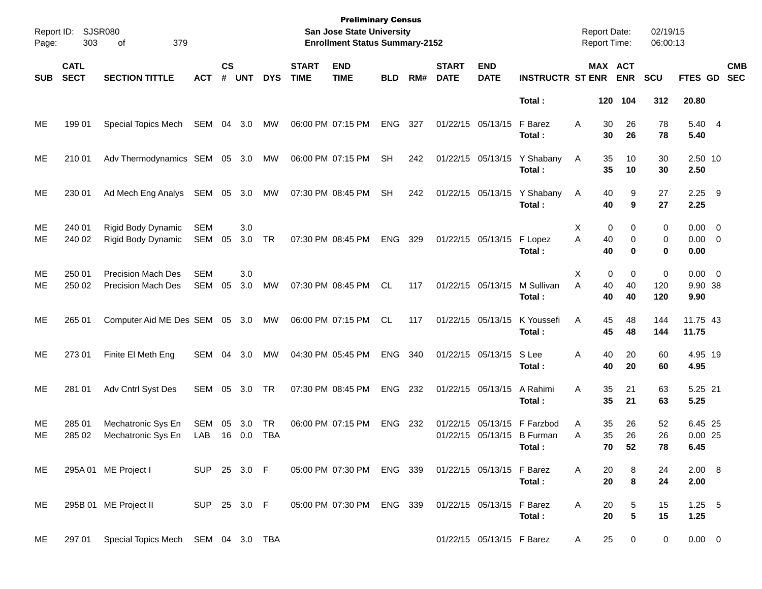| SUB | CATL SECT | SECTION TITTLE | ACT | CS # | UNT | DYS | START TIME | END TIME | BLD | RM# | START DATE | END DATE | INSTRUCTR | ST | MAX ENR | ACT ENR | SCU | FTES | GD | CMB SEC |
|---|---|---|---|---|---|---|---|---|---|---|---|---|---|---|---|---|---|---|---|---|
| | | | | | | | | | | | | | **Total :** | | **120** | **104** | **312** | **20.80** | | |
| ME | 199 01 | Special Topics Mech | SEM | 04 | 3.0 | MW | 06:00 PM | 07:15 PM | ENG | 327 | 01/22/15 | 05/13/15 | F Barez | A | 30 | 26 | 78 | 5.40 | 4 | |
| | | | | | | | | | | | | | **Total :** | | **30** | **26** | **78** | **5.40** | | |
| ME | 210 01 | Adv Thermodynamics | SEM | 05 | 3.0 | MW | 06:00 PM | 07:15 PM | SH | 242 | 01/22/15 | 05/13/15 | Y Shabany | A | 35 | 10 | 30 | 2.50 | 10 | |
| | | | | | | | | | | | | | **Total :** | | **35** | **10** | **30** | **2.50** | | |
| ME | 230 01 | Ad Mech Eng Analys | SEM | 05 | 3.0 | MW | 07:30 PM | 08:45 PM | SH | 242 | 01/22/15 | 05/13/15 | Y Shabany | A | 40 | 9 | 27 | 2.25 | 9 | |
| | | | | | | | | | | | | | **Total :** | | **40** | **9** | **27** | **2.25** | | |
| ME | 240 01 | Rigid Body Dynamic | SEM | | 3.0 | | | | | | | | | X | 0 | 0 | 0 | 0.00 | 0 | |
| ME | 240 02 | Rigid Body Dynamic | SEM | 05 | 3.0 | TR | 07:30 PM | 08:45 PM | ENG | 329 | 01/22/15 | 05/13/15 | F Lopez | A | 40 | 0 | 0 | 0.00 | 0 | |
| | | | | | | | | | | | | | **Total :** | | **40** | **0** | **0** | **0.00** | | |
| ME | 250 01 | Precision Mach Des | SEM | | 3.0 | | | | | | | | | X | 0 | 0 | 0 | 0.00 | 0 | |
| ME | 250 02 | Precision Mach Des | SEM | 05 | 3.0 | MW | 07:30 PM | 08:45 PM | CL | 117 | 01/22/15 | 05/13/15 | M Sullivan | A | 40 | 40 | 120 | 9.90 | 38 | |
| | | | | | | | | | | | | | **Total :** | | **40** | **40** | **120** | **9.90** | | |
| ME | 265 01 | Computer Aid ME Des | SEM | 05 | 3.0 | MW | 06:00 PM | 07:15 PM | CL | 117 | 01/22/15 | 05/13/15 | K Youssefi | A | 45 | 48 | 144 | 11.75 | 43 | |
| | | | | | | | | | | | | | **Total :** | | **45** | **48** | **144** | **11.75** | | |
| ME | 273 01 | Finite El Meth Eng | SEM | 04 | 3.0 | MW | 04:30 PM | 05:45 PM | ENG | 340 | 01/22/15 | 05/13/15 | S Lee | A | 40 | 20 | 60 | 4.95 | 19 | |
| | | | | | | | | | | | | | **Total :** | | **40** | **20** | **60** | **4.95** | | |
| ME | 281 01 | Adv Cntrl Syst Des | SEM | 05 | 3.0 | TR | 07:30 PM | 08:45 PM | ENG | 232 | 01/22/15 | 05/13/15 | A Rahimi | A | 35 | 21 | 63 | 5.25 | 21 | |
| | | | | | | | | | | | | | **Total :** | | **35** | **21** | **63** | **5.25** | | |
| ME | 285 01 | Mechatronic Sys En | SEM | 05 | 3.0 | TR | 06:00 PM | 07:15 PM | ENG | 232 | 01/22/15 | 05/13/15 | F Farzbod | A | 35 | 26 | 52 | 6.45 | 25 | |
| ME | 285 02 | Mechatronic Sys En | LAB | 16 | 0.0 | TBA | | | | | 01/22/15 | 05/13/15 | B Furman | A | 35 | 26 | 26 | 0.00 | 25 | |
| | | | | | | | | | | | | | **Total :** | | **70** | **52** | **78** | **6.45** | | |
| ME | 295A 01 | ME Project I | SUP | 25 | 3.0 | F | 05:00 PM | 07:30 PM | ENG | 339 | 01/22/15 | 05/13/15 | F Barez | A | 20 | 8 | 24 | 2.00 | 8 | |
| | | | | | | | | | | | | | **Total :** | | **20** | **8** | **24** | **2.00** | | |
| ME | 295B 01 | ME Project II | SUP | 25 | 3.0 | F | 05:00 PM | 07:30 PM | ENG | 339 | 01/22/15 | 05/13/15 | F Barez | A | 20 | 5 | 15 | 1.25 | 5 | |
| | | | | | | | | | | | | | **Total :** | | **20** | **5** | **15** | **1.25** | | |
| ME | 297 01 | Special Topics Mech | SEM | 04 | 3.0 | TBA | | | | | 01/22/15 | 05/13/15 | F Barez | A | 25 | 0 | 0 | 0.00 | 0 | |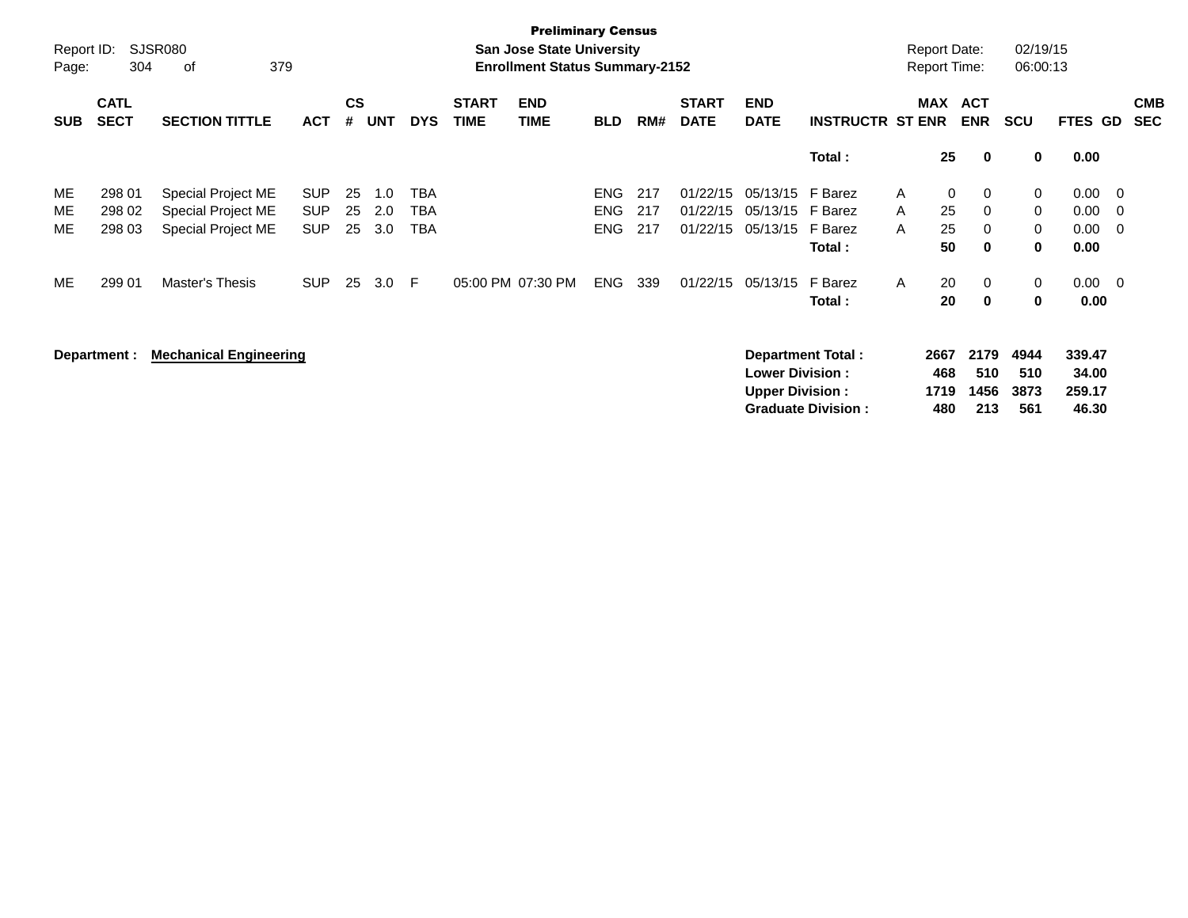**Preliminary Census**
**San Jose State University**
**Enrollment Status Summary-2152**

Report ID: SJSR080
Report Date: 02/19/15
Report Time: 06:00:13

| SUB | CATL SECT | SECTION TITTLE | ACT | CS # | UNT | DYS | START TIME | END TIME | BLD | RM# | START DATE | END DATE | INSTRUCTR | ST | MAX ENR | ACT ENR | SCU | FTES | GD | CMB SEC |
|---|---|---|---|---|---|---|---|---|---|---|---|---|---|---|---|---|---|---|---|---|
| | | | | | | | | | | | | | **Total :** | | **25** | **0** | **0** | **0.00** | | |
| ME | 298 01 | Special Project ME | SUP | 25 | 1.0 | TBA | | | ENG | 217 | 01/22/15 | 05/13/15 | F Barez | A | 0 | 0 | 0 | 0.00 | 0 | |
| ME | 298 02 | Special Project ME | SUP | 25 | 2.0 | TBA | | | ENG | 217 | 01/22/15 | 05/13/15 | F Barez | A | 25 | 0 | 0 | 0.00 | 0 | |
| ME | 298 03 | Special Project ME | SUP | 25 | 3.0 | TBA | | | ENG | 217 | 01/22/15 | 05/13/15 | F Barez | A | 25 | 0 | 0 | 0.00 | 0 | |
| | | | | | | | | | | | | | **Total :** | | **50** | **0** | **0** | **0.00** | | |
| ME | 299 01 | Master's Thesis | SUP | 25 | 3.0 | F | 05:00 PM | 07:30 PM | ENG | 339 | 01/22/15 | 05/13/15 | F Barez | A | 20 | 0 | 0 | 0.00 | 0 | |
| | | | | | | | | | | | | | **Total :** | | **20** | **0** | **0** | **0.00** | | |

**Department :** **Mechanical Engineering**

| | MAX ENR | ACT ENR | SCU | FTES |
|---|---|---|---|---|
| **Department Total :** | **2667** | **2179** | **4944** | **339.47** |
| **Lower Division :** | **468** | **510** | **510** | **34.00** |
| **Upper Division :** | **1719** | **1456** | **3873** | **259.17** |
| **Graduate Division :** | **480** | **213** | **561** | **46.30** |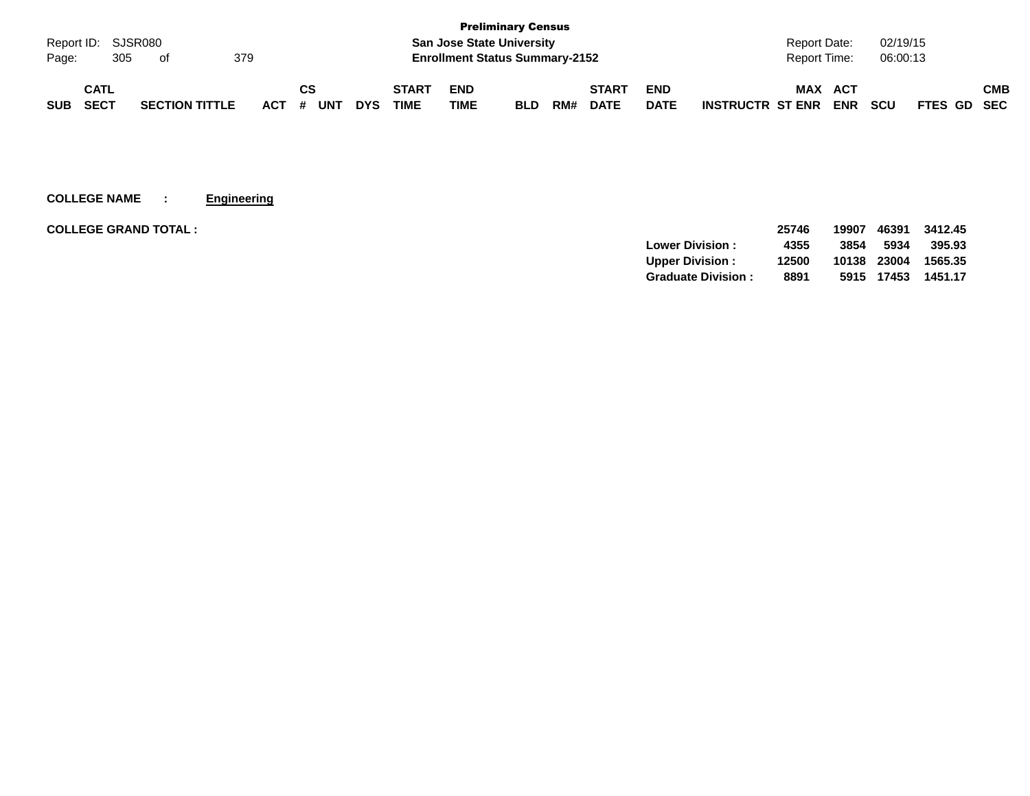**Preliminary Census**

**San Jose State University**

**Enrollment Status Summary-2152**

Report ID: SJSR080

Report Date: 02/19/15

Report Time: 06:00:13

| SUB | CATL SECT | SECTION TITTLE | ACT | CS # | UNT | DYS | START TIME | END TIME | BLD | RM# | START DATE | END DATE | INSTRUCTR | MAX ST ENR | ACT ENR | SCU | FTES | GD | CMB SEC |
|---|---|---|---|---|---|---|---|---|---|---|---|---|---|---|---|---|---|---|---|

**COLLEGE NAME : Engineering**

| | | | | |
|---|---|---|---|---|
| **COLLEGE GRAND TOTAL :** | **25746** | **19907** | **46391** | **3412.45** |
| **Lower Division :** | **4355** | **3854** | **5934** | **395.93** |
| **Upper Division :** | **12500** | **10138** | **23004** | **1565.35** |
| **Graduate Division :** | **8891** | **5915** | **17453** | **1451.17** |